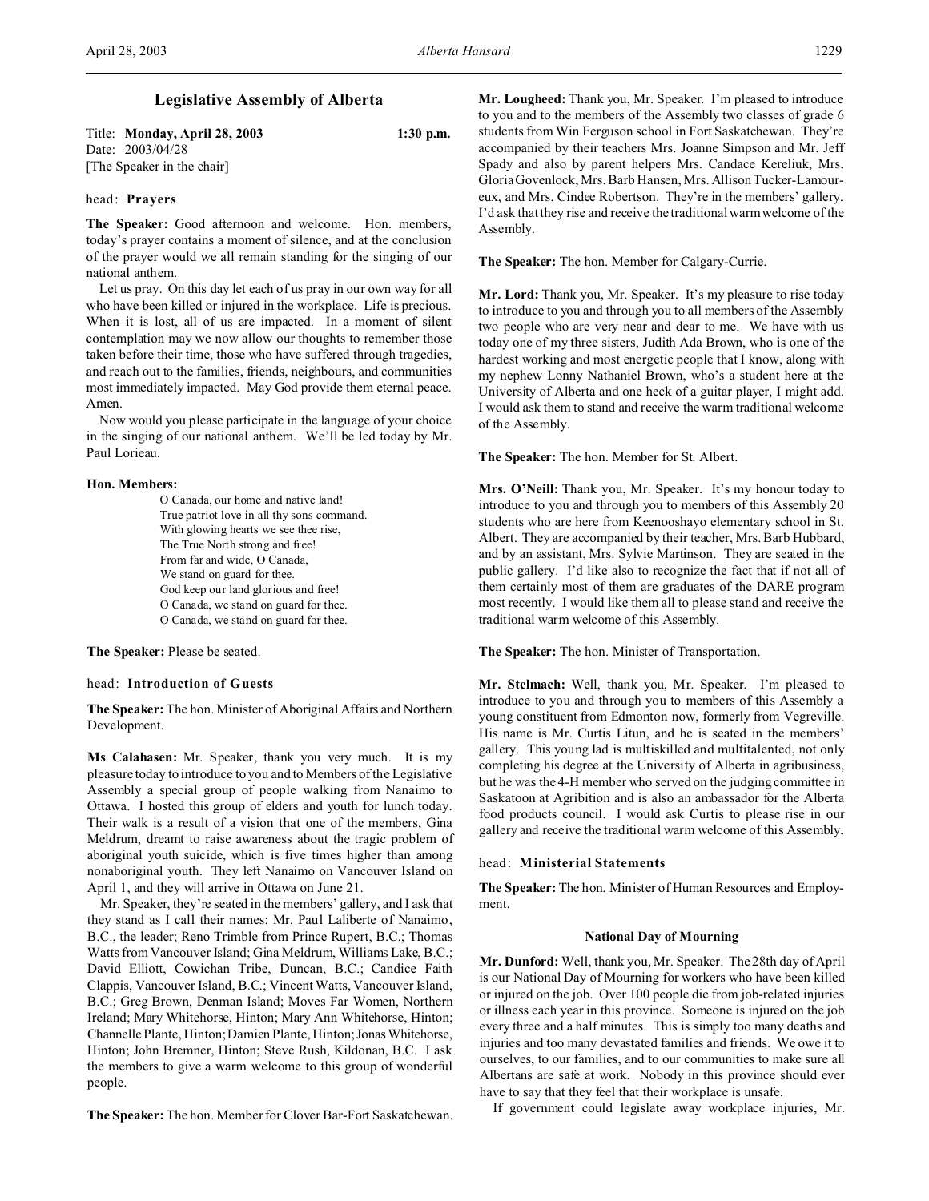# Legislative Assembly of Alberta

Title: **Monday, April 28, 2003** 1:30 p.m.
Date: 2003/04/28
[The Speaker in the chair]

head: **Prayers**

**The Speaker:** Good afternoon and welcome. Hon. members, today's prayer contains a moment of silence, and at the conclusion of the prayer would we all remain standing for the singing of our national anthem.

Let us pray. On this day let each of us pray in our own way for all who have been killed or injured in the workplace. Life is precious. When it is lost, all of us are impacted. In a moment of silent contemplation may we now allow our thoughts to remember those taken before their time, those who have suffered through tragedies, and reach out to the families, friends, neighbours, and communities most immediately impacted. May God provide them eternal peace. Amen.

Now would you please participate in the language of your choice in the singing of our national anthem. We'll be led today by Mr. Paul Lorieau.

**Hon. Members:**

O Canada, our home and native land!
True patriot love in all thy sons command.
With glowing hearts we see thee rise,
The True North strong and free!
From far and wide, O Canada,
We stand on guard for thee.
God keep our land glorious and free!
O Canada, we stand on guard for thee.
O Canada, we stand on guard for thee.

**The Speaker:** Please be seated.

head: **Introduction of Guests**

**The Speaker:** The hon. Minister of Aboriginal Affairs and Northern Development.

**Ms Calahasen:** Mr. Speaker, thank you very much. It is my pleasure today to introduce to you and to Members of the Legislative Assembly a special group of people walking from Nanaimo to Ottawa. I hosted this group of elders and youth for lunch today. Their walk is a result of a vision that one of the members, Gina Meldrum, dreamt to raise awareness about the tragic problem of aboriginal youth suicide, which is five times higher than among nonaboriginal youth. They left Nanaimo on Vancouver Island on April 1, and they will arrive in Ottawa on June 21.

Mr. Speaker, they're seated in the members' gallery, and I ask that they stand as I call their names: Mr. Paul Laliberte of Nanaimo, B.C., the leader; Reno Trimble from Prince Rupert, B.C.; Thomas Watts from Vancouver Island; Gina Meldrum, Williams Lake, B.C.; David Elliott, Cowichan Tribe, Duncan, B.C.; Candice Faith Clappis, Vancouver Island, B.C.; Vincent Watts, Vancouver Island, B.C.; Greg Brown, Denman Island; Moves Far Women, Northern Ireland; Mary Whitehorse, Hinton; Mary Ann Whitehorse, Hinton; Channelle Plante, Hinton; Damien Plante, Hinton; Jonas Whitehorse, Hinton; John Bremner, Hinton; Steve Rush, Kildonan, B.C. I ask the members to give a warm welcome to this group of wonderful people.

**The Speaker:** The hon. Member for Clover Bar-Fort Saskatchewan.

**Mr. Lougheed:** Thank you, Mr. Speaker. I'm pleased to introduce to you and to the members of the Assembly two classes of grade 6 students from Win Ferguson school in Fort Saskatchewan. They're accompanied by their teachers Mrs. Joanne Simpson and Mr. Jeff Spady and also by parent helpers Mrs. Candace Kereliuk, Mrs. Gloria Govenlock, Mrs. Barb Hansen, Mrs. Allison Tucker-Lamoureux, and Mrs. Cindee Robertson. They're in the members' gallery. I'd ask that they rise and receive the traditional warm welcome of the Assembly.

**The Speaker:** The hon. Member for Calgary-Currie.

**Mr. Lord:** Thank you, Mr. Speaker. It's my pleasure to rise today to introduce to you and through you to all members of the Assembly two people who are very near and dear to me. We have with us today one of my three sisters, Judith Ada Brown, who is one of the hardest working and most energetic people that I know, along with my nephew Lonny Nathaniel Brown, who's a student here at the University of Alberta and one heck of a guitar player, I might add. I would ask them to stand and receive the warm traditional welcome of the Assembly.

**The Speaker:** The hon. Member for St. Albert.

**Mrs. O'Neill:** Thank you, Mr. Speaker. It's my honour today to introduce to you and through you to members of this Assembly 20 students who are here from Keenooshayo elementary school in St. Albert. They are accompanied by their teacher, Mrs. Barb Hubbard, and by an assistant, Mrs. Sylvie Martinson. They are seated in the public gallery. I'd like also to recognize the fact that if not all of them certainly most of them are graduates of the DARE program most recently. I would like them all to please stand and receive the traditional warm welcome of this Assembly.

**The Speaker:** The hon. Minister of Transportation.

**Mr. Stelmach:** Well, thank you, Mr. Speaker. I'm pleased to introduce to you and through you to members of this Assembly a young constituent from Edmonton now, formerly from Vegreville. His name is Mr. Curtis Litun, and he is seated in the members' gallery. This young lad is multiskilled and multitalented, not only completing his degree at the University of Alberta in agribusiness, but he was the 4-H member who served on the judging committee in Saskatoon at Agribition and is also an ambassador for the Alberta food products council. I would ask Curtis to please rise in our gallery and receive the traditional warm welcome of this Assembly.

head: **Ministerial Statements**

**The Speaker:** The hon. Minister of Human Resources and Employment.

### National Day of Mourning

**Mr. Dunford:** Well, thank you, Mr. Speaker. The 28th day of April is our National Day of Mourning for workers who have been killed or injured on the job. Over 100 people die from job-related injuries or illness each year in this province. Someone is injured on the job every three and a half minutes. This is simply too many deaths and injuries and too many devastated families and friends. We owe it to ourselves, to our families, and to our communities to make sure all Albertans are safe at work. Nobody in this province should ever have to say that they feel that their workplace is unsafe.

If government could legislate away workplace injuries, Mr.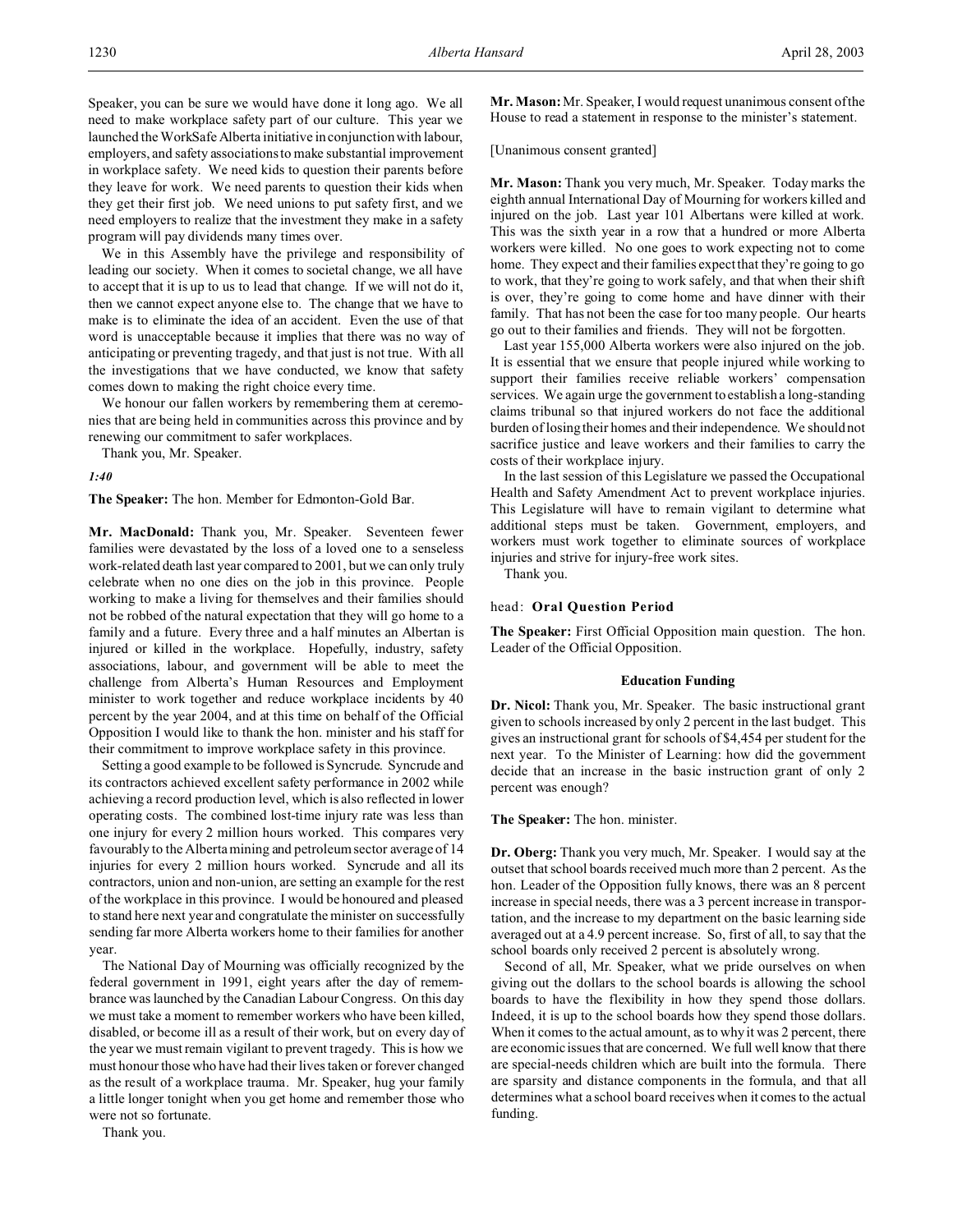Speaker, you can be sure we would have done it long ago. We all need to make workplace safety part of our culture. This year we launched the WorkSafe Alberta initiative in conjunction with labour, employers, and safety associations to make substantial improvement in workplace safety. We need kids to question their parents before they leave for work. We need parents to question their kids when they get their first job. We need unions to put safety first, and we need employers to realize that the investment they make in a safety program will pay dividends many times over.

We in this Assembly have the privilege and responsibility of leading our society. When it comes to societal change, we all have to accept that it is up to us to lead that change. If we will not do it, then we cannot expect anyone else to. The change that we have to make is to eliminate the idea of an accident. Even the use of that word is unacceptable because it implies that there was no way of anticipating or preventing tragedy, and that just is not true. With all the investigations that we have conducted, we know that safety comes down to making the right choice every time.

We honour our fallen workers by remembering them at ceremonies that are being held in communities across this province and by renewing our commitment to safer workplaces.

Thank you, Mr. Speaker.

*1:40*

**The Speaker:** The hon. Member for Edmonton-Gold Bar.

**Mr. MacDonald:** Thank you, Mr. Speaker. Seventeen fewer families were devastated by the loss of a loved one to a senseless work-related death last year compared to 2001, but we can only truly celebrate when no one dies on the job in this province. People working to make a living for themselves and their families should not be robbed of the natural expectation that they will go home to a family and a future. Every three and a half minutes an Albertan is injured or killed in the workplace. Hopefully, industry, safety associations, labour, and government will be able to meet the challenge from Alberta's Human Resources and Employment minister to work together and reduce workplace incidents by 40 percent by the year 2004, and at this time on behalf of the Official Opposition I would like to thank the hon. minister and his staff for their commitment to improve workplace safety in this province.

Setting a good example to be followed is Syncrude. Syncrude and its contractors achieved excellent safety performance in 2002 while achieving a record production level, which is also reflected in lower operating costs. The combined lost-time injury rate was less than one injury for every 2 million hours worked. This compares very favourably to the Alberta mining and petroleum sector average of 14 injuries for every 2 million hours worked. Syncrude and all its contractors, union and non-union, are setting an example for the rest of the workplace in this province. I would be honoured and pleased to stand here next year and congratulate the minister on successfully sending far more Alberta workers home to their families for another year.

The National Day of Mourning was officially recognized by the federal government in 1991, eight years after the day of remembrance was launched by the Canadian Labour Congress. On this day we must take a moment to remember workers who have been killed, disabled, or become ill as a result of their work, but on every day of the year we must remain vigilant to prevent tragedy. This is how we must honour those who have had their lives taken or forever changed as the result of a workplace trauma. Mr. Speaker, hug your family a little longer tonight when you get home and remember those who were not so fortunate.

Thank you.

**Mr. Mason:** Mr. Speaker, I would request unanimous consent of the House to read a statement in response to the minister's statement.

[Unanimous consent granted]

**Mr. Mason:** Thank you very much, Mr. Speaker. Today marks the eighth annual International Day of Mourning for workers killed and injured on the job. Last year 101 Albertans were killed at work. This was the sixth year in a row that a hundred or more Alberta workers were killed. No one goes to work expecting not to come home. They expect and their families expect that they're going to go to work, that they're going to work safely, and that when their shift is over, they're going to come home and have dinner with their family. That has not been the case for too many people. Our hearts go out to their families and friends. They will not be forgotten.

Last year 155,000 Alberta workers were also injured on the job. It is essential that we ensure that people injured while working to support their families receive reliable workers' compensation services. We again urge the government to establish a long-standing claims tribunal so that injured workers do not face the additional burden of losing their homes and their independence. We should not sacrifice justice and leave workers and their families to carry the costs of their workplace injury.

In the last session of this Legislature we passed the Occupational Health and Safety Amendment Act to prevent workplace injuries. This Legislature will have to remain vigilant to determine what additional steps must be taken. Government, employers, and workers must work together to eliminate sources of workplace injuries and strive for injury-free work sites.

Thank you.

head: **Oral Question Period**

**The Speaker:** First Official Opposition main question. The hon. Leader of the Official Opposition.

### Education Funding

**Dr. Nicol:** Thank you, Mr. Speaker. The basic instructional grant given to schools increased by only 2 percent in the last budget. This gives an instructional grant for schools of $4,454 per student for the next year. To the Minister of Learning: how did the government decide that an increase in the basic instruction grant of only 2 percent was enough?

**The Speaker:** The hon. minister.

**Dr. Oberg:** Thank you very much, Mr. Speaker. I would say at the outset that school boards received much more than 2 percent. As the hon. Leader of the Opposition fully knows, there was an 8 percent increase in special needs, there was a 3 percent increase in transportation, and the increase to my department on the basic learning side averaged out at a 4.9 percent increase. So, first of all, to say that the school boards only received 2 percent is absolutely wrong.

Second of all, Mr. Speaker, what we pride ourselves on when giving out the dollars to the school boards is allowing the school boards to have the flexibility in how they spend those dollars. Indeed, it is up to the school boards how they spend those dollars. When it comes to the actual amount, as to why it was 2 percent, there are economic issues that are concerned. We full well know that there are special-needs children which are built into the formula. There are sparsity and distance components in the formula, and that all determines what a school board receives when it comes to the actual funding.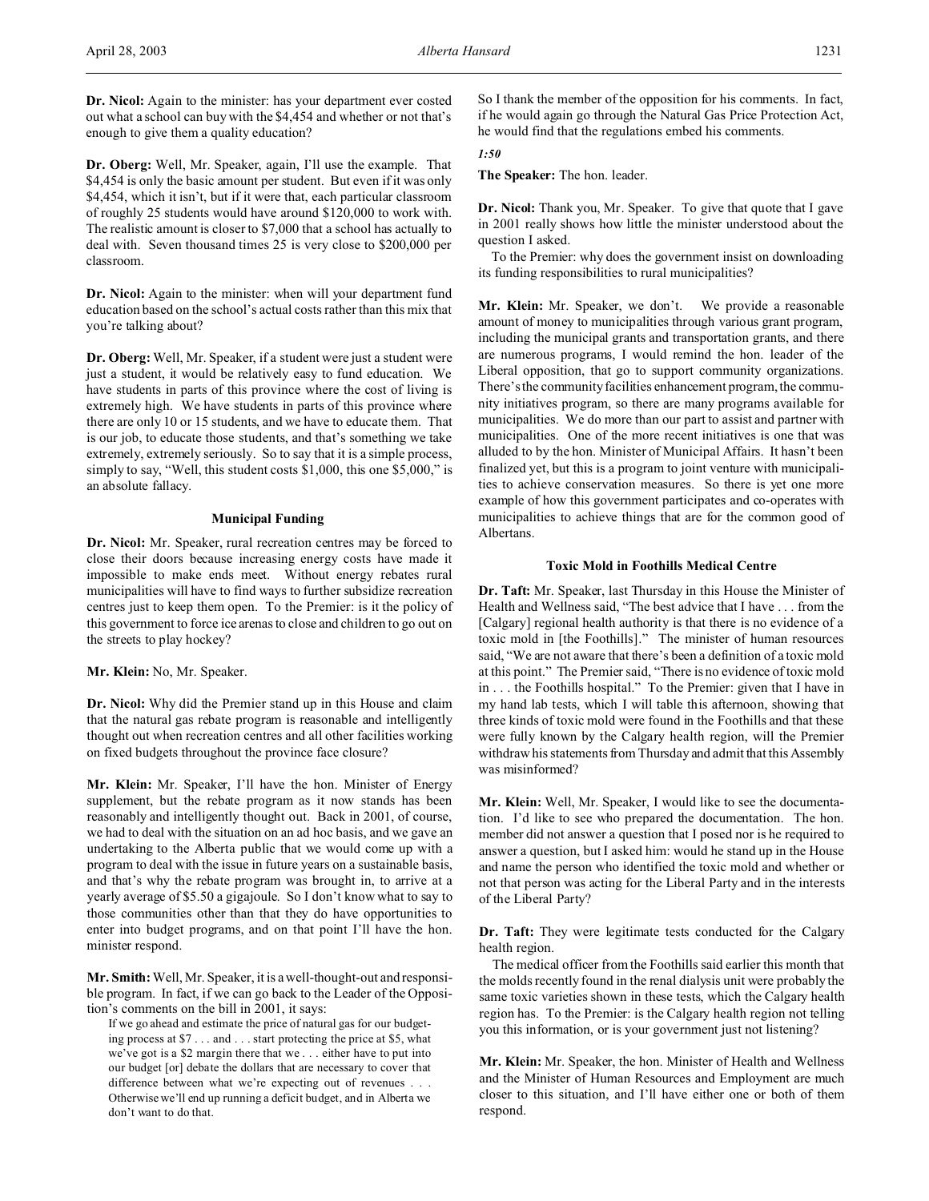**Dr. Nicol:** Again to the minister: has your department ever costed out what a school can buy with the $4,454 and whether or not that's enough to give them a quality education?

**Dr. Oberg:** Well, Mr. Speaker, again, I'll use the example. That $4,454 is only the basic amount per student. But even if it was only $4,454, which it isn't, but if it were that, each particular classroom of roughly 25 students would have around $120,000 to work with. The realistic amount is closer to $7,000 that a school has actually to deal with. Seven thousand times 25 is very close to $200,000 per classroom.

**Dr. Nicol:** Again to the minister: when will your department fund education based on the school's actual costs rather than this mix that you're talking about?

**Dr. Oberg:** Well, Mr. Speaker, if a student were just a student were just a student, it would be relatively easy to fund education. We have students in parts of this province where the cost of living is extremely high. We have students in parts of this province where there are only 10 or 15 students, and we have to educate them. That is our job, to educate those students, and that's something we take extremely, extremely seriously. So to say that it is a simple process, simply to say, "Well, this student costs $1,000, this one $5,000," is an absolute fallacy.

### Municipal Funding

**Dr. Nicol:** Mr. Speaker, rural recreation centres may be forced to close their doors because increasing energy costs have made it impossible to make ends meet. Without energy rebates rural municipalities will have to find ways to further subsidize recreation centres just to keep them open. To the Premier: is it the policy of this government to force ice arenas to close and children to go out on the streets to play hockey?

**Mr. Klein:** No, Mr. Speaker.

**Dr. Nicol:** Why did the Premier stand up in this House and claim that the natural gas rebate program is reasonable and intelligently thought out when recreation centres and all other facilities working on fixed budgets throughout the province face closure?

**Mr. Klein:** Mr. Speaker, I'll have the hon. Minister of Energy supplement, but the rebate program as it now stands has been reasonably and intelligently thought out. Back in 2001, of course, we had to deal with the situation on an ad hoc basis, and we gave an undertaking to the Alberta public that we would come up with a program to deal with the issue in future years on a sustainable basis, and that's why the rebate program was brought in, to arrive at a yearly average of $5.50 a gigajoule. So I don't know what to say to those communities other than that they do have opportunities to enter into budget programs, and on that point I'll have the hon. minister respond.

**Mr. Smith:** Well, Mr. Speaker, it is a well-thought-out and responsible program. In fact, if we can go back to the Leader of the Opposition's comments on the bill in 2001, it says:

> If we go ahead and estimate the price of natural gas for our budgeting process at $7 . . . and . . . start protecting the price at $5, what we've got is a $2 margin there that we . . . either have to put into our budget [or] debate the dollars that are necessary to cover that difference between what we're expecting out of revenues . . . Otherwise we'll end up running a deficit budget, and in Alberta we don't want to do that.

So I thank the member of the opposition for his comments. In fact, if he would again go through the Natural Gas Price Protection Act, he would find that the regulations embed his comments.

*1:50*

**The Speaker:** The hon. leader.

**Dr. Nicol:** Thank you, Mr. Speaker. To give that quote that I gave in 2001 really shows how little the minister understood about the question I asked.

To the Premier: why does the government insist on downloading its funding responsibilities to rural municipalities?

**Mr. Klein:** Mr. Speaker, we don't. We provide a reasonable amount of money to municipalities through various grant program, including the municipal grants and transportation grants, and there are numerous programs, I would remind the hon. leader of the Liberal opposition, that go to support community organizations. There's the community facilities enhancement program, the community initiatives program, so there are many programs available for municipalities. We do more than our part to assist and partner with municipalities. One of the more recent initiatives is one that was alluded to by the hon. Minister of Municipal Affairs. It hasn't been finalized yet, but this is a program to joint venture with municipalities to achieve conservation measures. So there is yet one more example of how this government participates and co-operates with municipalities to achieve things that are for the common good of Albertans.

### Toxic Mold in Foothills Medical Centre

**Dr. Taft:** Mr. Speaker, last Thursday in this House the Minister of Health and Wellness said, "The best advice that I have . . . from the [Calgary] regional health authority is that there is no evidence of a toxic mold in [the Foothills]." The minister of human resources said, "We are not aware that there's been a definition of a toxic mold at this point." The Premier said, "There is no evidence of toxic mold in . . . the Foothills hospital." To the Premier: given that I have in my hand lab tests, which I will table this afternoon, showing that three kinds of toxic mold were found in the Foothills and that these were fully known by the Calgary health region, will the Premier withdraw his statements from Thursday and admit that this Assembly was misinformed?

**Mr. Klein:** Well, Mr. Speaker, I would like to see the documentation. I'd like to see who prepared the documentation. The hon. member did not answer a question that I posed nor is he required to answer a question, but I asked him: would he stand up in the House and name the person who identified the toxic mold and whether or not that person was acting for the Liberal Party and in the interests of the Liberal Party?

**Dr. Taft:** They were legitimate tests conducted for the Calgary health region.

The medical officer from the Foothills said earlier this month that the molds recently found in the renal dialysis unit were probably the same toxic varieties shown in these tests, which the Calgary health region has. To the Premier: is the Calgary health region not telling you this information, or is your government just not listening?

**Mr. Klein:** Mr. Speaker, the hon. Minister of Health and Wellness and the Minister of Human Resources and Employment are much closer to this situation, and I'll have either one or both of them respond.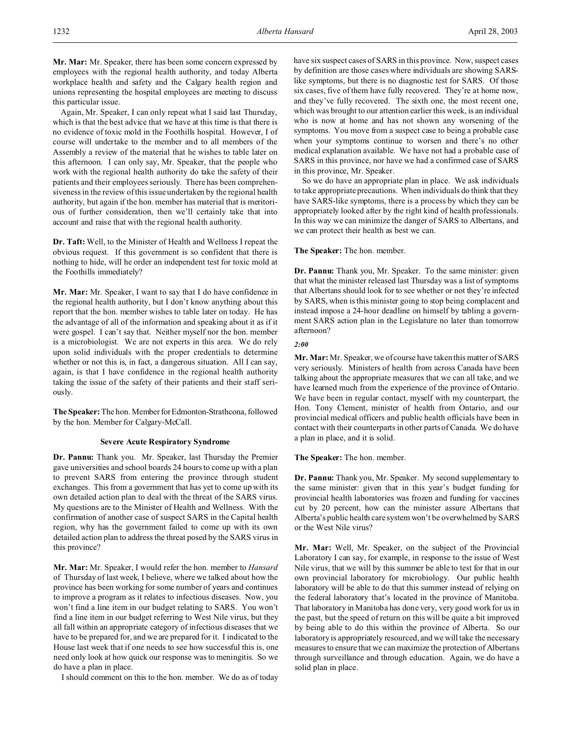**Mr. Mar:** Mr. Speaker, there has been some concern expressed by employees with the regional health authority, and today Alberta workplace health and safety and the Calgary health region and unions representing the hospital employees are meeting to discuss this particular issue.

Again, Mr. Speaker, I can only repeat what I said last Thursday, which is that the best advice that we have at this time is that there is no evidence of toxic mold in the Foothills hospital. However, I of course will undertake to the member and to all members of the Assembly a review of the material that he wishes to table later on this afternoon. I can only say, Mr. Speaker, that the people who work with the regional health authority do take the safety of their patients and their employees seriously. There has been comprehensiveness in the review of this issue undertaken by the regional health authority, but again if the hon. member has material that is meritorious of further consideration, then we'll certainly take that into account and raise that with the regional health authority.

**Dr. Taft:** Well, to the Minister of Health and Wellness I repeat the obvious request. If this government is so confident that there is nothing to hide, will he order an independent test for toxic mold at the Foothills immediately?

**Mr. Mar:** Mr. Speaker, I want to say that I do have confidence in the regional health authority, but I don't know anything about this report that the hon. member wishes to table later on today. He has the advantage of all of the information and speaking about it as if it were gospel. I can't say that. Neither myself nor the hon. member is a microbiologist. We are not experts in this area. We do rely upon solid individuals with the proper credentials to determine whether or not this is, in fact, a dangerous situation. All I can say, again, is that I have confidence in the regional health authority taking the issue of the safety of their patients and their staff seriously.

**The Speaker:** The hon. Member for Edmonton-Strathcona, followed by the hon. Member for Calgary-McCall.

### Severe Acute Respiratory Syndrome

**Dr. Pannu:** Thank you. Mr. Speaker, last Thursday the Premier gave universities and school boards 24 hours to come up with a plan to prevent SARS from entering the province through student exchanges. This from a government that has yet to come up with its own detailed action plan to deal with the threat of the SARS virus. My questions are to the Minister of Health and Wellness. With the confirmation of another case of suspect SARS in the Capital health region, why has the government failed to come up with its own detailed action plan to address the threat posed by the SARS virus in this province?

**Mr. Mar:** Mr. Speaker, I would refer the hon. member to *Hansard* of Thursday of last week, I believe, where we talked about how the province has been working for some number of years and continues to improve a program as it relates to infectious diseases. Now, you won't find a line item in our budget relating to SARS. You won't find a line item in our budget referring to West Nile virus, but they all fall within an appropriate category of infectious diseases that we have to be prepared for, and we are prepared for it. I indicated to the House last week that if one needs to see how successful this is, one need only look at how quick our response was to meningitis. So we do have a plan in place.

I should comment on this to the hon. member. We do as of today have six suspect cases of SARS in this province. Now, suspect cases by definition are those cases where individuals are showing SARS-like symptoms, but there is no diagnostic test for SARS. Of those six cases, five of them have fully recovered. They're at home now, and they've fully recovered. The sixth one, the most recent one, which was brought to our attention earlier this week, is an individual who is now at home and has not shown any worsening of the symptoms. You move from a suspect case to being a probable case when your symptoms continue to worsen and there's no other medical explanation available. We have not had a probable case of SARS in this province, nor have we had a confirmed case of SARS in this province, Mr. Speaker.

So we do have an appropriate plan in place. We ask individuals to take appropriate precautions. When individuals do think that they have SARS-like symptoms, there is a process by which they can be appropriately looked after by the right kind of health professionals. In this way we can minimize the danger of SARS to Albertans, and we can protect their health as best we can.

**The Speaker:** The hon. member.

**Dr. Pannu:** Thank you, Mr. Speaker. To the same minister: given that what the minister released last Thursday was a list of symptoms that Albertans should look for to see whether or not they're infected by SARS, when is this minister going to stop being complacent and instead impose a 24-hour deadline on himself by tabling a government SARS action plan in the Legislature no later than tomorrow afternoon?

*2:00*

**Mr. Mar:** Mr. Speaker, we of course have taken this matter of SARS very seriously. Ministers of health from across Canada have been talking about the appropriate measures that we can all take, and we have learned much from the experience of the province of Ontario. We have been in regular contact, myself with my counterpart, the Hon. Tony Clement, minister of health from Ontario, and our provincial medical officers and public health officials have been in contact with their counterparts in other parts of Canada. We do have a plan in place, and it is solid.

**The Speaker:** The hon. member.

**Dr. Pannu:** Thank you, Mr. Speaker. My second supplementary to the same minister: given that in this year's budget funding for provincial health laboratories was frozen and funding for vaccines cut by 20 percent, how can the minister assure Albertans that Alberta's public health care system won't be overwhelmed by SARS or the West Nile virus?

**Mr. Mar:** Well, Mr. Speaker, on the subject of the Provincial Laboratory I can say, for example, in response to the issue of West Nile virus, that we will by this summer be able to test for that in our own provincial laboratory for microbiology. Our public health laboratory will be able to do that this summer instead of relying on the federal laboratory that's located in the province of Manitoba. That laboratory in Manitoba has done very, very good work for us in the past, but the speed of return on this will be quite a bit improved by being able to do this within the province of Alberta. So our laboratory is appropriately resourced, and we will take the necessary measures to ensure that we can maximize the protection of Albertans through surveillance and through education. Again, we do have a solid plan in place.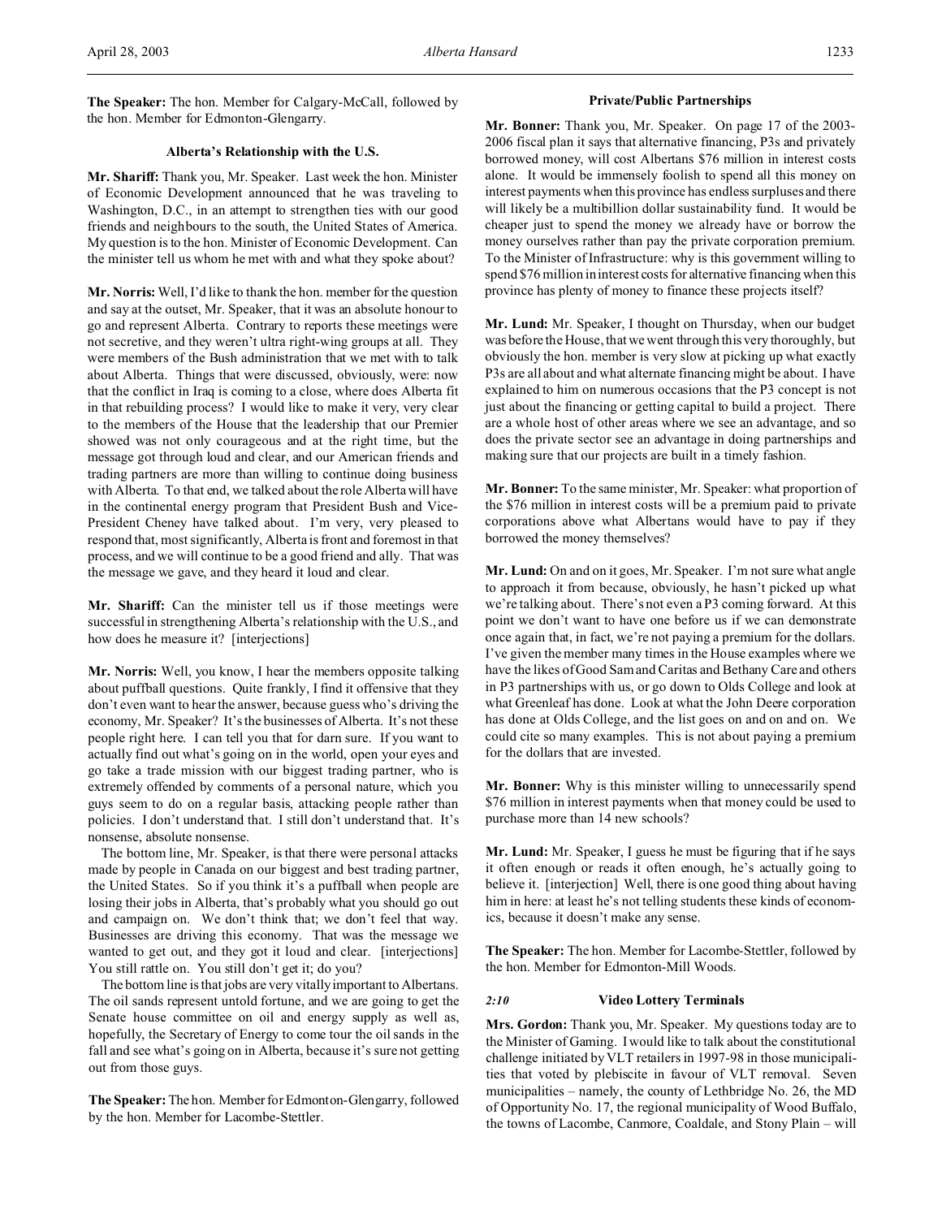**The Speaker:** The hon. Member for Calgary-McCall, followed by the hon. Member for Edmonton-Glengarry.

### Alberta's Relationship with the U.S.

**Mr. Shariff:** Thank you, Mr. Speaker. Last week the hon. Minister of Economic Development announced that he was traveling to Washington, D.C., in an attempt to strengthen ties with our good friends and neighbours to the south, the United States of America. My question is to the hon. Minister of Economic Development. Can the minister tell us whom he met with and what they spoke about?

**Mr. Norris:** Well, I'd like to thank the hon. member for the question and say at the outset, Mr. Speaker, that it was an absolute honour to go and represent Alberta. Contrary to reports these meetings were not secretive, and they weren't ultra right-wing groups at all. They were members of the Bush administration that we met with to talk about Alberta. Things that were discussed, obviously, were: now that the conflict in Iraq is coming to a close, where does Alberta fit in that rebuilding process? I would like to make it very, very clear to the members of the House that the leadership that our Premier showed was not only courageous and at the right time, but the message got through loud and clear, and our American friends and trading partners are more than willing to continue doing business with Alberta. To that end, we talked about the role Alberta will have in the continental energy program that President Bush and Vice-President Cheney have talked about. I'm very, very pleased to respond that, most significantly, Alberta is front and foremost in that process, and we will continue to be a good friend and ally. That was the message we gave, and they heard it loud and clear.

**Mr. Shariff:** Can the minister tell us if those meetings were successful in strengthening Alberta's relationship with the U.S., and how does he measure it? [interjections]

**Mr. Norris:** Well, you know, I hear the members opposite talking about puffball questions. Quite frankly, I find it offensive that they don't even want to hear the answer, because guess who's driving the economy, Mr. Speaker? It's the businesses of Alberta. It's not these people right here. I can tell you that for darn sure. If you want to actually find out what's going on in the world, open your eyes and go take a trade mission with our biggest trading partner, who is extremely offended by comments of a personal nature, which you guys seem to do on a regular basis, attacking people rather than policies. I don't understand that. I still don't understand that. It's nonsense, absolute nonsense.

The bottom line, Mr. Speaker, is that there were personal attacks made by people in Canada on our biggest and best trading partner, the United States. So if you think it's a puffball when people are losing their jobs in Alberta, that's probably what you should go out and campaign on. We don't think that; we don't feel that way. Businesses are driving this economy. That was the message we wanted to get out, and they got it loud and clear. [interjections] You still rattle on. You still don't get it; do you?

The bottom line is that jobs are very vitally important to Albertans. The oil sands represent untold fortune, and we are going to get the Senate house committee on oil and energy supply as well as, hopefully, the Secretary of Energy to come tour the oil sands in the fall and see what's going on in Alberta, because it's sure not getting out from those guys.

**The Speaker:** The hon. Member for Edmonton-Glengarry, followed by the hon. Member for Lacombe-Stettler.

### Private/Public Partnerships

**Mr. Bonner:** Thank you, Mr. Speaker. On page 17 of the 2003-2006 fiscal plan it says that alternative financing, P3s and privately borrowed money, will cost Albertans $76 million in interest costs alone. It would be immensely foolish to spend all this money on interest payments when this province has endless surpluses and there will likely be a multibillion dollar sustainability fund. It would be cheaper just to spend the money we already have or borrow the money ourselves rather than pay the private corporation premium. To the Minister of Infrastructure: why is this government willing to spend $76 million in interest costs for alternative financing when this province has plenty of money to finance these projects itself?

**Mr. Lund:** Mr. Speaker, I thought on Thursday, when our budget was before the House, that we went through this very thoroughly, but obviously the hon. member is very slow at picking up what exactly P3s are all about and what alternate financing might be about. I have explained to him on numerous occasions that the P3 concept is not just about the financing or getting capital to build a project. There are a whole host of other areas where we see an advantage, and so does the private sector see an advantage in doing partnerships and making sure that our projects are built in a timely fashion.

**Mr. Bonner:** To the same minister, Mr. Speaker: what proportion of the $76 million in interest costs will be a premium paid to private corporations above what Albertans would have to pay if they borrowed the money themselves?

**Mr. Lund:** On and on it goes, Mr. Speaker. I'm not sure what angle to approach it from because, obviously, he hasn't picked up what we're talking about. There's not even a P3 coming forward. At this point we don't want to have one before us if we can demonstrate once again that, in fact, we're not paying a premium for the dollars. I've given the member many times in the House examples where we have the likes of Good Sam and Caritas and Bethany Care and others in P3 partnerships with us, or go down to Olds College and look at what Greenleaf has done. Look at what the John Deere corporation has done at Olds College, and the list goes on and on and on. We could cite so many examples. This is not about paying a premium for the dollars that are invested.

**Mr. Bonner:** Why is this minister willing to unnecessarily spend $76 million in interest payments when that money could be used to purchase more than 14 new schools?

**Mr. Lund:** Mr. Speaker, I guess he must be figuring that if he says it often enough or reads it often enough, he's actually going to believe it. [interjection] Well, there is one good thing about having him in here: at least he's not telling students these kinds of economics, because it doesn't make any sense.

**The Speaker:** The hon. Member for Lacombe-Stettler, followed by the hon. Member for Edmonton-Mill Woods.

*2:10*

### Video Lottery Terminals

**Mrs. Gordon:** Thank you, Mr. Speaker. My questions today are to the Minister of Gaming. I would like to talk about the constitutional challenge initiated by VLT retailers in 1997-98 in those municipalities that voted by plebiscite in favour of VLT removal. Seven municipalities – namely, the county of Lethbridge No. 26, the MD of Opportunity No. 17, the regional municipality of Wood Buffalo, the towns of Lacombe, Canmore, Coaldale, and Stony Plain – will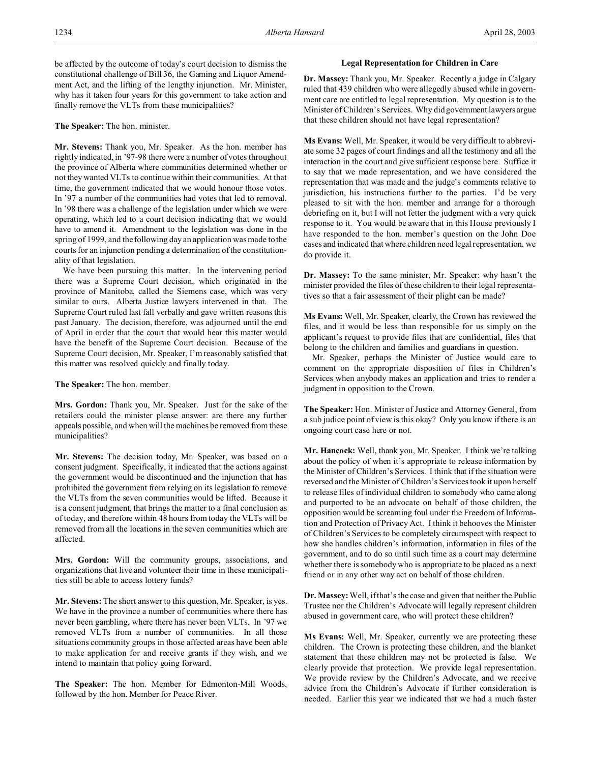be affected by the outcome of today's court decision to dismiss the constitutional challenge of Bill 36, the Gaming and Liquor Amendment Act, and the lifting of the lengthy injunction. Mr. Minister, why has it taken four years for this government to take action and finally remove the VLTs from these municipalities?

**The Speaker:** The hon. minister.

**Mr. Stevens:** Thank you, Mr. Speaker. As the hon. member has rightly indicated, in '97-98 there were a number of votes throughout the province of Alberta where communities determined whether or not they wanted VLTs to continue within their communities. At that time, the government indicated that we would honour those votes. In '97 a number of the communities had votes that led to removal. In '98 there was a challenge of the legislation under which we were operating, which led to a court decision indicating that we would have to amend it. Amendment to the legislation was done in the spring of 1999, and the following day an application was made to the courts for an injunction pending a determination of the constitutionality of that legislation.

We have been pursuing this matter. In the intervening period there was a Supreme Court decision, which originated in the province of Manitoba, called the Siemens case, which was very similar to ours. Alberta Justice lawyers intervened in that. The Supreme Court ruled last fall verbally and gave written reasons this past January. The decision, therefore, was adjourned until the end of April in order that the court that would hear this matter would have the benefit of the Supreme Court decision. Because of the Supreme Court decision, Mr. Speaker, I'm reasonably satisfied that this matter was resolved quickly and finally today.

**The Speaker:** The hon. member.

**Mrs. Gordon:** Thank you, Mr. Speaker. Just for the sake of the retailers could the minister please answer: are there any further appeals possible, and when will the machines be removed from these municipalities?

**Mr. Stevens:** The decision today, Mr. Speaker, was based on a consent judgment. Specifically, it indicated that the actions against the government would be discontinued and the injunction that has prohibited the government from relying on its legislation to remove the VLTs from the seven communities would be lifted. Because it is a consent judgment, that brings the matter to a final conclusion as of today, and therefore within 48 hours from today the VLTs will be removed from all the locations in the seven communities which are affected.

**Mrs. Gordon:** Will the community groups, associations, and organizations that live and volunteer their time in these municipalities still be able to access lottery funds?

**Mr. Stevens:** The short answer to this question, Mr. Speaker, is yes. We have in the province a number of communities where there has never been gambling, where there has never been VLTs. In '97 we removed VLTs from a number of communities. In all those situations community groups in those affected areas have been able to make application for and receive grants if they wish, and we intend to maintain that policy going forward.

**The Speaker:** The hon. Member for Edmonton-Mill Woods, followed by the hon. Member for Peace River.

### Legal Representation for Children in Care

**Dr. Massey:** Thank you, Mr. Speaker. Recently a judge in Calgary ruled that 439 children who were allegedly abused while in government care are entitled to legal representation. My question is to the Minister of Children's Services. Why did government lawyers argue that these children should not have legal representation?

**Ms Evans:** Well, Mr. Speaker, it would be very difficult to abbreviate some 32 pages of court findings and all the testimony and all the interaction in the court and give sufficient response here. Suffice it to say that we made representation, and we have considered the representation that was made and the judge's comments relative to jurisdiction, his instructions further to the parties. I'd be very pleased to sit with the hon. member and arrange for a thorough debriefing on it, but I will not fetter the judgment with a very quick response to it. You would be aware that in this House previously I have responded to the hon. member's question on the John Doe cases and indicated that where children need legal representation, we do provide it.

**Dr. Massey:** To the same minister, Mr. Speaker: why hasn't the minister provided the files of these children to their legal representatives so that a fair assessment of their plight can be made?

**Ms Evans:** Well, Mr. Speaker, clearly, the Crown has reviewed the files, and it would be less than responsible for us simply on the applicant's request to provide files that are confidential, files that belong to the children and families and guardians in question.

Mr. Speaker, perhaps the Minister of Justice would care to comment on the appropriate disposition of files in Children's Services when anybody makes an application and tries to render a judgment in opposition to the Crown.

**The Speaker:** Hon. Minister of Justice and Attorney General, from a sub judice point of view is this okay? Only you know if there is an ongoing court case here or not.

**Mr. Hancock:** Well, thank you, Mr. Speaker. I think we're talking about the policy of when it's appropriate to release information by the Minister of Children's Services. I think that if the situation were reversed and the Minister of Children's Services took it upon herself to release files of individual children to somebody who came along and purported to be an advocate on behalf of those children, the opposition would be screaming foul under the Freedom of Information and Protection of Privacy Act. I think it behooves the Minister of Children's Services to be completely circumspect with respect to how she handles children's information, information in files of the government, and to do so until such time as a court may determine whether there is somebody who is appropriate to be placed as a next friend or in any other way act on behalf of those children.

**Dr. Massey:** Well, if that's the case and given that neither the Public Trustee nor the Children's Advocate will legally represent children abused in government care, who will protect these children?

**Ms Evans:** Well, Mr. Speaker, currently we are protecting these children. The Crown is protecting these children, and the blanket statement that these children may not be protected is false. We clearly provide that protection. We provide legal representation. We provide review by the Children's Advocate, and we receive advice from the Children's Advocate if further consideration is needed. Earlier this year we indicated that we had a much faster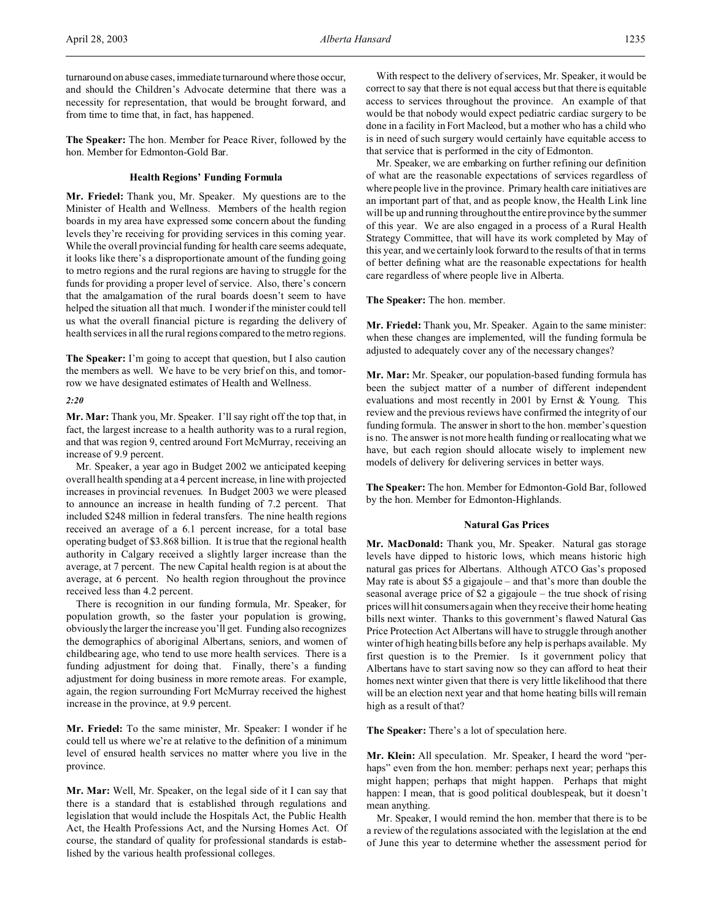turnaround on abuse cases, immediate turnaround where those occur, and should the Children's Advocate determine that there was a necessity for representation, that would be brought forward, and from time to time that, in fact, has happened.

**The Speaker:** The hon. Member for Peace River, followed by the hon. Member for Edmonton-Gold Bar.

### Health Regions' Funding Formula

**Mr. Friedel:** Thank you, Mr. Speaker. My questions are to the Minister of Health and Wellness. Members of the health region boards in my area have expressed some concern about the funding levels they're receiving for providing services in this coming year. While the overall provincial funding for health care seems adequate, it looks like there's a disproportionate amount of the funding going to metro regions and the rural regions are having to struggle for the funds for providing a proper level of service. Also, there's concern that the amalgamation of the rural boards doesn't seem to have helped the situation all that much. I wonder if the minister could tell us what the overall financial picture is regarding the delivery of health services in all the rural regions compared to the metro regions.

**The Speaker:** I'm going to accept that question, but I also caution the members as well. We have to be very brief on this, and tomorrow we have designated estimates of Health and Wellness.

*2:20*

**Mr. Mar:** Thank you, Mr. Speaker. I'll say right off the top that, in fact, the largest increase to a health authority was to a rural region, and that was region 9, centred around Fort McMurray, receiving an increase of 9.9 percent.

Mr. Speaker, a year ago in Budget 2002 we anticipated keeping overall health spending at a 4 percent increase, in line with projected increases in provincial revenues. In Budget 2003 we were pleased to announce an increase in health funding of 7.2 percent. That included $248 million in federal transfers. The nine health regions received an average of a 6.1 percent increase, for a total base operating budget of $3.868 billion. It is true that the regional health authority in Calgary received a slightly larger increase than the average, at 7 percent. The new Capital health region is at about the average, at 6 percent. No health region throughout the province received less than 4.2 percent.

There is recognition in our funding formula, Mr. Speaker, for population growth, so the faster your population is growing, obviously the larger the increase you'll get. Funding also recognizes the demographics of aboriginal Albertans, seniors, and women of childbearing age, who tend to use more health services. There is a funding adjustment for doing that. Finally, there's a funding adjustment for doing business in more remote areas. For example, again, the region surrounding Fort McMurray received the highest increase in the province, at 9.9 percent.

**Mr. Friedel:** To the same minister, Mr. Speaker: I wonder if he could tell us where we're at relative to the definition of a minimum level of ensured health services no matter where you live in the province.

**Mr. Mar:** Well, Mr. Speaker, on the legal side of it I can say that there is a standard that is established through regulations and legislation that would include the Hospitals Act, the Public Health Act, the Health Professions Act, and the Nursing Homes Act. Of course, the standard of quality for professional standards is established by the various health professional colleges.

With respect to the delivery of services, Mr. Speaker, it would be correct to say that there is not equal access but that there is equitable access to services throughout the province. An example of that would be that nobody would expect pediatric cardiac surgery to be done in a facility in Fort Macleod, but a mother who has a child who is in need of such surgery would certainly have equitable access to that service that is performed in the city of Edmonton.

Mr. Speaker, we are embarking on further refining our definition of what are the reasonable expectations of services regardless of where people live in the province. Primary health care initiatives are an important part of that, and as people know, the Health Link line will be up and running throughout the entire province by the summer of this year. We are also engaged in a process of a Rural Health Strategy Committee, that will have its work completed by May of this year, and we certainly look forward to the results of that in terms of better defining what are the reasonable expectations for health care regardless of where people live in Alberta.

**The Speaker:** The hon. member.

**Mr. Friedel:** Thank you, Mr. Speaker. Again to the same minister: when these changes are implemented, will the funding formula be adjusted to adequately cover any of the necessary changes?

**Mr. Mar:** Mr. Speaker, our population-based funding formula has been the subject matter of a number of different independent evaluations and most recently in 2001 by Ernst & Young. This review and the previous reviews have confirmed the integrity of our funding formula. The answer in short to the hon. member's question is no. The answer is not more health funding or reallocating what we have, but each region should allocate wisely to implement new models of delivery for delivering services in better ways.

**The Speaker:** The hon. Member for Edmonton-Gold Bar, followed by the hon. Member for Edmonton-Highlands.

### Natural Gas Prices

**Mr. MacDonald:** Thank you, Mr. Speaker. Natural gas storage levels have dipped to historic lows, which means historic high natural gas prices for Albertans. Although ATCO Gas's proposed May rate is about $5 a gigajoule – and that's more than double the seasonal average price of $2 a gigajoule – the true shock of rising prices will hit consumers again when they receive their home heating bills next winter. Thanks to this government's flawed Natural Gas Price Protection Act Albertans will have to struggle through another winter of high heating bills before any help is perhaps available. My first question is to the Premier. Is it government policy that Albertans have to start saving now so they can afford to heat their homes next winter given that there is very little likelihood that there will be an election next year and that home heating bills will remain high as a result of that?

**The Speaker:** There's a lot of speculation here.

**Mr. Klein:** All speculation. Mr. Speaker, I heard the word "perhaps" even from the hon. member: perhaps next year; perhaps this might happen; perhaps that might happen. Perhaps that might happen: I mean, that is good political doublespeak, but it doesn't mean anything.

Mr. Speaker, I would remind the hon. member that there is to be a review of the regulations associated with the legislation at the end of June this year to determine whether the assessment period for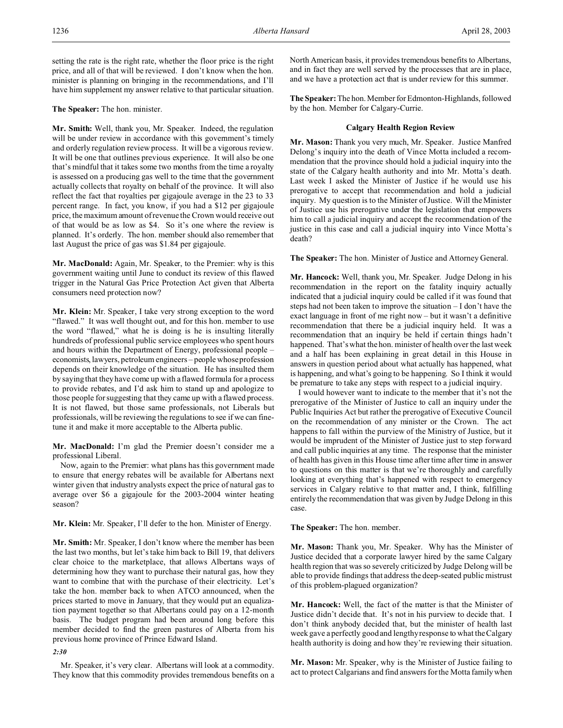setting the rate is the right rate, whether the floor price is the right price, and all of that will be reviewed. I don't know when the hon. minister is planning on bringing in the recommendations, and I'll have him supplement my answer relative to that particular situation.

**The Speaker:** The hon. minister.

**Mr. Smith:** Well, thank you, Mr. Speaker. Indeed, the regulation will be under review in accordance with this government's timely and orderly regulation review process. It will be a vigorous review. It will be one that outlines previous experience. It will also be one that's mindful that it takes some two months from the time a royalty is assessed on a producing gas well to the time that the government actually collects that royalty on behalf of the province. It will also reflect the fact that royalties per gigajoule average in the 23 to 33 percent range. In fact, you know, if you had a $12 per gigajoule price, the maximum amount of revenue the Crown would receive out of that would be as low as $4. So it's one where the review is planned. It's orderly. The hon. member should also remember that last August the price of gas was $1.84 per gigajoule.

**Mr. MacDonald:** Again, Mr. Speaker, to the Premier: why is this government waiting until June to conduct its review of this flawed trigger in the Natural Gas Price Protection Act given that Alberta consumers need protection now?

**Mr. Klein:** Mr. Speaker, I take very strong exception to the word "flawed." It was well thought out, and for this hon. member to use the word "flawed," what he is doing is he is insulting literally hundreds of professional public service employees who spent hours and hours within the Department of Energy, professional people – economists, lawyers, petroleum engineers – people whose profession depends on their knowledge of the situation. He has insulted them by saying that they have come up with a flawed formula for a process to provide rebates, and I'd ask him to stand up and apologize to those people for suggesting that they came up with a flawed process. It is not flawed, but those same professionals, not Liberals but professionals, will be reviewing the regulations to see if we can fine-tune it and make it more acceptable to the Alberta public.

**Mr. MacDonald:** I'm glad the Premier doesn't consider me a professional Liberal.

Now, again to the Premier: what plans has this government made to ensure that energy rebates will be available for Albertans next winter given that industry analysts expect the price of natural gas to average over $6 a gigajoule for the 2003-2004 winter heating season?

**Mr. Klein:** Mr. Speaker, I'll defer to the hon. Minister of Energy.

**Mr. Smith:** Mr. Speaker, I don't know where the member has been the last two months, but let's take him back to Bill 19, that delivers clear choice to the marketplace, that allows Albertans ways of determining how they want to purchase their natural gas, how they want to combine that with the purchase of their electricity. Let's take the hon. member back to when ATCO announced, when the prices started to move in January, that they would put an equalization payment together so that Albertans could pay on a 12-month basis. The budget program had been around long before this member decided to find the green pastures of Alberta from his previous home province of Prince Edward Island.

*2:30*

Mr. Speaker, it's very clear. Albertans will look at a commodity. They know that this commodity provides tremendous benefits on a North American basis, it provides tremendous benefits to Albertans, and in fact they are well served by the processes that are in place, and we have a protection act that is under review for this summer.

**The Speaker:** The hon. Member for Edmonton-Highlands, followed by the hon. Member for Calgary-Currie.

### Calgary Health Region Review

**Mr. Mason:** Thank you very much, Mr. Speaker. Justice Manfred Delong's inquiry into the death of Vince Motta included a recommendation that the province should hold a judicial inquiry into the state of the Calgary health authority and into Mr. Motta's death. Last week I asked the Minister of Justice if he would use his prerogative to accept that recommendation and hold a judicial inquiry. My question is to the Minister of Justice. Will the Minister of Justice use his prerogative under the legislation that empowers him to call a judicial inquiry and accept the recommendation of the justice in this case and call a judicial inquiry into Vince Motta's death?

**The Speaker:** The hon. Minister of Justice and Attorney General.

**Mr. Hancock:** Well, thank you, Mr. Speaker. Judge Delong in his recommendation in the report on the fatality inquiry actually indicated that a judicial inquiry could be called if it was found that steps had not been taken to improve the situation – I don't have the exact language in front of me right now – but it wasn't a definitive recommendation that there be a judicial inquiry held. It was a recommendation that an inquiry be held if certain things hadn't happened. That's what the hon. minister of health over the last week and a half has been explaining in great detail in this House in answers in question period about what actually has happened, what is happening, and what's going to be happening. So I think it would be premature to take any steps with respect to a judicial inquiry.

I would however want to indicate to the member that it's not the prerogative of the Minister of Justice to call an inquiry under the Public Inquiries Act but rather the prerogative of Executive Council on the recommendation of any minister or the Crown. The act happens to fall within the purview of the Ministry of Justice, but it would be imprudent of the Minister of Justice just to step forward and call public inquiries at any time. The response that the minister of health has given in this House time after time after time in answer to questions on this matter is that we're thoroughly and carefully looking at everything that's happened with respect to emergency services in Calgary relative to that matter and, I think, fulfilling entirely the recommendation that was given by Judge Delong in this case.

**The Speaker:** The hon. member.

**Mr. Mason:** Thank you, Mr. Speaker. Why has the Minister of Justice decided that a corporate lawyer hired by the same Calgary health region that was so severely criticized by Judge Delong will be able to provide findings that address the deep-seated public mistrust of this problem-plagued organization?

**Mr. Hancock:** Well, the fact of the matter is that the Minister of Justice didn't decide that. It's not in his purview to decide that. I don't think anybody decided that, but the minister of health last week gave a perfectly good and lengthy response to what the Calgary health authority is doing and how they're reviewing their situation.

**Mr. Mason:** Mr. Speaker, why is the Minister of Justice failing to act to protect Calgarians and find answers for the Motta family when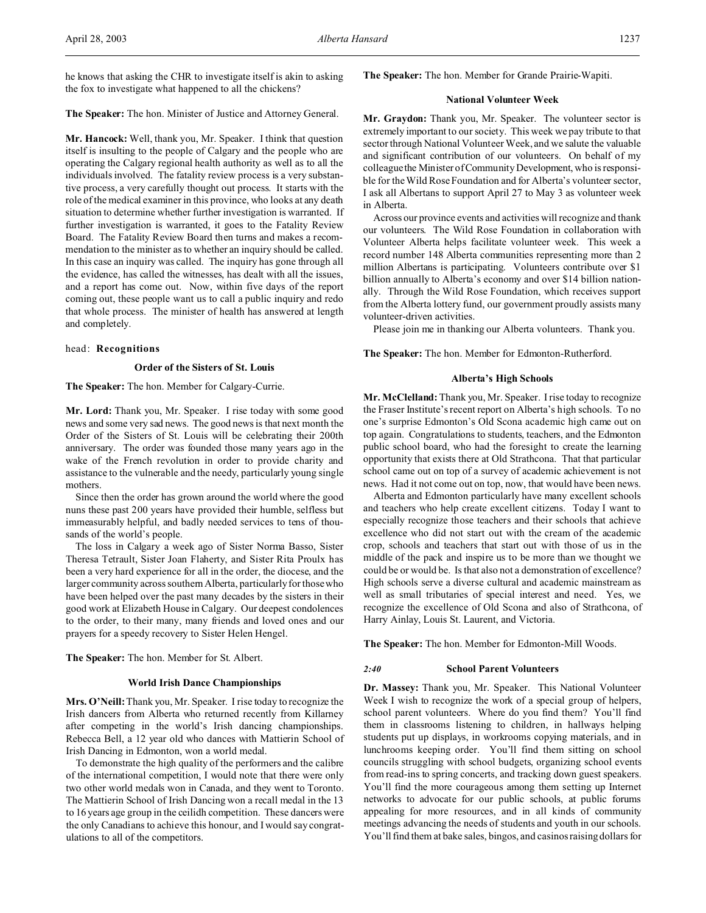he knows that asking the CHR to investigate itself is akin to asking the fox to investigate what happened to all the chickens?

**The Speaker:** The hon. Minister of Justice and Attorney General.

**Mr. Hancock:** Well, thank you, Mr. Speaker. I think that question itself is insulting to the people of Calgary and the people who are operating the Calgary regional health authority as well as to all the individuals involved. The fatality review process is a very substantive process, a very carefully thought out process. It starts with the role of the medical examiner in this province, who looks at any death situation to determine whether further investigation is warranted. If further investigation is warranted, it goes to the Fatality Review Board. The Fatality Review Board then turns and makes a recommendation to the minister as to whether an inquiry should be called. In this case an inquiry was called. The inquiry has gone through all the evidence, has called the witnesses, has dealt with all the issues, and a report has come out. Now, within five days of the report coming out, these people want us to call a public inquiry and redo that whole process. The minister of health has answered at length and completely.

head: **Recognitions**

### Order of the Sisters of St. Louis

**The Speaker:** The hon. Member for Calgary-Currie.

**Mr. Lord:** Thank you, Mr. Speaker. I rise today with some good news and some very sad news. The good news is that next month the Order of the Sisters of St. Louis will be celebrating their 200th anniversary. The order was founded those many years ago in the wake of the French revolution in order to provide charity and assistance to the vulnerable and the needy, particularly young single mothers.

Since then the order has grown around the world where the good nuns these past 200 years have provided their humble, selfless but immeasurably helpful, and badly needed services to tens of thousands of the world's people.

The loss in Calgary a week ago of Sister Norma Basso, Sister Theresa Tetrault, Sister Joan Flaherty, and Sister Rita Proulx has been a very hard experience for all in the order, the diocese, and the larger community across southern Alberta, particularly for those who have been helped over the past many decades by the sisters in their good work at Elizabeth House in Calgary. Our deepest condolences to the order, to their many, many friends and loved ones and our prayers for a speedy recovery to Sister Helen Hengel.

**The Speaker:** The hon. Member for St. Albert.

### World Irish Dance Championships

**Mrs. O'Neill:** Thank you, Mr. Speaker. I rise today to recognize the Irish dancers from Alberta who returned recently from Killarney after competing in the world's Irish dancing championships. Rebecca Bell, a 12 year old who dances with Mattierin School of Irish Dancing in Edmonton, won a world medal.

To demonstrate the high quality of the performers and the calibre of the international competition, I would note that there were only two other world medals won in Canada, and they went to Toronto. The Mattierin School of Irish Dancing won a recall medal in the 13 to 16 years age group in the ceilidh competition. These dancers were the only Canadians to achieve this honour, and I would say congratulations to all of the competitors.

**The Speaker:** The hon. Member for Grande Prairie-Wapiti.

### National Volunteer Week

**Mr. Graydon:** Thank you, Mr. Speaker. The volunteer sector is extremely important to our society. This week we pay tribute to that sector through National Volunteer Week, and we salute the valuable and significant contribution of our volunteers. On behalf of my colleague the Minister of Community Development, who is responsible for the Wild Rose Foundation and for Alberta's volunteer sector, I ask all Albertans to support April 27 to May 3 as volunteer week in Alberta.

Across our province events and activities will recognize and thank our volunteers. The Wild Rose Foundation in collaboration with Volunteer Alberta helps facilitate volunteer week. This week a record number 148 Alberta communities representing more than 2 million Albertans is participating. Volunteers contribute over $1 billion annually to Alberta's economy and over $14 billion nationally. Through the Wild Rose Foundation, which receives support from the Alberta lottery fund, our government proudly assists many volunteer-driven activities.

Please join me in thanking our Alberta volunteers. Thank you.

**The Speaker:** The hon. Member for Edmonton-Rutherford.

### Alberta's High Schools

**Mr. McClelland:** Thank you, Mr. Speaker. I rise today to recognize the Fraser Institute's recent report on Alberta's high schools. To no one's surprise Edmonton's Old Scona academic high came out on top again. Congratulations to students, teachers, and the Edmonton public school board, who had the foresight to create the learning opportunity that exists there at Old Strathcona. That that particular school came out on top of a survey of academic achievement is not news. Had it not come out on top, now, that would have been news.

Alberta and Edmonton particularly have many excellent schools and teachers who help create excellent citizens. Today I want to especially recognize those teachers and their schools that achieve excellence who did not start out with the cream of the academic crop, schools and teachers that start out with those of us in the middle of the pack and inspire us to be more than we thought we could be or would be. Is that also not a demonstration of excellence? High schools serve a diverse cultural and academic mainstream as well as small tributaries of special interest and need. Yes, we recognize the excellence of Old Scona and also of Strathcona, of Harry Ainlay, Louis St. Laurent, and Victoria.

**The Speaker:** The hon. Member for Edmonton-Mill Woods.

*2:40*

### School Parent Volunteers

**Dr. Massey:** Thank you, Mr. Speaker. This National Volunteer Week I wish to recognize the work of a special group of helpers, school parent volunteers. Where do you find them? You'll find them in classrooms listening to children, in hallways helping students put up displays, in workrooms copying materials, and in lunchrooms keeping order. You'll find them sitting on school councils struggling with school budgets, organizing school events from read-ins to spring concerts, and tracking down guest speakers. You'll find the more courageous among them setting up Internet networks to advocate for our public schools, at public forums appealing for more resources, and in all kinds of community meetings advancing the needs of students and youth in our schools. You'll find them at bake sales, bingos, and casinos raising dollars for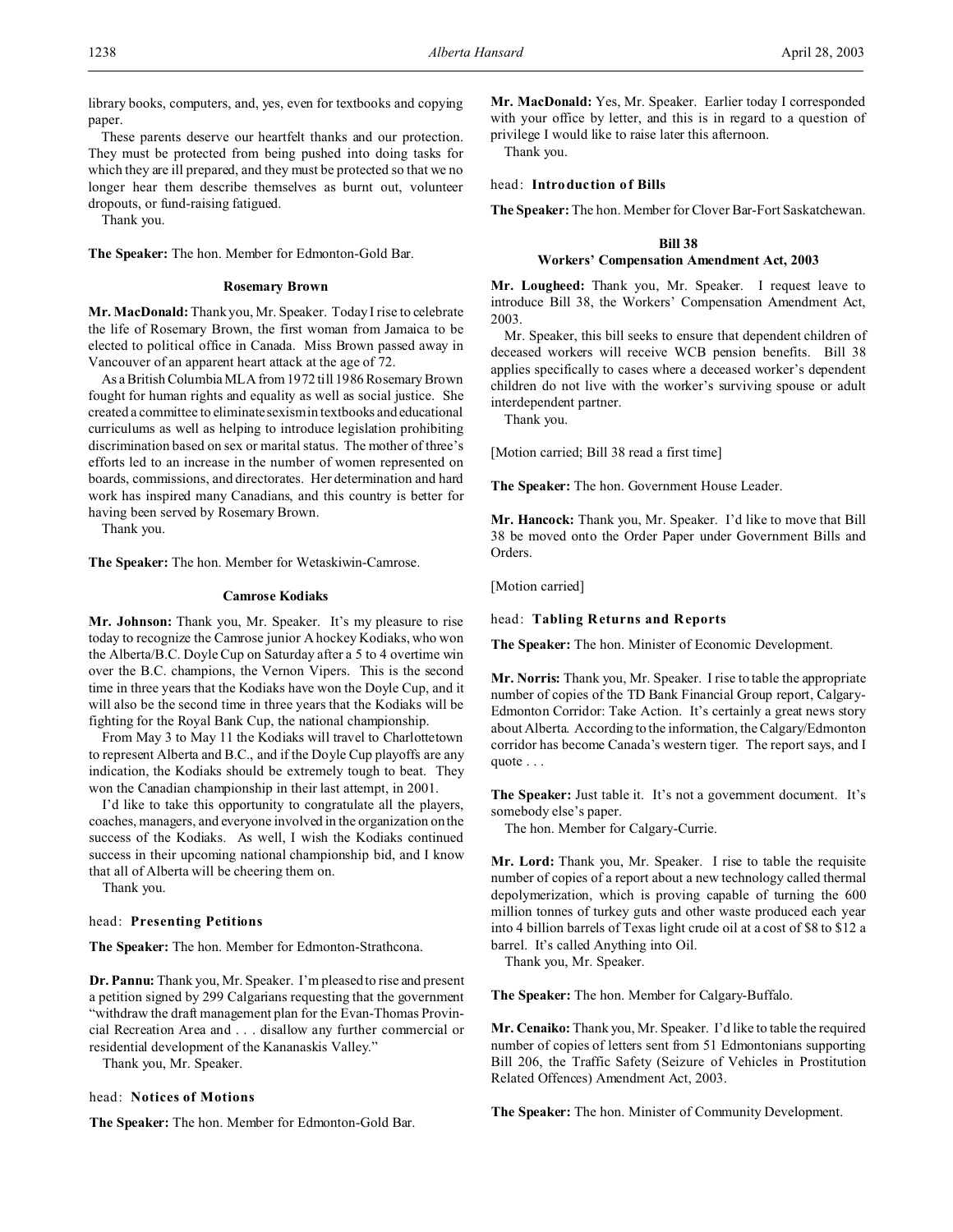library books, computers, and, yes, even for textbooks and copying paper.

These parents deserve our heartfelt thanks and our protection. They must be protected from being pushed into doing tasks for which they are ill prepared, and they must be protected so that we no longer hear them describe themselves as burnt out, volunteer dropouts, or fund-raising fatigued.

Thank you.

**The Speaker:** The hon. Member for Edmonton-Gold Bar.

### Rosemary Brown

**Mr. MacDonald:** Thank you, Mr. Speaker. Today I rise to celebrate the life of Rosemary Brown, the first woman from Jamaica to be elected to political office in Canada. Miss Brown passed away in Vancouver of an apparent heart attack at the age of 72.

As a British Columbia MLA from 1972 till 1986 Rosemary Brown fought for human rights and equality as well as social justice. She created a committee to eliminate sexism in textbooks and educational curriculums as well as helping to introduce legislation prohibiting discrimination based on sex or marital status. The mother of three's efforts led to an increase in the number of women represented on boards, commissions, and directorates. Her determination and hard work has inspired many Canadians, and this country is better for having been served by Rosemary Brown.

Thank you.

**The Speaker:** The hon. Member for Wetaskiwin-Camrose.

### Camrose Kodiaks

**Mr. Johnson:** Thank you, Mr. Speaker. It's my pleasure to rise today to recognize the Camrose junior A hockey Kodiaks, who won the Alberta/B.C. Doyle Cup on Saturday after a 5 to 4 overtime win over the B.C. champions, the Vernon Vipers. This is the second time in three years that the Kodiaks have won the Doyle Cup, and it will also be the second time in three years that the Kodiaks will be fighting for the Royal Bank Cup, the national championship.

From May 3 to May 11 the Kodiaks will travel to Charlottetown to represent Alberta and B.C., and if the Doyle Cup playoffs are any indication, the Kodiaks should be extremely tough to beat. They won the Canadian championship in their last attempt, in 2001.

I'd like to take this opportunity to congratulate all the players, coaches, managers, and everyone involved in the organization on the success of the Kodiaks. As well, I wish the Kodiaks continued success in their upcoming national championship bid, and I know that all of Alberta will be cheering them on.

Thank you.

head: **Presenting Petitions**

**The Speaker:** The hon. Member for Edmonton-Strathcona.

**Dr. Pannu:** Thank you, Mr. Speaker. I'm pleased to rise and present a petition signed by 299 Calgarians requesting that the government "withdraw the draft management plan for the Evan-Thomas Provincial Recreation Area and . . . disallow any further commercial or residential development of the Kananaskis Valley."

Thank you, Mr. Speaker.

head: **Notices of Motions**

**The Speaker:** The hon. Member for Edmonton-Gold Bar.

**Mr. MacDonald:** Yes, Mr. Speaker. Earlier today I corresponded with your office by letter, and this is in regard to a question of privilege I would like to raise later this afternoon.

Thank you.

head: **Introduction of Bills**

**The Speaker:** The hon. Member for Clover Bar-Fort Saskatchewan.

### Bill 38
### Workers' Compensation Amendment Act, 2003

**Mr. Lougheed:** Thank you, Mr. Speaker. I request leave to introduce Bill 38, the Workers' Compensation Amendment Act, 2003.

Mr. Speaker, this bill seeks to ensure that dependent children of deceased workers will receive WCB pension benefits. Bill 38 applies specifically to cases where a deceased worker's dependent children do not live with the worker's surviving spouse or adult interdependent partner.

Thank you.

[Motion carried; Bill 38 read a first time]

**The Speaker:** The hon. Government House Leader.

**Mr. Hancock:** Thank you, Mr. Speaker. I'd like to move that Bill 38 be moved onto the Order Paper under Government Bills and Orders.

[Motion carried]

head: **Tabling Returns and Reports**

**The Speaker:** The hon. Minister of Economic Development.

**Mr. Norris:** Thank you, Mr. Speaker. I rise to table the appropriate number of copies of the TD Bank Financial Group report, Calgary-Edmonton Corridor: Take Action. It's certainly a great news story about Alberta. According to the information, the Calgary/Edmonton corridor has become Canada's western tiger. The report says, and I quote . . .

**The Speaker:** Just table it. It's not a government document. It's somebody else's paper.

The hon. Member for Calgary-Currie.

**Mr. Lord:** Thank you, Mr. Speaker. I rise to table the requisite number of copies of a report about a new technology called thermal depolymerization, which is proving capable of turning the 600 million tonnes of turkey guts and other waste produced each year into 4 billion barrels of Texas light crude oil at a cost of $8 to $12 a barrel. It's called Anything into Oil.

Thank you, Mr. Speaker.

**The Speaker:** The hon. Member for Calgary-Buffalo.

**Mr. Cenaiko:** Thank you, Mr. Speaker. I'd like to table the required number of copies of letters sent from 51 Edmontonians supporting Bill 206, the Traffic Safety (Seizure of Vehicles in Prostitution Related Offences) Amendment Act, 2003.

**The Speaker:** The hon. Minister of Community Development.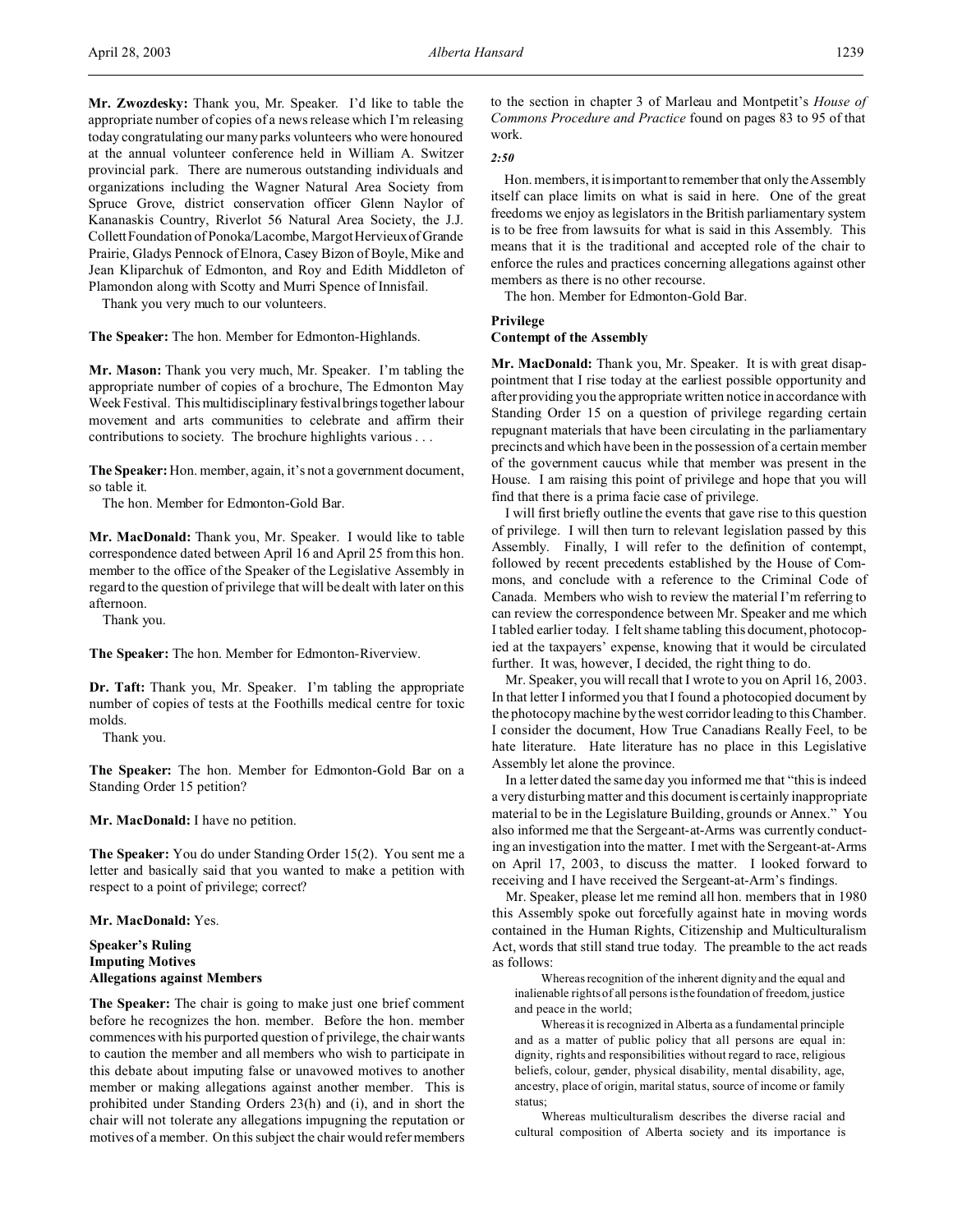**Mr. Zwozdesky:** Thank you, Mr. Speaker. I'd like to table the appropriate number of copies of a news release which I'm releasing today congratulating our many parks volunteers who were honoured at the annual volunteer conference held in William A. Switzer provincial park. There are numerous outstanding individuals and organizations including the Wagner Natural Area Society from Spruce Grove, district conservation officer Glenn Naylor of Kananaskis Country, Riverlot 56 Natural Area Society, the J.J. Collett Foundation of Ponoka/Lacombe, Margot Hervieux of Grande Prairie, Gladys Pennock of Elnora, Casey Bizon of Boyle, Mike and Jean Kliparchuk of Edmonton, and Roy and Edith Middleton of Plamondon along with Scotty and Murri Spence of Innisfail.

Thank you very much to our volunteers.

**The Speaker:** The hon. Member for Edmonton-Highlands.

**Mr. Mason:** Thank you very much, Mr. Speaker. I'm tabling the appropriate number of copies of a brochure, The Edmonton May Week Festival. This multidisciplinary festival brings together labour movement and arts communities to celebrate and affirm their contributions to society. The brochure highlights various . . .

**The Speaker:** Hon. member, again, it's not a government document, so table it.

The hon. Member for Edmonton-Gold Bar.

**Mr. MacDonald:** Thank you, Mr. Speaker. I would like to table correspondence dated between April 16 and April 25 from this hon. member to the office of the Speaker of the Legislative Assembly in regard to the question of privilege that will be dealt with later on this afternoon.

Thank you.

**The Speaker:** The hon. Member for Edmonton-Riverview.

**Dr. Taft:** Thank you, Mr. Speaker. I'm tabling the appropriate number of copies of tests at the Foothills medical centre for toxic molds.

Thank you.

**The Speaker:** The hon. Member for Edmonton-Gold Bar on a Standing Order 15 petition?

**Mr. MacDonald:** I have no petition.

**The Speaker:** You do under Standing Order 15(2). You sent me a letter and basically said that you wanted to make a petition with respect to a point of privilege; correct?

**Mr. MacDonald:** Yes.

## Speaker's Ruling
## Imputing Motives
## Allegations against Members

**The Speaker:** The chair is going to make just one brief comment before he recognizes the hon. member. Before the hon. member commences with his purported question of privilege, the chair wants to caution the member and all members who wish to participate in this debate about imputing false or unavowed motives to another member or making allegations against another member. This is prohibited under Standing Orders 23(h) and (i), and in short the chair will not tolerate any allegations impugning the reputation or motives of a member. On this subject the chair would refer members to the section in chapter 3 of Marleau and Montpetit's *House of Commons Procedure and Practice* found on pages 83 to 95 of that work.

*2:50*

Hon. members, it is important to remember that only the Assembly itself can place limits on what is said in here. One of the great freedoms we enjoy as legislators in the British parliamentary system is to be free from lawsuits for what is said in this Assembly. This means that it is the traditional and accepted role of the chair to enforce the rules and practices concerning allegations against other members as there is no other recourse.

The hon. Member for Edmonton-Gold Bar.

## Privilege
## Contempt of the Assembly

**Mr. MacDonald:** Thank you, Mr. Speaker. It is with great disappointment that I rise today at the earliest possible opportunity and after providing you the appropriate written notice in accordance with Standing Order 15 on a question of privilege regarding certain repugnant materials that have been circulating in the parliamentary precincts and which have been in the possession of a certain member of the government caucus while that member was present in the House. I am raising this point of privilege and hope that you will find that there is a prima facie case of privilege.

I will first briefly outline the events that gave rise to this question of privilege. I will then turn to relevant legislation passed by this Assembly. Finally, I will refer to the definition of contempt, followed by recent precedents established by the House of Commons, and conclude with a reference to the Criminal Code of Canada. Members who wish to review the material I'm referring to can review the correspondence between Mr. Speaker and me which I tabled earlier today. I felt shame tabling this document, photocopied at the taxpayers' expense, knowing that it would be circulated further. It was, however, I decided, the right thing to do.

Mr. Speaker, you will recall that I wrote to you on April 16, 2003. In that letter I informed you that I found a photocopied document by the photocopy machine by the west corridor leading to this Chamber. I consider the document, How True Canadians Really Feel, to be hate literature. Hate literature has no place in this Legislative Assembly let alone the province.

In a letter dated the same day you informed me that "this is indeed a very disturbing matter and this document is certainly inappropriate material to be in the Legislature Building, grounds or Annex." You also informed me that the Sergeant-at-Arms was currently conducting an investigation into the matter. I met with the Sergeant-at-Arms on April 17, 2003, to discuss the matter. I looked forward to receiving and I have received the Sergeant-at-Arm's findings.

Mr. Speaker, please let me remind all hon. members that in 1980 this Assembly spoke out forcefully against hate in moving words contained in the Human Rights, Citizenship and Multiculturalism Act, words that still stand true today. The preamble to the act reads as follows:

> Whereas recognition of the inherent dignity and the equal and inalienable rights of all persons is the foundation of freedom, justice and peace in the world;
>
> Whereas it is recognized in Alberta as a fundamental principle and as a matter of public policy that all persons are equal in: dignity, rights and responsibilities without regard to race, religious beliefs, colour, gender, physical disability, mental disability, age, ancestry, place of origin, marital status, source of income or family status;
>
> Whereas multiculturalism describes the diverse racial and cultural composition of Alberta society and its importance is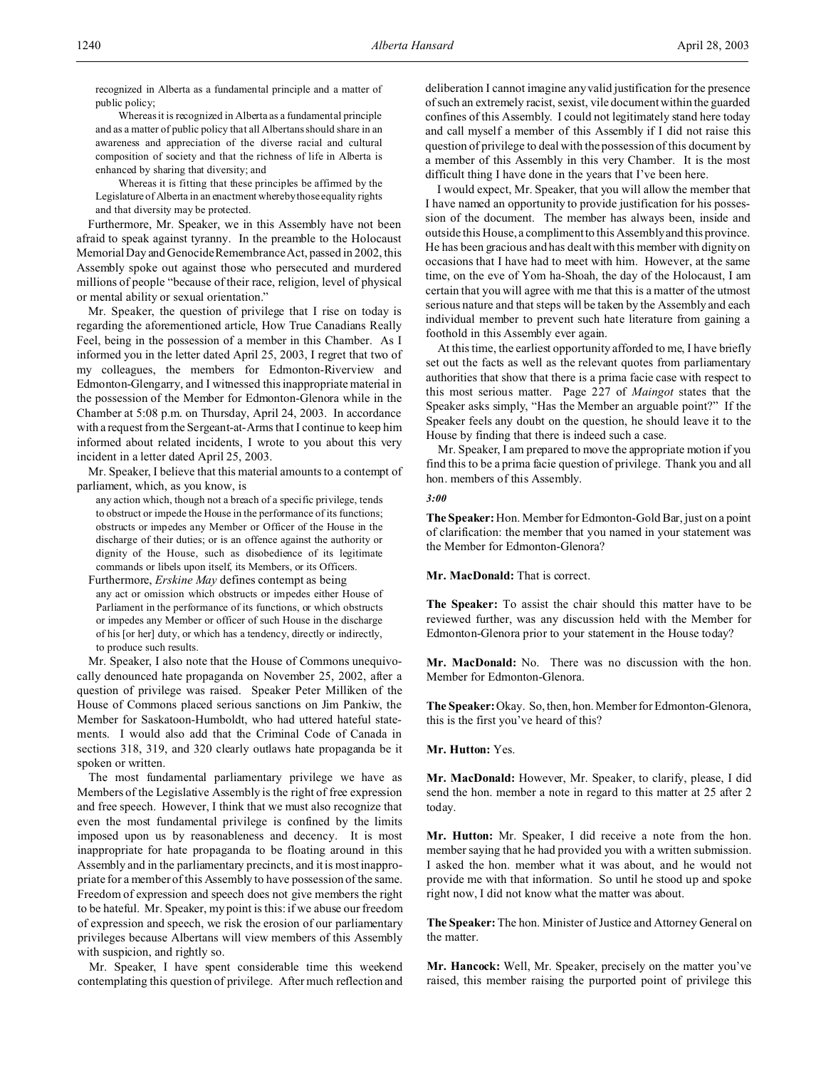recognized in Alberta as a fundamental principle and a matter of public policy;

> Whereas it is recognized in Alberta as a fundamental principle and as a matter of public policy that all Albertans should share in an awareness and appreciation of the diverse racial and cultural composition of society and that the richness of life in Alberta is enhanced by sharing that diversity; and
>
> Whereas it is fitting that these principles be affirmed by the Legislature of Alberta in an enactment whereby those equality rights and that diversity may be protected.

Furthermore, Mr. Speaker, we in this Assembly have not been afraid to speak against tyranny. In the preamble to the Holocaust Memorial Day and Genocide Remembrance Act, passed in 2002, this Assembly spoke out against those who persecuted and murdered millions of people "because of their race, religion, level of physical or mental ability or sexual orientation."

Mr. Speaker, the question of privilege that I rise on today is regarding the aforementioned article, How True Canadians Really Feel, being in the possession of a member in this Chamber. As I informed you in the letter dated April 25, 2003, I regret that two of my colleagues, the members for Edmonton-Riverview and Edmonton-Glengarry, and I witnessed this inappropriate material in the possession of the Member for Edmonton-Glenora while in the Chamber at 5:08 p.m. on Thursday, April 24, 2003. In accordance with a request from the Sergeant-at-Arms that I continue to keep him informed about related incidents, I wrote to you about this very incident in a letter dated April 25, 2003.

Mr. Speaker, I believe that this material amounts to a contempt of parliament, which, as you know, is

> any action which, though not a breach of a specific privilege, tends to obstruct or impede the House in the performance of its functions; obstructs or impedes any Member or Officer of the House in the discharge of their duties; or is an offence against the authority or dignity of the House, such as disobedience of its legitimate commands or libels upon itself, its Members, or its Officers.

Furthermore, *Erskine May* defines contempt as being

> any act or omission which obstructs or impedes either House of Parliament in the performance of its functions, or which obstructs or impedes any Member or officer of such House in the discharge of his [or her] duty, or which has a tendency, directly or indirectly, to produce such results.

Mr. Speaker, I also note that the House of Commons unequivocally denounced hate propaganda on November 25, 2002, after a question of privilege was raised. Speaker Peter Milliken of the House of Commons placed serious sanctions on Jim Pankiw, the Member for Saskatoon-Humboldt, who had uttered hateful statements. I would also add that the Criminal Code of Canada in sections 318, 319, and 320 clearly outlaws hate propaganda be it spoken or written.

The most fundamental parliamentary privilege we have as Members of the Legislative Assembly is the right of free expression and free speech. However, I think that we must also recognize that even the most fundamental privilege is confined by the limits imposed upon us by reasonableness and decency. It is most inappropriate for hate propaganda to be floating around in this Assembly and in the parliamentary precincts, and it is most inappropriate for a member of this Assembly to have possession of the same. Freedom of expression and speech does not give members the right to be hateful. Mr. Speaker, my point is this: if we abuse our freedom of expression and speech, we risk the erosion of our parliamentary privileges because Albertans will view members of this Assembly with suspicion, and rightly so.

Mr. Speaker, I have spent considerable time this weekend contemplating this question of privilege. After much reflection and deliberation I cannot imagine any valid justification for the presence of such an extremely racist, sexist, vile document within the guarded confines of this Assembly. I could not legitimately stand here today and call myself a member of this Assembly if I did not raise this question of privilege to deal with the possession of this document by a member of this Assembly in this very Chamber. It is the most difficult thing I have done in the years that I've been here.

I would expect, Mr. Speaker, that you will allow the member that I have named an opportunity to provide justification for his possession of the document. The member has always been, inside and outside this House, a compliment to this Assembly and this province. He has been gracious and has dealt with this member with dignity on occasions that I have had to meet with him. However, at the same time, on the eve of Yom ha-Shoah, the day of the Holocaust, I am certain that you will agree with me that this is a matter of the utmost serious nature and that steps will be taken by the Assembly and each individual member to prevent such hate literature from gaining a foothold in this Assembly ever again.

At this time, the earliest opportunity afforded to me, I have briefly set out the facts as well as the relevant quotes from parliamentary authorities that show that there is a prima facie case with respect to this most serious matter. Page 227 of *Maingot* states that the Speaker asks simply, "Has the Member an arguable point?" If the Speaker feels any doubt on the question, he should leave it to the House by finding that there is indeed such a case.

Mr. Speaker, I am prepared to move the appropriate motion if you find this to be a prima facie question of privilege. Thank you and all hon. members of this Assembly.

*3:00*

**The Speaker:** Hon. Member for Edmonton-Gold Bar, just on a point of clarification: the member that you named in your statement was the Member for Edmonton-Glenora?

**Mr. MacDonald:** That is correct.

**The Speaker:** To assist the chair should this matter have to be reviewed further, was any discussion held with the Member for Edmonton-Glenora prior to your statement in the House today?

**Mr. MacDonald:** No. There was no discussion with the hon. Member for Edmonton-Glenora.

**The Speaker:** Okay. So, then, hon. Member for Edmonton-Glenora, this is the first you've heard of this?

**Mr. Hutton:** Yes.

**Mr. MacDonald:** However, Mr. Speaker, to clarify, please, I did send the hon. member a note in regard to this matter at 25 after 2 today.

**Mr. Hutton:** Mr. Speaker, I did receive a note from the hon. member saying that he had provided you with a written submission. I asked the hon. member what it was about, and he would not provide me with that information. So until he stood up and spoke right now, I did not know what the matter was about.

**The Speaker:** The hon. Minister of Justice and Attorney General on the matter.

**Mr. Hancock:** Well, Mr. Speaker, precisely on the matter you've raised, this member raising the purported point of privilege this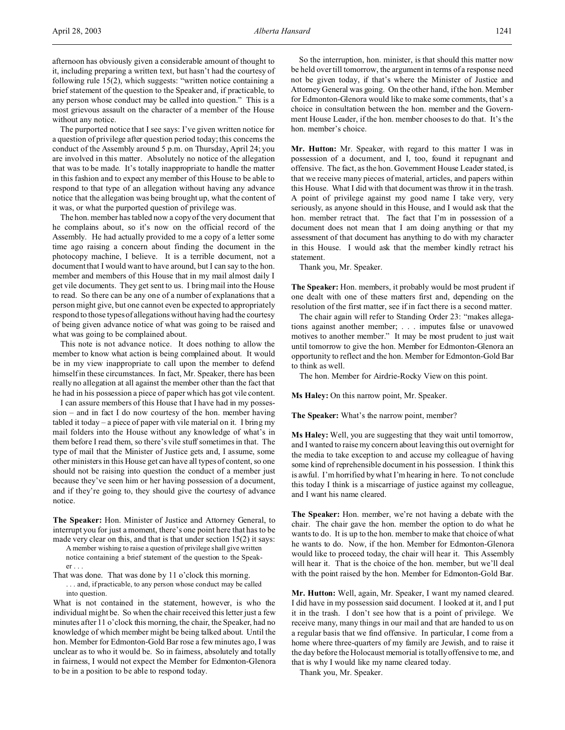afternoon has obviously given a considerable amount of thought to it, including preparing a written text, but hasn't had the courtesy of following rule 15(2), which suggests: "written notice containing a brief statement of the question to the Speaker and, if practicable, to any person whose conduct may be called into question." This is a most grievous assault on the character of a member of the House without any notice.

The purported notice that I see says: I've given written notice for a question of privilege after question period today; this concerns the conduct of the Assembly around 5 p.m. on Thursday, April 24; you are involved in this matter. Absolutely no notice of the allegation that was to be made. It's totally inappropriate to handle the matter in this fashion and to expect any member of this House to be able to respond to that type of an allegation without having any advance notice that the allegation was being brought up, what the content of it was, or what the purported question of privilege was.

The hon. member has tabled now a copy of the very document that he complains about, so it's now on the official record of the Assembly. He had actually provided to me a copy of a letter some time ago raising a concern about finding the document in the photocopy machine, I believe. It is a terrible document, not a document that I would want to have around, but I can say to the hon. member and members of this House that in my mail almost daily I get vile documents. They get sent to us. I bring mail into the House to read. So there can be any one of a number of explanations that a person might give, but one cannot even be expected to appropriately respond to those types of allegations without having had the courtesy of being given advance notice of what was going to be raised and what was going to be complained about.

This note is not advance notice. It does nothing to allow the member to know what action is being complained about. It would be in my view inappropriate to call upon the member to defend himself in these circumstances. In fact, Mr. Speaker, there has been really no allegation at all against the member other than the fact that he had in his possession a piece of paper which has got vile content.

I can assure members of this House that I have had in my possession – and in fact I do now courtesy of the hon. member having tabled it today – a piece of paper with vile material on it. I bring my mail folders into the House without any knowledge of what's in them before I read them, so there's vile stuff sometimes in that. The type of mail that the Minister of Justice gets and, I assume, some other ministers in this House get can have all types of content, so one should not be raising into question the conduct of a member just because they've seen him or her having possession of a document, and if they're going to, they should give the courtesy of advance notice.

**The Speaker:** Hon. Minister of Justice and Attorney General, to interrupt you for just a moment, there's one point here that has to be made very clear on this, and that is that under section 15(2) it says:

> A member wishing to raise a question of privilege shall give written notice containing a brief statement of the question to the Speaker . . .

That was done. That was done by 11 o'clock this morning.

> . . . and, if practicable, to any person whose conduct may be called into question.

What is not contained in the statement, however, is who the individual might be. So when the chair received this letter just a few minutes after 11 o'clock this morning, the chair, the Speaker, had no knowledge of which member might be being talked about. Until the hon. Member for Edmonton-Gold Bar rose a few minutes ago, I was unclear as to who it would be. So in fairness, absolutely and totally in fairness, I would not expect the Member for Edmonton-Glenora to be in a position to be able to respond today.

So the interruption, hon. minister, is that should this matter now be held over till tomorrow, the argument in terms of a response need not be given today, if that's where the Minister of Justice and Attorney General was going. On the other hand, if the hon. Member for Edmonton-Glenora would like to make some comments, that's a choice in consultation between the hon. member and the Government House Leader, if the hon. member chooses to do that. It's the hon. member's choice.

**Mr. Hutton:** Mr. Speaker, with regard to this matter I was in possession of a document, and I, too, found it repugnant and offensive. The fact, as the hon. Government House Leader stated, is that we receive many pieces of material, articles, and papers within this House. What I did with that document was throw it in the trash. A point of privilege against my good name I take very, very seriously, as anyone should in this House, and I would ask that the hon. member retract that. The fact that I'm in possession of a document does not mean that I am doing anything or that my assessment of that document has anything to do with my character in this House. I would ask that the member kindly retract his statement.

Thank you, Mr. Speaker.

**The Speaker:** Hon. members, it probably would be most prudent if one dealt with one of these matters first and, depending on the resolution of the first matter, see if in fact there is a second matter.

The chair again will refer to Standing Order 23: "makes allegations against another member; . . . imputes false or unavowed motives to another member." It may be most prudent to just wait until tomorrow to give the hon. Member for Edmonton-Glenora an opportunity to reflect and the hon. Member for Edmonton-Gold Bar to think as well.

The hon. Member for Airdrie-Rocky View on this point.

**Ms Haley:** On this narrow point, Mr. Speaker.

**The Speaker:** What's the narrow point, member?

**Ms Haley:** Well, you are suggesting that they wait until tomorrow, and I wanted to raise my concern about leaving this out overnight for the media to take exception to and accuse my colleague of having some kind of reprehensible document in his possession. I think this is awful. I'm horrified by what I'm hearing in here. To not conclude this today I think is a miscarriage of justice against my colleague, and I want his name cleared.

**The Speaker:** Hon. member, we're not having a debate with the chair. The chair gave the hon. member the option to do what he wants to do. It is up to the hon. member to make that choice of what he wants to do. Now, if the hon. Member for Edmonton-Glenora would like to proceed today, the chair will hear it. This Assembly will hear it. That is the choice of the hon. member, but we'll deal with the point raised by the hon. Member for Edmonton-Gold Bar.

**Mr. Hutton:** Well, again, Mr. Speaker, I want my named cleared. I did have in my possession said document. I looked at it, and I put it in the trash. I don't see how that is a point of privilege. We receive many, many things in our mail and that are handed to us on a regular basis that we find offensive. In particular, I come from a home where three-quarters of my family are Jewish, and to raise it the day before the Holocaust memorial is totally offensive to me, and that is why I would like my name cleared today.

Thank you, Mr. Speaker.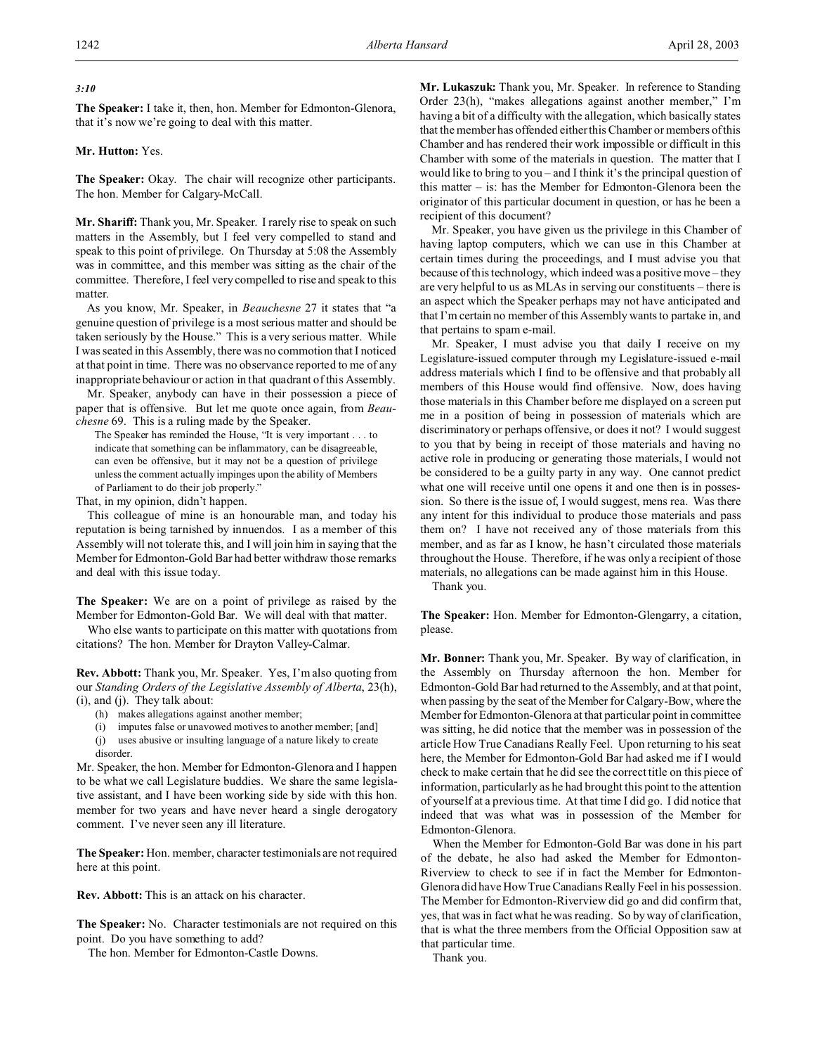*3:10*

**The Speaker:** I take it, then, hon. Member for Edmonton-Glenora, that it's now we're going to deal with this matter.

**Mr. Hutton:** Yes.

**The Speaker:** Okay. The chair will recognize other participants. The hon. Member for Calgary-McCall.

**Mr. Shariff:** Thank you, Mr. Speaker. I rarely rise to speak on such matters in the Assembly, but I feel very compelled to stand and speak to this point of privilege. On Thursday at 5:08 the Assembly was in committee, and this member was sitting as the chair of the committee. Therefore, I feel very compelled to rise and speak to this matter.

As you know, Mr. Speaker, in *Beauchesne* 27 it states that "a genuine question of privilege is a most serious matter and should be taken seriously by the House." This is a very serious matter. While I was seated in this Assembly, there was no commotion that I noticed at that point in time. There was no observance reported to me of any inappropriate behaviour or action in that quadrant of this Assembly.

Mr. Speaker, anybody can have in their possession a piece of paper that is offensive. But let me quote once again, from *Beauchesne* 69. This is a ruling made by the Speaker.

> The Speaker has reminded the House, "It is very important . . . to indicate that something can be inflammatory, can be disagreeable, can even be offensive, but it may not be a question of privilege unless the comment actually impinges upon the ability of Members of Parliament to do their job properly."

That, in my opinion, didn't happen.

This colleague of mine is an honourable man, and today his reputation is being tarnished by innuendos. I as a member of this Assembly will not tolerate this, and I will join him in saying that the Member for Edmonton-Gold Bar had better withdraw those remarks and deal with this issue today.

**The Speaker:** We are on a point of privilege as raised by the Member for Edmonton-Gold Bar. We will deal with that matter.

Who else wants to participate on this matter with quotations from citations? The hon. Member for Drayton Valley-Calmar.

**Rev. Abbott:** Thank you, Mr. Speaker. Yes, I'm also quoting from our *Standing Orders of the Legislative Assembly of Alberta*, 23(h), (i), and (j). They talk about:

> (h) makes allegations against another member;
> (i) imputes false or unavowed motives to another member; [and]
> (j) uses abusive or insulting language of a nature likely to create disorder.

Mr. Speaker, the hon. Member for Edmonton-Glenora and I happen to be what we call Legislature buddies. We share the same legislative assistant, and I have been working side by side with this hon. member for two years and have never heard a single derogatory comment. I've never seen any ill literature.

**The Speaker:** Hon. member, character testimonials are not required here at this point.

**Rev. Abbott:** This is an attack on his character.

**The Speaker:** No. Character testimonials are not required on this point. Do you have something to add?

The hon. Member for Edmonton-Castle Downs.

**Mr. Lukaszuk:** Thank you, Mr. Speaker. In reference to Standing Order 23(h), "makes allegations against another member," I'm having a bit of a difficulty with the allegation, which basically states that the member has offended either this Chamber or members of this Chamber and has rendered their work impossible or difficult in this Chamber with some of the materials in question. The matter that I would like to bring to you – and I think it's the principal question of this matter – is: has the Member for Edmonton-Glenora been the originator of this particular document in question, or has he been a recipient of this document?

Mr. Speaker, you have given us the privilege in this Chamber of having laptop computers, which we can use in this Chamber at certain times during the proceedings, and I must advise you that because of this technology, which indeed was a positive move – they are very helpful to us as MLAs in serving our constituents – there is an aspect which the Speaker perhaps may not have anticipated and that I'm certain no member of this Assembly wants to partake in, and that pertains to spam e-mail.

Mr. Speaker, I must advise you that daily I receive on my Legislature-issued computer through my Legislature-issued e-mail address materials which I find to be offensive and that probably all members of this House would find offensive. Now, does having those materials in this Chamber before me displayed on a screen put me in a position of being in possession of materials which are discriminatory or perhaps offensive, or does it not? I would suggest to you that by being in receipt of those materials and having no active role in producing or generating those materials, I would not be considered to be a guilty party in any way. One cannot predict what one will receive until one opens it and one then is in possession. So there is the issue of, I would suggest, mens rea. Was there any intent for this individual to produce those materials and pass them on? I have not received any of those materials from this member, and as far as I know, he hasn't circulated those materials throughout the House. Therefore, if he was only a recipient of those materials, no allegations can be made against him in this House.

Thank you.

**The Speaker:** Hon. Member for Edmonton-Glengarry, a citation, please.

**Mr. Bonner:** Thank you, Mr. Speaker. By way of clarification, in the Assembly on Thursday afternoon the hon. Member for Edmonton-Gold Bar had returned to the Assembly, and at that point, when passing by the seat of the Member for Calgary-Bow, where the Member for Edmonton-Glenora at that particular point in committee was sitting, he did notice that the member was in possession of the article How True Canadians Really Feel. Upon returning to his seat here, the Member for Edmonton-Gold Bar had asked me if I would check to make certain that he did see the correct title on this piece of information, particularly as he had brought this point to the attention of yourself at a previous time. At that time I did go. I did notice that indeed that was what was in possession of the Member for Edmonton-Glenora.

When the Member for Edmonton-Gold Bar was done in his part of the debate, he also had asked the Member for Edmonton-Riverview to check to see if in fact the Member for Edmonton-Glenora did have How True Canadians Really Feel in his possession. The Member for Edmonton-Riverview did go and did confirm that, yes, that was in fact what he was reading. So by way of clarification, that is what the three members from the Official Opposition saw at that particular time.

Thank you.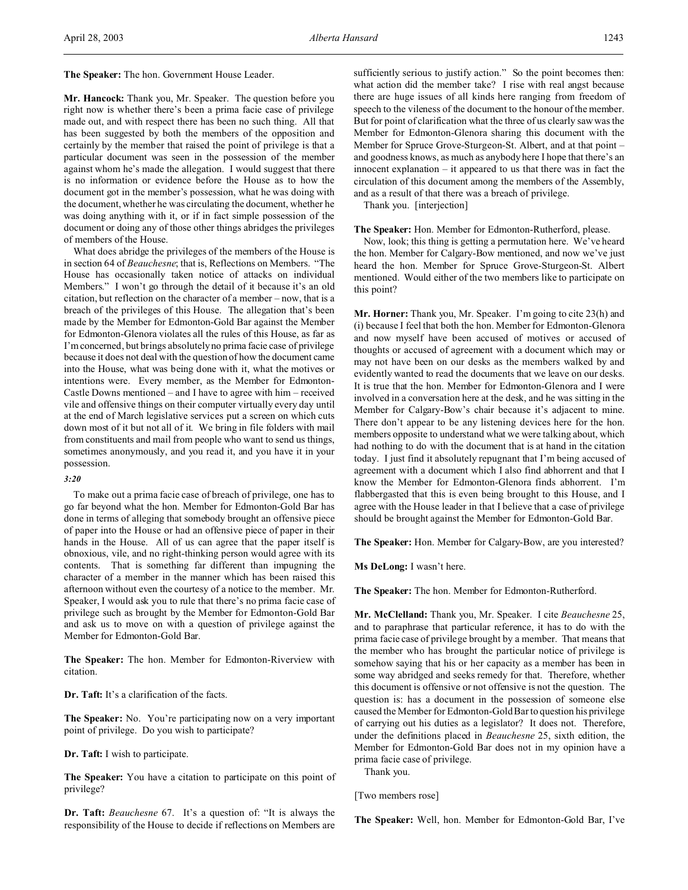**The Speaker:** The hon. Government House Leader.

**Mr. Hancock:** Thank you, Mr. Speaker. The question before you right now is whether there's been a prima facie case of privilege made out, and with respect there has been no such thing. All that has been suggested by both the members of the opposition and certainly by the member that raised the point of privilege is that a particular document was seen in the possession of the member against whom he's made the allegation. I would suggest that there is no information or evidence before the House as to how the document got in the member's possession, what he was doing with the document, whether he was circulating the document, whether he was doing anything with it, or if in fact simple possession of the document or doing any of those other things abridges the privileges of members of the House.

What does abridge the privileges of the members of the House is in section 64 of *Beauchesne*; that is, Reflections on Members. "The House has occasionally taken notice of attacks on individual Members." I won't go through the detail of it because it's an old citation, but reflection on the character of a member – now, that is a breach of the privileges of this House. The allegation that's been made by the Member for Edmonton-Gold Bar against the Member for Edmonton-Glenora violates all the rules of this House, as far as I'm concerned, but brings absolutely no prima facie case of privilege because it does not deal with the question of how the document came into the House, what was being done with it, what the motives or intentions were. Every member, as the Member for Edmonton-Castle Downs mentioned – and I have to agree with him – received vile and offensive things on their computer virtually every day until at the end of March legislative services put a screen on which cuts down most of it but not all of it. We bring in file folders with mail from constituents and mail from people who want to send us things, sometimes anonymously, and you read it, and you have it in your possession.

*3:20*

To make out a prima facie case of breach of privilege, one has to go far beyond what the hon. Member for Edmonton-Gold Bar has done in terms of alleging that somebody brought an offensive piece of paper into the House or had an offensive piece of paper in their hands in the House. All of us can agree that the paper itself is obnoxious, vile, and no right-thinking person would agree with its contents. That is something far different than impugning the character of a member in the manner which has been raised this afternoon without even the courtesy of a notice to the member. Mr. Speaker, I would ask you to rule that there's no prima facie case of privilege such as brought by the Member for Edmonton-Gold Bar and ask us to move on with a question of privilege against the Member for Edmonton-Gold Bar.

**The Speaker:** The hon. Member for Edmonton-Riverview with citation.

**Dr. Taft:** It's a clarification of the facts.

**The Speaker:** No. You're participating now on a very important point of privilege. Do you wish to participate?

**Dr. Taft:** I wish to participate.

**The Speaker:** You have a citation to participate on this point of privilege?

**Dr. Taft:** *Beauchesne* 67. It's a question of: "It is always the responsibility of the House to decide if reflections on Members are sufficiently serious to justify action." So the point becomes then: what action did the member take? I rise with real angst because there are huge issues of all kinds here ranging from freedom of speech to the vileness of the document to the honour of the member. But for point of clarification what the three of us clearly saw was the Member for Edmonton-Glenora sharing this document with the Member for Spruce Grove-Sturgeon-St. Albert, and at that point – and goodness knows, as much as anybody here I hope that there's an innocent explanation – it appeared to us that there was in fact the circulation of this document among the members of the Assembly, and as a result of that there was a breach of privilege.

Thank you. [interjection]

**The Speaker:** Hon. Member for Edmonton-Rutherford, please.

Now, look; this thing is getting a permutation here. We've heard the hon. Member for Calgary-Bow mentioned, and now we've just heard the hon. Member for Spruce Grove-Sturgeon-St. Albert mentioned. Would either of the two members like to participate on this point?

**Mr. Horner:** Thank you, Mr. Speaker. I'm going to cite 23(h) and (i) because I feel that both the hon. Member for Edmonton-Glenora and now myself have been accused of motives or accused of thoughts or accused of agreement with a document which may or may not have been on our desks as the members walked by and evidently wanted to read the documents that we leave on our desks. It is true that the hon. Member for Edmonton-Glenora and I were involved in a conversation here at the desk, and he was sitting in the Member for Calgary-Bow's chair because it's adjacent to mine. There don't appear to be any listening devices here for the hon. members opposite to understand what we were talking about, which had nothing to do with the document that is at hand in the citation today. I just find it absolutely repugnant that I'm being accused of agreement with a document which I also find abhorrent and that I know the Member for Edmonton-Glenora finds abhorrent. I'm flabbergasted that this is even being brought to this House, and I agree with the House leader in that I believe that a case of privilege should be brought against the Member for Edmonton-Gold Bar.

**The Speaker:** Hon. Member for Calgary-Bow, are you interested?

**Ms DeLong:** I wasn't here.

**The Speaker:** The hon. Member for Edmonton-Rutherford.

**Mr. McClelland:** Thank you, Mr. Speaker. I cite *Beauchesne* 25, and to paraphrase that particular reference, it has to do with the prima facie case of privilege brought by a member. That means that the member who has brought the particular notice of privilege is somehow saying that his or her capacity as a member has been in some way abridged and seeks remedy for that. Therefore, whether this document is offensive or not offensive is not the question. The question is: has a document in the possession of someone else caused the Member for Edmonton-Gold Bar to question his privilege of carrying out his duties as a legislator? It does not. Therefore, under the definitions placed in *Beauchesne* 25, sixth edition, the Member for Edmonton-Gold Bar does not in my opinion have a prima facie case of privilege.

Thank you.

[Two members rose]

**The Speaker:** Well, hon. Member for Edmonton-Gold Bar, I've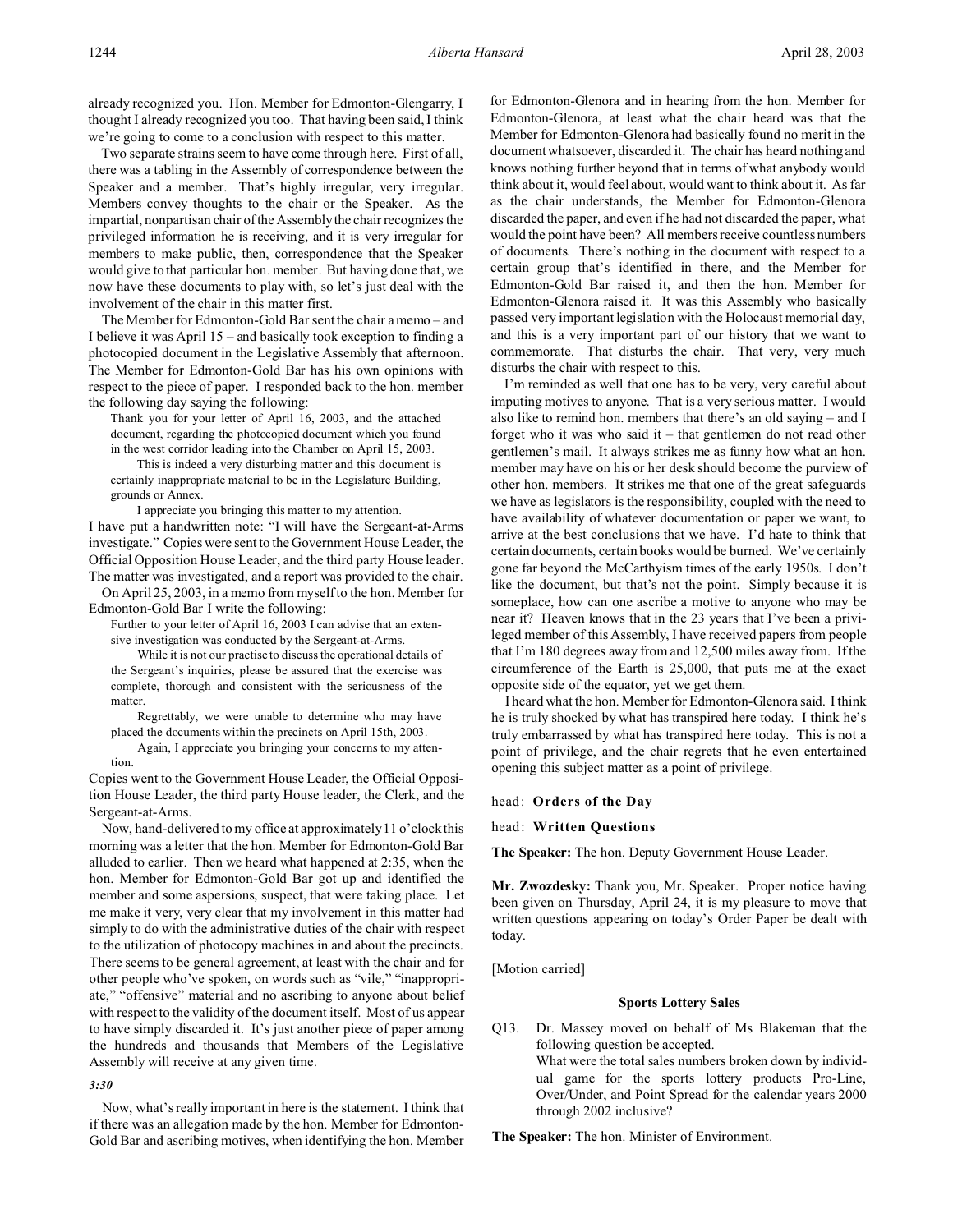already recognized you. Hon. Member for Edmonton-Glengarry, I thought I already recognized you too. That having been said, I think we're going to come to a conclusion with respect to this matter.

Two separate strains seem to have come through here. First of all, there was a tabling in the Assembly of correspondence between the Speaker and a member. That's highly irregular, very irregular. Members convey thoughts to the chair or the Speaker. As the impartial, nonpartisan chair of the Assembly the chair recognizes the privileged information he is receiving, and it is very irregular for members to make public, then, correspondence that the Speaker would give to that particular hon. member. But having done that, we now have these documents to play with, so let's just deal with the involvement of the chair in this matter first.

The Member for Edmonton-Gold Bar sent the chair a memo – and I believe it was April 15 – and basically took exception to finding a photocopied document in the Legislative Assembly that afternoon. The Member for Edmonton-Gold Bar has his own opinions with respect to the piece of paper. I responded back to the hon. member the following day saying the following:

> Thank you for your letter of April 16, 2003, and the attached document, regarding the photocopied document which you found in the west corridor leading into the Chamber on April 15, 2003.
>
> This is indeed a very disturbing matter and this document is certainly inappropriate material to be in the Legislature Building, grounds or Annex.
>
> I appreciate you bringing this matter to my attention.

I have put a handwritten note: "I will have the Sergeant-at-Arms investigate." Copies were sent to the Government House Leader, the Official Opposition House Leader, and the third party House leader. The matter was investigated, and a report was provided to the chair.

On April 25, 2003, in a memo from myself to the hon. Member for Edmonton-Gold Bar I write the following:

> Further to your letter of April 16, 2003 I can advise that an extensive investigation was conducted by the Sergeant-at-Arms.
>
> While it is not our practise to discuss the operational details of the Sergeant's inquiries, please be assured that the exercise was complete, thorough and consistent with the seriousness of the matter.
>
> Regrettably, we were unable to determine who may have placed the documents within the precincts on April 15th, 2003.
>
> Again, I appreciate you bringing your concerns to my attention.

Copies went to the Government House Leader, the Official Opposition House Leader, the third party House leader, the Clerk, and the Sergeant-at-Arms.

Now, hand-delivered to my office at approximately 11 o'clock this morning was a letter that the hon. Member for Edmonton-Gold Bar alluded to earlier. Then we heard what happened at 2:35, when the hon. Member for Edmonton-Gold Bar got up and identified the member and some aspersions, suspect, that were taking place. Let me make it very, very clear that my involvement in this matter had simply to do with the administrative duties of the chair with respect to the utilization of photocopy machines in and about the precincts. There seems to be general agreement, at least with the chair and for other people who've spoken, on words such as "vile," "inappropriate," "offensive" material and no ascribing to anyone about belief with respect to the validity of the document itself. Most of us appear to have simply discarded it. It's just another piece of paper among the hundreds and thousands that Members of the Legislative Assembly will receive at any given time.

*3:30*

Now, what's really important in here is the statement. I think that if there was an allegation made by the hon. Member for Edmonton-Gold Bar and ascribing motives, when identifying the hon. Member for Edmonton-Glenora and in hearing from the hon. Member for Edmonton-Glenora, at least what the chair heard was that the Member for Edmonton-Glenora had basically found no merit in the document whatsoever, discarded it. The chair has heard nothing and knows nothing further beyond that in terms of what anybody would think about it, would feel about, would want to think about it. As far as the chair understands, the Member for Edmonton-Glenora discarded the paper, and even if he had not discarded the paper, what would the point have been? All members receive countless numbers of documents. There's nothing in the document with respect to a certain group that's identified in there, and the Member for Edmonton-Gold Bar raised it, and then the hon. Member for Edmonton-Glenora raised it. It was this Assembly who basically passed very important legislation with the Holocaust memorial day, and this is a very important part of our history that we want to commemorate. That disturbs the chair. That very, very much disturbs the chair with respect to this.

I'm reminded as well that one has to be very, very careful about imputing motives to anyone. That is a very serious matter. I would also like to remind hon. members that there's an old saying – and I forget who it was who said it – that gentlemen do not read other gentlemen's mail. It always strikes me as funny how what an hon. member may have on his or her desk should become the purview of other hon. members. It strikes me that one of the great safeguards we have as legislators is the responsibility, coupled with the need to have availability of whatever documentation or paper we want, to arrive at the best conclusions that we have. I'd hate to think that certain documents, certain books would be burned. We've certainly gone far beyond the McCarthyism times of the early 1950s. I don't like the document, but that's not the point. Simply because it is someplace, how can one ascribe a motive to anyone who may be near it? Heaven knows that in the 23 years that I've been a privileged member of this Assembly, I have received papers from people that I'm 180 degrees away from and 12,500 miles away from. If the circumference of the Earth is 25,000, that puts me at the exact opposite side of the equator, yet we get them.

I heard what the hon. Member for Edmonton-Glenora said. I think he is truly shocked by what has transpired here today. I think he's truly embarrassed by what has transpired here today. This is not a point of privilege, and the chair regrets that he even entertained opening this subject matter as a point of privilege.

head: **Orders of the Day**

head: **Written Questions**

**The Speaker:** The hon. Deputy Government House Leader.

**Mr. Zwozdesky:** Thank you, Mr. Speaker. Proper notice having been given on Thursday, April 24, it is my pleasure to move that written questions appearing on today's Order Paper be dealt with today.

[Motion carried]

### Sports Lottery Sales

Q13. Dr. Massey moved on behalf of Ms Blakeman that the following question be accepted.
What were the total sales numbers broken down by individual game for the sports lottery products Pro-Line, Over/Under, and Point Spread for the calendar years 2000 through 2002 inclusive?

**The Speaker:** The hon. Minister of Environment.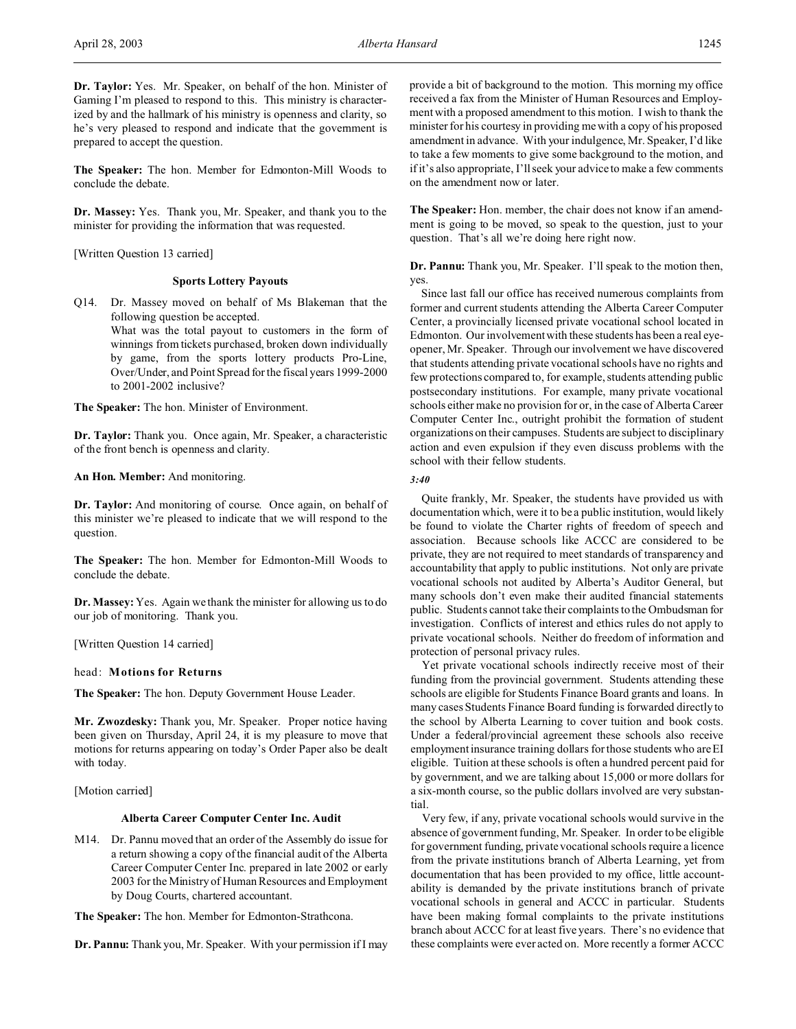**Dr. Taylor:** Yes. Mr. Speaker, on behalf of the hon. Minister of Gaming I'm pleased to respond to this. This ministry is characterized by and the hallmark of his ministry is openness and clarity, so he's very pleased to respond and indicate that the government is prepared to accept the question.

**The Speaker:** The hon. Member for Edmonton-Mill Woods to conclude the debate.

**Dr. Massey:** Yes. Thank you, Mr. Speaker, and thank you to the minister for providing the information that was requested.

[Written Question 13 carried]

### Sports Lottery Payouts

Q14. Dr. Massey moved on behalf of Ms Blakeman that the following question be accepted.
What was the total payout to customers in the form of winnings from tickets purchased, broken down individually by game, from the sports lottery products Pro-Line, Over/Under, and Point Spread for the fiscal years 1999-2000 to 2001-2002 inclusive?

**The Speaker:** The hon. Minister of Environment.

**Dr. Taylor:** Thank you. Once again, Mr. Speaker, a characteristic of the front bench is openness and clarity.

**An Hon. Member:** And monitoring.

**Dr. Taylor:** And monitoring of course. Once again, on behalf of this minister we're pleased to indicate that we will respond to the question.

**The Speaker:** The hon. Member for Edmonton-Mill Woods to conclude the debate.

**Dr. Massey:** Yes. Again we thank the minister for allowing us to do our job of monitoring. Thank you.

[Written Question 14 carried]

head: **Motions for Returns**

**The Speaker:** The hon. Deputy Government House Leader.

**Mr. Zwozdesky:** Thank you, Mr. Speaker. Proper notice having been given on Thursday, April 24, it is my pleasure to move that motions for returns appearing on today's Order Paper also be dealt with today.

[Motion carried]

### Alberta Career Computer Center Inc. Audit

M14. Dr. Pannu moved that an order of the Assembly do issue for a return showing a copy of the financial audit of the Alberta Career Computer Center Inc. prepared in late 2002 or early 2003 for the Ministry of Human Resources and Employment by Doug Courts, chartered accountant.

**The Speaker:** The hon. Member for Edmonton-Strathcona.

**Dr. Pannu:** Thank you, Mr. Speaker. With your permission if I may provide a bit of background to the motion. This morning my office received a fax from the Minister of Human Resources and Employment with a proposed amendment to this motion. I wish to thank the minister for his courtesy in providing me with a copy of his proposed amendment in advance. With your indulgence, Mr. Speaker, I'd like to take a few moments to give some background to the motion, and if it's also appropriate, I'll seek your advice to make a few comments on the amendment now or later.

**The Speaker:** Hon. member, the chair does not know if an amendment is going to be moved, so speak to the question, just to your question. That's all we're doing here right now.

**Dr. Pannu:** Thank you, Mr. Speaker. I'll speak to the motion then, yes.

Since last fall our office has received numerous complaints from former and current students attending the Alberta Career Computer Center, a provincially licensed private vocational school located in Edmonton. Our involvement with these students has been a real eye-opener, Mr. Speaker. Through our involvement we have discovered that students attending private vocational schools have no rights and few protections compared to, for example, students attending public postsecondary institutions. For example, many private vocational schools either make no provision for or, in the case of Alberta Career Computer Center Inc., outright prohibit the formation of student organizations on their campuses. Students are subject to disciplinary action and even expulsion if they even discuss problems with the school with their fellow students.

*3:40*

Quite frankly, Mr. Speaker, the students have provided us with documentation which, were it to be a public institution, would likely be found to violate the Charter rights of freedom of speech and association. Because schools like ACCC are considered to be private, they are not required to meet standards of transparency and accountability that apply to public institutions. Not only are private vocational schools not audited by Alberta's Auditor General, but many schools don't even make their audited financial statements public. Students cannot take their complaints to the Ombudsman for investigation. Conflicts of interest and ethics rules do not apply to private vocational schools. Neither do freedom of information and protection of personal privacy rules.

Yet private vocational schools indirectly receive most of their funding from the provincial government. Students attending these schools are eligible for Students Finance Board grants and loans. In many cases Students Finance Board funding is forwarded directly to the school by Alberta Learning to cover tuition and book costs. Under a federal/provincial agreement these schools also receive employment insurance training dollars for those students who are EI eligible. Tuition at these schools is often a hundred percent paid for by government, and we are talking about 15,000 or more dollars for a six-month course, so the public dollars involved are very substantial.

Very few, if any, private vocational schools would survive in the absence of government funding, Mr. Speaker. In order to be eligible for government funding, private vocational schools require a licence from the private institutions branch of Alberta Learning, yet from documentation that has been provided to my office, little accountability is demanded by the private institutions branch of private vocational schools in general and ACCC in particular. Students have been making formal complaints to the private institutions branch about ACCC for at least five years. There's no evidence that these complaints were ever acted on. More recently a former ACCC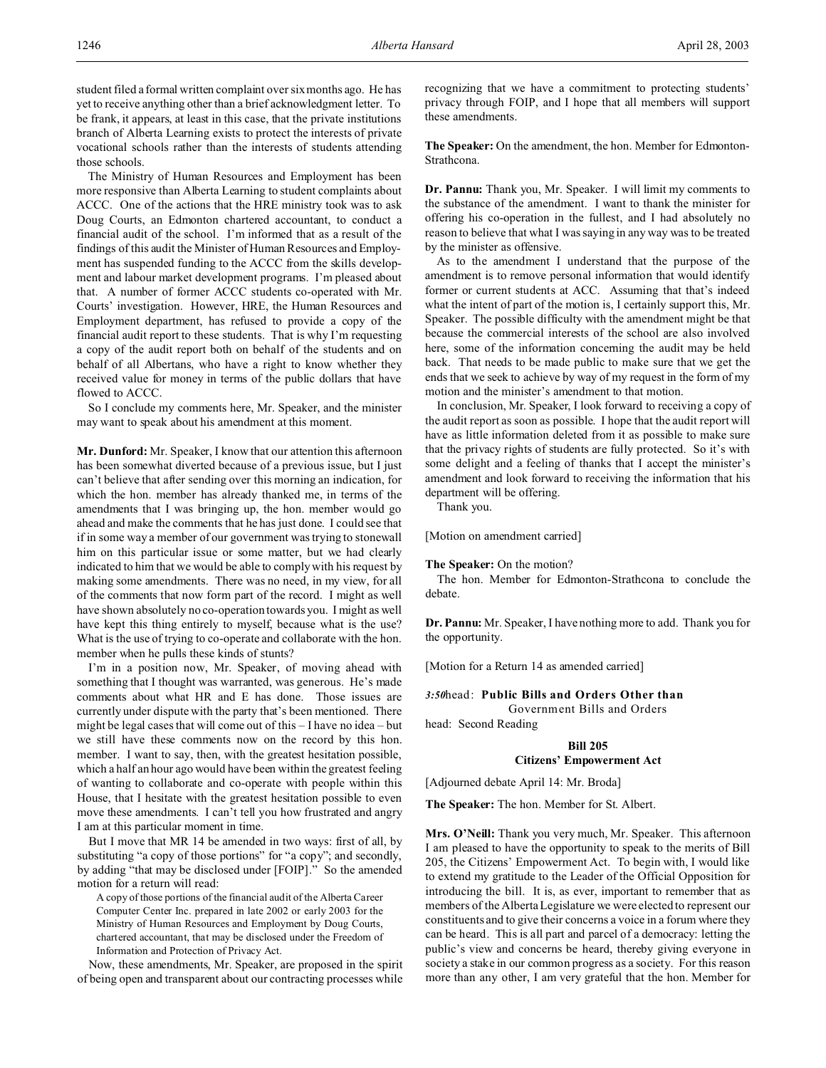student filed a formal written complaint over six months ago. He has yet to receive anything other than a brief acknowledgment letter. To be frank, it appears, at least in this case, that the private institutions branch of Alberta Learning exists to protect the interests of private vocational schools rather than the interests of students attending those schools.

The Ministry of Human Resources and Employment has been more responsive than Alberta Learning to student complaints about ACCC. One of the actions that the HRE ministry took was to ask Doug Courts, an Edmonton chartered accountant, to conduct a financial audit of the school. I'm informed that as a result of the findings of this audit the Minister of Human Resources and Employment has suspended funding to the ACCC from the skills development and labour market development programs. I'm pleased about that. A number of former ACCC students co-operated with Mr. Courts' investigation. However, HRE, the Human Resources and Employment department, has refused to provide a copy of the financial audit report to these students. That is why I'm requesting a copy of the audit report both on behalf of the students and on behalf of all Albertans, who have a right to know whether they received value for money in terms of the public dollars that have flowed to ACCC.

So I conclude my comments here, Mr. Speaker, and the minister may want to speak about his amendment at this moment.

**Mr. Dunford:** Mr. Speaker, I know that our attention this afternoon has been somewhat diverted because of a previous issue, but I just can't believe that after sending over this morning an indication, for which the hon. member has already thanked me, in terms of the amendments that I was bringing up, the hon. member would go ahead and make the comments that he has just done. I could see that if in some way a member of our government was trying to stonewall him on this particular issue or some matter, but we had clearly indicated to him that we would be able to comply with his request by making some amendments. There was no need, in my view, for all of the comments that now form part of the record. I might as well have shown absolutely no co-operation towards you. I might as well have kept this thing entirely to myself, because what is the use? What is the use of trying to co-operate and collaborate with the hon. member when he pulls these kinds of stunts?

I'm in a position now, Mr. Speaker, of moving ahead with something that I thought was warranted, was generous. He's made comments about what HR and E has done. Those issues are currently under dispute with the party that's been mentioned. There might be legal cases that will come out of this – I have no idea – but we still have these comments now on the record by this hon. member. I want to say, then, with the greatest hesitation possible, which a half an hour ago would have been within the greatest feeling of wanting to collaborate and co-operate with people within this House, that I hesitate with the greatest hesitation possible to even move these amendments. I can't tell you how frustrated and angry I am at this particular moment in time.

But I move that MR 14 be amended in two ways: first of all, by substituting "a copy of those portions" for "a copy"; and secondly, by adding "that may be disclosed under [FOIP]." So the amended motion for a return will read:

> A copy of those portions of the financial audit of the Alberta Career Computer Center Inc. prepared in late 2002 or early 2003 for the Ministry of Human Resources and Employment by Doug Courts, chartered accountant, that may be disclosed under the Freedom of Information and Protection of Privacy Act.

Now, these amendments, Mr. Speaker, are proposed in the spirit of being open and transparent about our contracting processes while recognizing that we have a commitment to protecting students' privacy through FOIP, and I hope that all members will support these amendments.

**The Speaker:** On the amendment, the hon. Member for Edmonton-Strathcona.

**Dr. Pannu:** Thank you, Mr. Speaker. I will limit my comments to the substance of the amendment. I want to thank the minister for offering his co-operation in the fullest, and I had absolutely no reason to believe that what I was saying in any way was to be treated by the minister as offensive.

As to the amendment I understand that the purpose of the amendment is to remove personal information that would identify former or current students at ACC. Assuming that that's indeed what the intent of part of the motion is, I certainly support this, Mr. Speaker. The possible difficulty with the amendment might be that because the commercial interests of the school are also involved here, some of the information concerning the audit may be held back. That needs to be made public to make sure that we get the ends that we seek to achieve by way of my request in the form of my motion and the minister's amendment to that motion.

In conclusion, Mr. Speaker, I look forward to receiving a copy of the audit report as soon as possible. I hope that the audit report will have as little information deleted from it as possible to make sure that the privacy rights of students are fully protected. So it's with some delight and a feeling of thanks that I accept the minister's amendment and look forward to receiving the information that his department will be offering.

Thank you.

[Motion on amendment carried]

**The Speaker:** On the motion?

The hon. Member for Edmonton-Strathcona to conclude the debate.

**Dr. Pannu:** Mr. Speaker, I have nothing more to add. Thank you for the opportunity.

[Motion for a Return 14 as amended carried]

*3:50* head: **Public Bills and Orders Other than** Government Bills and Orders

head: Second Reading

## Bill 205
## Citizens' Empowerment Act

[Adjourned debate April 14: Mr. Broda]

**The Speaker:** The hon. Member for St. Albert.

**Mrs. O'Neill:** Thank you very much, Mr. Speaker. This afternoon I am pleased to have the opportunity to speak to the merits of Bill 205, the Citizens' Empowerment Act. To begin with, I would like to extend my gratitude to the Leader of the Official Opposition for introducing the bill. It is, as ever, important to remember that as members of the Alberta Legislature we were elected to represent our constituents and to give their concerns a voice in a forum where they can be heard. This is all part and parcel of a democracy: letting the public's view and concerns be heard, thereby giving everyone in society a stake in our common progress as a society. For this reason more than any other, I am very grateful that the hon. Member for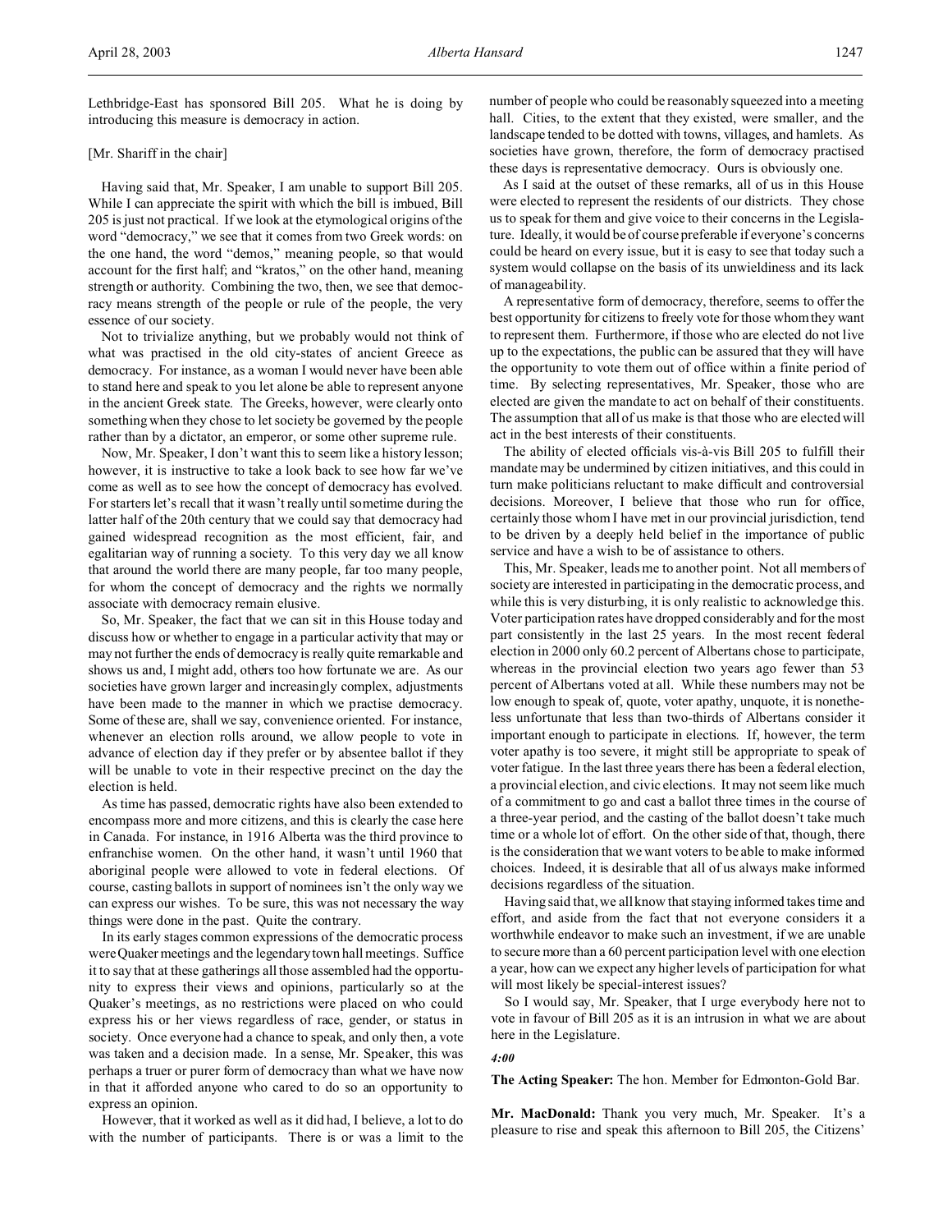Lethbridge-East has sponsored Bill 205. What he is doing by introducing this measure is democracy in action.

[Mr. Shariff in the chair]

Having said that, Mr. Speaker, I am unable to support Bill 205. While I can appreciate the spirit with which the bill is imbued, Bill 205 is just not practical. If we look at the etymological origins of the word "democracy," we see that it comes from two Greek words: on the one hand, the word "demos," meaning people, so that would account for the first half; and "kratos," on the other hand, meaning strength or authority. Combining the two, then, we see that democracy means strength of the people or rule of the people, the very essence of our society.

Not to trivialize anything, but we probably would not think of what was practised in the old city-states of ancient Greece as democracy. For instance, as a woman I would never have been able to stand here and speak to you let alone be able to represent anyone in the ancient Greek state. The Greeks, however, were clearly onto something when they chose to let society be governed by the people rather than by a dictator, an emperor, or some other supreme rule.

Now, Mr. Speaker, I don't want this to seem like a history lesson; however, it is instructive to take a look back to see how far we've come as well as to see how the concept of democracy has evolved. For starters let's recall that it wasn't really until sometime during the latter half of the 20th century that we could say that democracy had gained widespread recognition as the most efficient, fair, and egalitarian way of running a society. To this very day we all know that around the world there are many people, far too many people, for whom the concept of democracy and the rights we normally associate with democracy remain elusive.

So, Mr. Speaker, the fact that we can sit in this House today and discuss how or whether to engage in a particular activity that may or may not further the ends of democracy is really quite remarkable and shows us and, I might add, others too how fortunate we are. As our societies have grown larger and increasingly complex, adjustments have been made to the manner in which we practise democracy. Some of these are, shall we say, convenience oriented. For instance, whenever an election rolls around, we allow people to vote in advance of election day if they prefer or by absentee ballot if they will be unable to vote in their respective precinct on the day the election is held.

As time has passed, democratic rights have also been extended to encompass more and more citizens, and this is clearly the case here in Canada. For instance, in 1916 Alberta was the third province to enfranchise women. On the other hand, it wasn't until 1960 that aboriginal people were allowed to vote in federal elections. Of course, casting ballots in support of nominees isn't the only way we can express our wishes. To be sure, this was not necessary the way things were done in the past. Quite the contrary.

In its early stages common expressions of the democratic process were Quaker meetings and the legendary town hall meetings. Suffice it to say that at these gatherings all those assembled had the opportunity to express their views and opinions, particularly so at the Quaker's meetings, as no restrictions were placed on who could express his or her views regardless of race, gender, or status in society. Once everyone had a chance to speak, and only then, a vote was taken and a decision made. In a sense, Mr. Speaker, this was perhaps a truer or purer form of democracy than what we have now in that it afforded anyone who cared to do so an opportunity to express an opinion.

However, that it worked as well as it did had, I believe, a lot to do with the number of participants. There is or was a limit to the number of people who could be reasonably squeezed into a meeting hall. Cities, to the extent that they existed, were smaller, and the landscape tended to be dotted with towns, villages, and hamlets. As societies have grown, therefore, the form of democracy practised these days is representative democracy. Ours is obviously one.

As I said at the outset of these remarks, all of us in this House were elected to represent the residents of our districts. They chose us to speak for them and give voice to their concerns in the Legislature. Ideally, it would be of course preferable if everyone's concerns could be heard on every issue, but it is easy to see that today such a system would collapse on the basis of its unwieldiness and its lack of manageability.

A representative form of democracy, therefore, seems to offer the best opportunity for citizens to freely vote for those whom they want to represent them. Furthermore, if those who are elected do not live up to the expectations, the public can be assured that they will have the opportunity to vote them out of office within a finite period of time. By selecting representatives, Mr. Speaker, those who are elected are given the mandate to act on behalf of their constituents. The assumption that all of us make is that those who are elected will act in the best interests of their constituents.

The ability of elected officials vis-à-vis Bill 205 to fulfill their mandate may be undermined by citizen initiatives, and this could in turn make politicians reluctant to make difficult and controversial decisions. Moreover, I believe that those who run for office, certainly those whom I have met in our provincial jurisdiction, tend to be driven by a deeply held belief in the importance of public service and have a wish to be of assistance to others.

This, Mr. Speaker, leads me to another point. Not all members of society are interested in participating in the democratic process, and while this is very disturbing, it is only realistic to acknowledge this. Voter participation rates have dropped considerably and for the most part consistently in the last 25 years. In the most recent federal election in 2000 only 60.2 percent of Albertans chose to participate, whereas in the provincial election two years ago fewer than 53 percent of Albertans voted at all. While these numbers may not be low enough to speak of, quote, voter apathy, unquote, it is nonetheless unfortunate that less than two-thirds of Albertans consider it important enough to participate in elections. If, however, the term voter apathy is too severe, it might still be appropriate to speak of voter fatigue. In the last three years there has been a federal election, a provincial election, and civic elections. It may not seem like much of a commitment to go and cast a ballot three times in the course of a three-year period, and the casting of the ballot doesn't take much time or a whole lot of effort. On the other side of that, though, there is the consideration that we want voters to be able to make informed choices. Indeed, it is desirable that all of us always make informed decisions regardless of the situation.

Having said that, we all know that staying informed takes time and effort, and aside from the fact that not everyone considers it a worthwhile endeavor to make such an investment, if we are unable to secure more than a 60 percent participation level with one election a year, how can we expect any higher levels of participation for what will most likely be special-interest issues?

So I would say, Mr. Speaker, that I urge everybody here not to vote in favour of Bill 205 as it is an intrusion in what we are about here in the Legislature.

*4:00*

**The Acting Speaker:** The hon. Member for Edmonton-Gold Bar.

**Mr. MacDonald:** Thank you very much, Mr. Speaker. It's a pleasure to rise and speak this afternoon to Bill 205, the Citizens'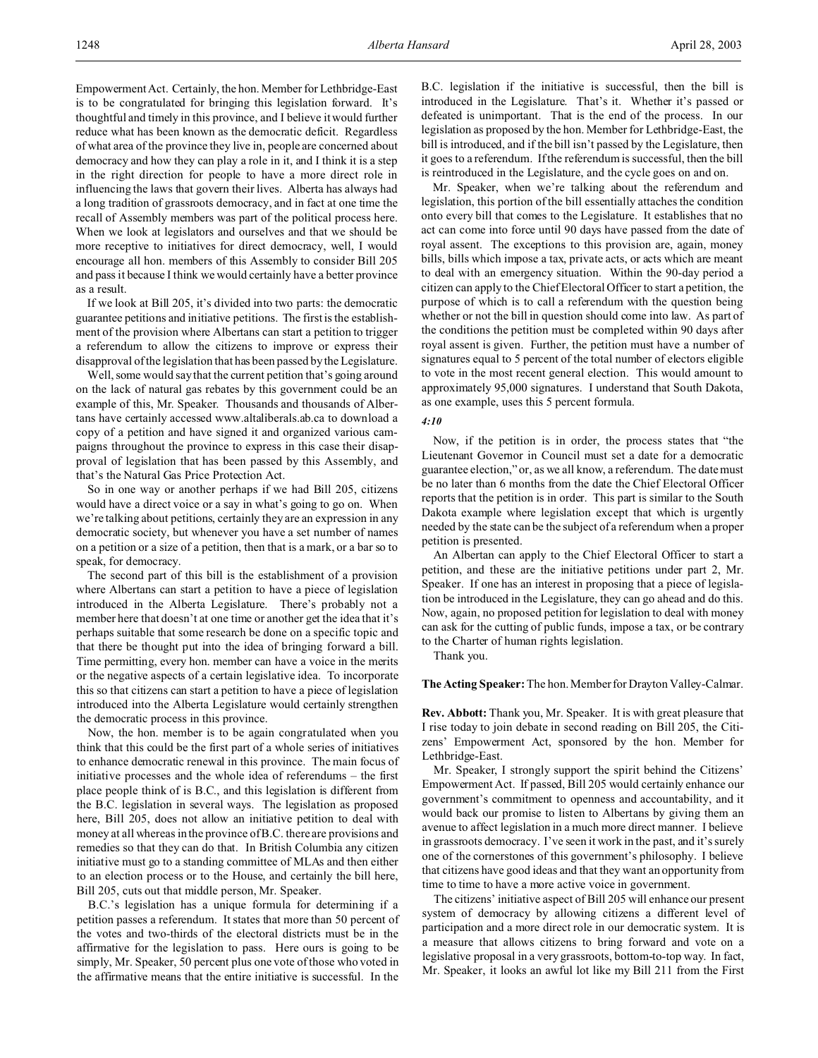Empowerment Act. Certainly, the hon. Member for Lethbridge-East is to be congratulated for bringing this legislation forward. It's thoughtful and timely in this province, and I believe it would further reduce what has been known as the democratic deficit. Regardless of what area of the province they live in, people are concerned about democracy and how they can play a role in it, and I think it is a step in the right direction for people to have a more direct role in influencing the laws that govern their lives. Alberta has always had a long tradition of grassroots democracy, and in fact at one time the recall of Assembly members was part of the political process here. When we look at legislators and ourselves and that we should be more receptive to initiatives for direct democracy, well, I would encourage all hon. members of this Assembly to consider Bill 205 and pass it because I think we would certainly have a better province as a result.

If we look at Bill 205, it's divided into two parts: the democratic guarantee petitions and initiative petitions. The first is the establishment of the provision where Albertans can start a petition to trigger a referendum to allow the citizens to improve or express their disapproval of the legislation that has been passed by the Legislature.

Well, some would say that the current petition that's going around on the lack of natural gas rebates by this government could be an example of this, Mr. Speaker. Thousands and thousands of Albertans have certainly accessed www.altaliberals.ab.ca to download a copy of a petition and have signed it and organized various campaigns throughout the province to express in this case their disapproval of legislation that has been passed by this Assembly, and that's the Natural Gas Price Protection Act.

So in one way or another perhaps if we had Bill 205, citizens would have a direct voice or a say in what's going to go on. When we're talking about petitions, certainly they are an expression in any democratic society, but whenever you have a set number of names on a petition or a size of a petition, then that is a mark, or a bar so to speak, for democracy.

The second part of this bill is the establishment of a provision where Albertans can start a petition to have a piece of legislation introduced in the Alberta Legislature. There's probably not a member here that doesn't at one time or another get the idea that it's perhaps suitable that some research be done on a specific topic and that there be thought put into the idea of bringing forward a bill. Time permitting, every hon. member can have a voice in the merits or the negative aspects of a certain legislative idea. To incorporate this so that citizens can start a petition to have a piece of legislation introduced into the Alberta Legislature would certainly strengthen the democratic process in this province.

Now, the hon. member is to be again congratulated when you think that this could be the first part of a whole series of initiatives to enhance democratic renewal in this province. The main focus of initiative processes and the whole idea of referendums – the first place people think of is B.C., and this legislation is different from the B.C. legislation in several ways. The legislation as proposed here, Bill 205, does not allow an initiative petition to deal with money at all whereas in the province of B.C. there are provisions and remedies so that they can do that. In British Columbia any citizen initiative must go to a standing committee of MLAs and then either to an election process or to the House, and certainly the bill here, Bill 205, cuts out that middle person, Mr. Speaker.

B.C.'s legislation has a unique formula for determining if a petition passes a referendum. It states that more than 50 percent of the votes and two-thirds of the electoral districts must be in the affirmative for the legislation to pass. Here ours is going to be simply, Mr. Speaker, 50 percent plus one vote of those who voted in the affirmative means that the entire initiative is successful. In the B.C. legislation if the initiative is successful, then the bill is introduced in the Legislature. That's it. Whether it's passed or defeated is unimportant. That is the end of the process. In our legislation as proposed by the hon. Member for Lethbridge-East, the bill is introduced, and if the bill isn't passed by the Legislature, then it goes to a referendum. If the referendum is successful, then the bill is reintroduced in the Legislature, and the cycle goes on and on.

Mr. Speaker, when we're talking about the referendum and legislation, this portion of the bill essentially attaches the condition onto every bill that comes to the Legislature. It establishes that no act can come into force until 90 days have passed from the date of royal assent. The exceptions to this provision are, again, money bills, bills which impose a tax, private acts, or acts which are meant to deal with an emergency situation. Within the 90-day period a citizen can apply to the Chief Electoral Officer to start a petition, the purpose of which is to call a referendum with the question being whether or not the bill in question should come into law. As part of the conditions the petition must be completed within 90 days after royal assent is given. Further, the petition must have a number of signatures equal to 5 percent of the total number of electors eligible to vote in the most recent general election. This would amount to approximately 95,000 signatures. I understand that South Dakota, as one example, uses this 5 percent formula.

*4:10*

Now, if the petition is in order, the process states that "the Lieutenant Governor in Council must set a date for a democratic guarantee election," or, as we all know, a referendum. The date must be no later than 6 months from the date the Chief Electoral Officer reports that the petition is in order. This part is similar to the South Dakota example where legislation except that which is urgently needed by the state can be the subject of a referendum when a proper petition is presented.

An Albertan can apply to the Chief Electoral Officer to start a petition, and these are the initiative petitions under part 2, Mr. Speaker. If one has an interest in proposing that a piece of legislation be introduced in the Legislature, they can go ahead and do this. Now, again, no proposed petition for legislation to deal with money can ask for the cutting of public funds, impose a tax, or be contrary to the Charter of human rights legislation.

Thank you.

**The Acting Speaker:** The hon. Member for Drayton Valley-Calmar.

**Rev. Abbott:** Thank you, Mr. Speaker. It is with great pleasure that I rise today to join debate in second reading on Bill 205, the Citizens' Empowerment Act, sponsored by the hon. Member for Lethbridge-East.

Mr. Speaker, I strongly support the spirit behind the Citizens' Empowerment Act. If passed, Bill 205 would certainly enhance our government's commitment to openness and accountability, and it would back our promise to listen to Albertans by giving them an avenue to affect legislation in a much more direct manner. I believe in grassroots democracy. I've seen it work in the past, and it's surely one of the cornerstones of this government's philosophy. I believe that citizens have good ideas and that they want an opportunity from time to time to have a more active voice in government.

The citizens' initiative aspect of Bill 205 will enhance our present system of democracy by allowing citizens a different level of participation and a more direct role in our democratic system. It is a measure that allows citizens to bring forward and vote on a legislative proposal in a very grassroots, bottom-to-top way. In fact, Mr. Speaker, it looks an awful lot like my Bill 211 from the First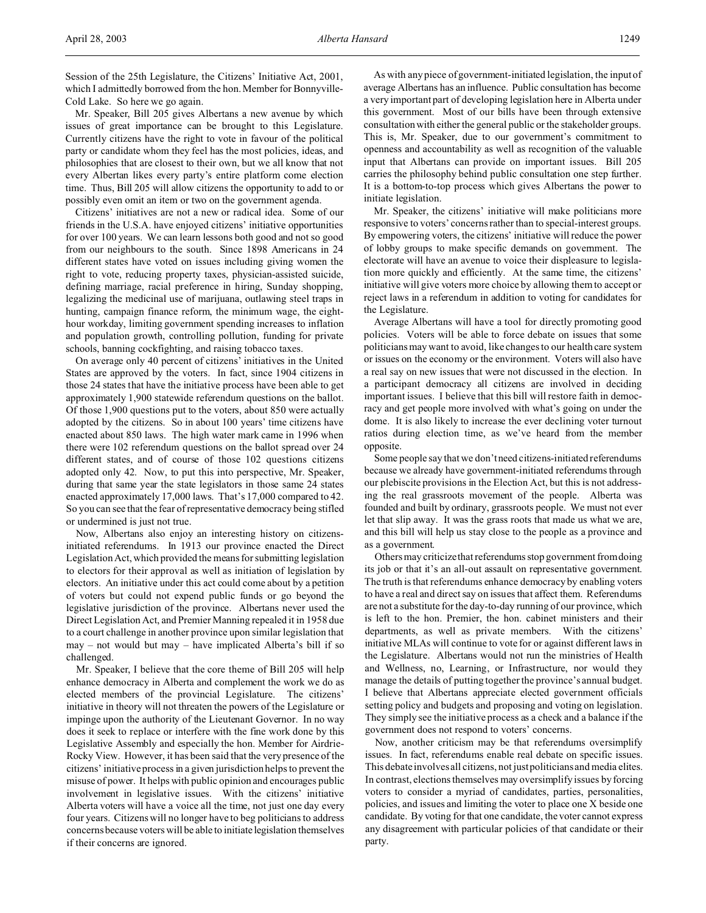Session of the 25th Legislature, the Citizens' Initiative Act, 2001, which I admittedly borrowed from the hon. Member for Bonnyville-Cold Lake. So here we go again.

Mr. Speaker, Bill 205 gives Albertans a new avenue by which issues of great importance can be brought to this Legislature. Currently citizens have the right to vote in favour of the political party or candidate whom they feel has the most policies, ideas, and philosophies that are closest to their own, but we all know that not every Albertan likes every party's entire platform come election time. Thus, Bill 205 will allow citizens the opportunity to add to or possibly even omit an item or two on the government agenda.

Citizens' initiatives are not a new or radical idea. Some of our friends in the U.S.A. have enjoyed citizens' initiative opportunities for over 100 years. We can learn lessons both good and not so good from our neighbours to the south. Since 1898 Americans in 24 different states have voted on issues including giving women the right to vote, reducing property taxes, physician-assisted suicide, defining marriage, racial preference in hiring, Sunday shopping, legalizing the medicinal use of marijuana, outlawing steel traps in hunting, campaign finance reform, the minimum wage, the eight-hour workday, limiting government spending increases to inflation and population growth, controlling pollution, funding for private schools, banning cockfighting, and raising tobacco taxes.

On average only 40 percent of citizens' initiatives in the United States are approved by the voters. In fact, since 1904 citizens in those 24 states that have the initiative process have been able to get approximately 1,900 statewide referendum questions on the ballot. Of those 1,900 questions put to the voters, about 850 were actually adopted by the citizens. So in about 100 years' time citizens have enacted about 850 laws. The high water mark came in 1996 when there were 102 referendum questions on the ballot spread over 24 different states, and of course of those 102 questions citizens adopted only 42. Now, to put this into perspective, Mr. Speaker, during that same year the state legislators in those same 24 states enacted approximately 17,000 laws. That's 17,000 compared to 42. So you can see that the fear of representative democracy being stifled or undermined is just not true.

Now, Albertans also enjoy an interesting history on citizens-initiated referendums. In 1913 our province enacted the Direct Legislation Act, which provided the means for submitting legislation to electors for their approval as well as initiation of legislation by electors. An initiative under this act could come about by a petition of voters but could not expend public funds or go beyond the legislative jurisdiction of the province. Albertans never used the Direct Legislation Act, and Premier Manning repealed it in 1958 due to a court challenge in another province upon similar legislation that may – not would but may – have implicated Alberta's bill if so challenged.

Mr. Speaker, I believe that the core theme of Bill 205 will help enhance democracy in Alberta and complement the work we do as elected members of the provincial Legislature. The citizens' initiative in theory will not threaten the powers of the Legislature or impinge upon the authority of the Lieutenant Governor. In no way does it seek to replace or interfere with the fine work done by this Legislative Assembly and especially the hon. Member for Airdrie-Rocky View. However, it has been said that the very presence of the citizens' initiative process in a given jurisdiction helps to prevent the misuse of power. It helps with public opinion and encourages public involvement in legislative issues. With the citizens' initiative Alberta voters will have a voice all the time, not just one day every four years. Citizens will no longer have to beg politicians to address concerns because voters will be able to initiate legislation themselves if their concerns are ignored.

As with any piece of government-initiated legislation, the input of average Albertans has an influence. Public consultation has become a very important part of developing legislation here in Alberta under this government. Most of our bills have been through extensive consultation with either the general public or the stakeholder groups. This is, Mr. Speaker, due to our government's commitment to openness and accountability as well as recognition of the valuable input that Albertans can provide on important issues. Bill 205 carries the philosophy behind public consultation one step further. It is a bottom-to-top process which gives Albertans the power to initiate legislation.

Mr. Speaker, the citizens' initiative will make politicians more responsive to voters' concerns rather than to special-interest groups. By empowering voters, the citizens' initiative will reduce the power of lobby groups to make specific demands on government. The electorate will have an avenue to voice their displeasure to legislation more quickly and efficiently. At the same time, the citizens' initiative will give voters more choice by allowing them to accept or reject laws in a referendum in addition to voting for candidates for the Legislature.

Average Albertans will have a tool for directly promoting good policies. Voters will be able to force debate on issues that some politicians may want to avoid, like changes to our health care system or issues on the economy or the environment. Voters will also have a real say on new issues that were not discussed in the election. In a participant democracy all citizens are involved in deciding important issues. I believe that this bill will restore faith in democracy and get people more involved with what's going on under the dome. It is also likely to increase the ever declining voter turnout ratios during election time, as we've heard from the member opposite.

Some people say that we don't need citizens-initiated referendums because we already have government-initiated referendums through our plebiscite provisions in the Election Act, but this is not addressing the real grassroots movement of the people. Alberta was founded and built by ordinary, grassroots people. We must not ever let that slip away. It was the grass roots that made us what we are, and this bill will help us stay close to the people as a province and as a government.

Others may criticize that referendums stop government from doing its job or that it's an all-out assault on representative government. The truth is that referendums enhance democracy by enabling voters to have a real and direct say on issues that affect them. Referendums are not a substitute for the day-to-day running of our province, which is left to the hon. Premier, the hon. cabinet ministers and their departments, as well as private members. With the citizens' initiative MLAs will continue to vote for or against different laws in the Legislature. Albertans would not run the ministries of Health and Wellness, no, Learning, or Infrastructure, nor would they manage the details of putting together the province's annual budget. I believe that Albertans appreciate elected government officials setting policy and budgets and proposing and voting on legislation. They simply see the initiative process as a check and a balance if the government does not respond to voters' concerns.

Now, another criticism may be that referendums oversimplify issues. In fact, referendums enable real debate on specific issues. This debate involves all citizens, not just politicians and media elites. In contrast, elections themselves may oversimplify issues by forcing voters to consider a myriad of candidates, parties, personalities, policies, and issues and limiting the voter to place one X beside one candidate. By voting for that one candidate, the voter cannot express any disagreement with particular policies of that candidate or their party.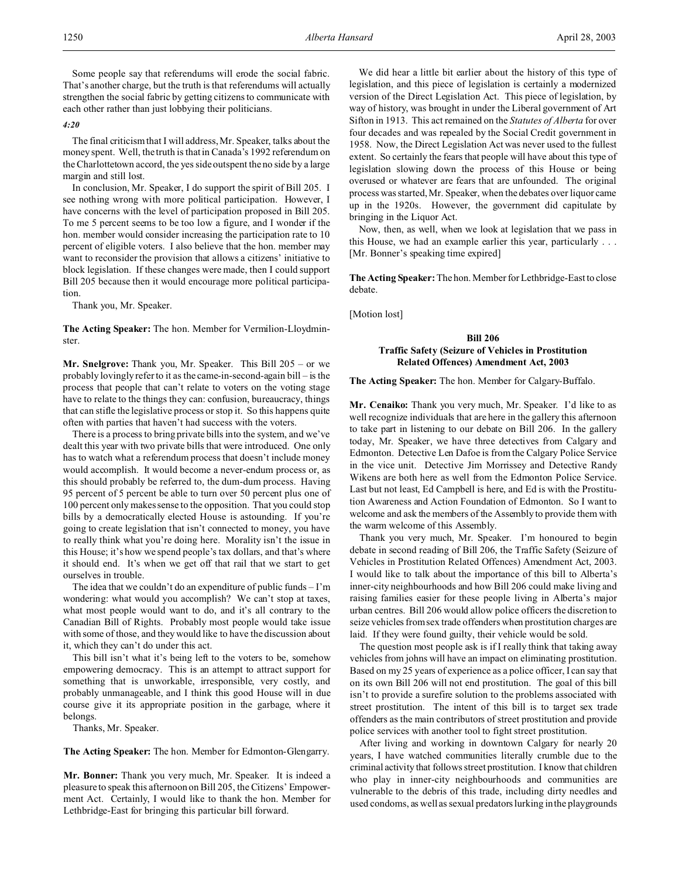Some people say that referendums will erode the social fabric. That's another charge, but the truth is that referendums will actually strengthen the social fabric by getting citizens to communicate with each other rather than just lobbying their politicians.

*4:20*

The final criticism that I will address, Mr. Speaker, talks about the money spent. Well, the truth is that in Canada's 1992 referendum on the Charlottetown accord, the yes side outspent the no side by a large margin and still lost.

In conclusion, Mr. Speaker, I do support the spirit of Bill 205. I see nothing wrong with more political participation. However, I have concerns with the level of participation proposed in Bill 205. To me 5 percent seems to be too low a figure, and I wonder if the hon. member would consider increasing the participation rate to 10 percent of eligible voters. I also believe that the hon. member may want to reconsider the provision that allows a citizens' initiative to block legislation. If these changes were made, then I could support Bill 205 because then it would encourage more political participation.

Thank you, Mr. Speaker.

**The Acting Speaker:** The hon. Member for Vermilion-Lloydminster.

**Mr. Snelgrove:** Thank you, Mr. Speaker. This Bill 205 – or we probably lovingly refer to it as the came-in-second-again bill – is the process that people that can't relate to voters on the voting stage have to relate to the things they can: confusion, bureaucracy, things that can stifle the legislative process or stop it. So this happens quite often with parties that haven't had success with the voters.

There is a process to bring private bills into the system, and we've dealt this year with two private bills that were introduced. One only has to watch what a referendum process that doesn't include money would accomplish. It would become a never-endum process or, as this should probably be referred to, the dum-dum process. Having 95 percent of 5 percent be able to turn over 50 percent plus one of 100 percent only makes sense to the opposition. That you could stop bills by a democratically elected House is astounding. If you're going to create legislation that isn't connected to money, you have to really think what you're doing here. Morality isn't the issue in this House; it's how we spend people's tax dollars, and that's where it should end. It's when we get off that rail that we start to get ourselves in trouble.

The idea that we couldn't do an expenditure of public funds – I'm wondering: what would you accomplish? We can't stop at taxes, what most people would want to do, and it's all contrary to the Canadian Bill of Rights. Probably most people would take issue with some of those, and they would like to have the discussion about it, which they can't do under this act.

This bill isn't what it's being left to the voters to be, somehow empowering democracy. This is an attempt to attract support for something that is unworkable, irresponsible, very costly, and probably unmanageable, and I think this good House will in due course give it its appropriate position in the garbage, where it belongs.

Thanks, Mr. Speaker.

**The Acting Speaker:** The hon. Member for Edmonton-Glengarry.

**Mr. Bonner:** Thank you very much, Mr. Speaker. It is indeed a pleasure to speak this afternoon on Bill 205, the Citizens' Empowerment Act. Certainly, I would like to thank the hon. Member for Lethbridge-East for bringing this particular bill forward.

We did hear a little bit earlier about the history of this type of legislation, and this piece of legislation is certainly a modernized version of the Direct Legislation Act. This piece of legislation, by way of history, was brought in under the Liberal government of Art Sifton in 1913. This act remained on the *Statutes of Alberta* for over four decades and was repealed by the Social Credit government in 1958. Now, the Direct Legislation Act was never used to the fullest extent. So certainly the fears that people will have about this type of legislation slowing down the process of this House or being overused or whatever are fears that are unfounded. The original process was started, Mr. Speaker, when the debates over liquor came up in the 1920s. However, the government did capitulate by bringing in the Liquor Act.

Now, then, as well, when we look at legislation that we pass in this House, we had an example earlier this year, particularly . . . [Mr. Bonner's speaking time expired]

**The Acting Speaker:** The hon. Member for Lethbridge-East to close debate.

[Motion lost]

## Bill 206
## Traffic Safety (Seizure of Vehicles in Prostitution Related Offences) Amendment Act, 2003

**The Acting Speaker:** The hon. Member for Calgary-Buffalo.

**Mr. Cenaiko:** Thank you very much, Mr. Speaker. I'd like to as well recognize individuals that are here in the gallery this afternoon to take part in listening to our debate on Bill 206. In the gallery today, Mr. Speaker, we have three detectives from Calgary and Edmonton. Detective Len Dafoe is from the Calgary Police Service in the vice unit. Detective Jim Morrissey and Detective Randy Wikens are both here as well from the Edmonton Police Service. Last but not least, Ed Campbell is here, and Ed is with the Prostitution Awareness and Action Foundation of Edmonton. So I want to welcome and ask the members of the Assembly to provide them with the warm welcome of this Assembly.

Thank you very much, Mr. Speaker. I'm honoured to begin debate in second reading of Bill 206, the Traffic Safety (Seizure of Vehicles in Prostitution Related Offences) Amendment Act, 2003. I would like to talk about the importance of this bill to Alberta's inner-city neighbourhoods and how Bill 206 could make living and raising families easier for these people living in Alberta's major urban centres. Bill 206 would allow police officers the discretion to seize vehicles from sex trade offenders when prostitution charges are laid. If they were found guilty, their vehicle would be sold.

The question most people ask is if I really think that taking away vehicles from johns will have an impact on eliminating prostitution. Based on my 25 years of experience as a police officer, I can say that on its own Bill 206 will not end prostitution. The goal of this bill isn't to provide a surefire solution to the problems associated with street prostitution. The intent of this bill is to target sex trade offenders as the main contributors of street prostitution and provide police services with another tool to fight street prostitution.

After living and working in downtown Calgary for nearly 20 years, I have watched communities literally crumble due to the criminal activity that follows street prostitution. I know that children who play in inner-city neighbourhoods and communities are vulnerable to the debris of this trade, including dirty needles and used condoms, as well as sexual predators lurking in the playgrounds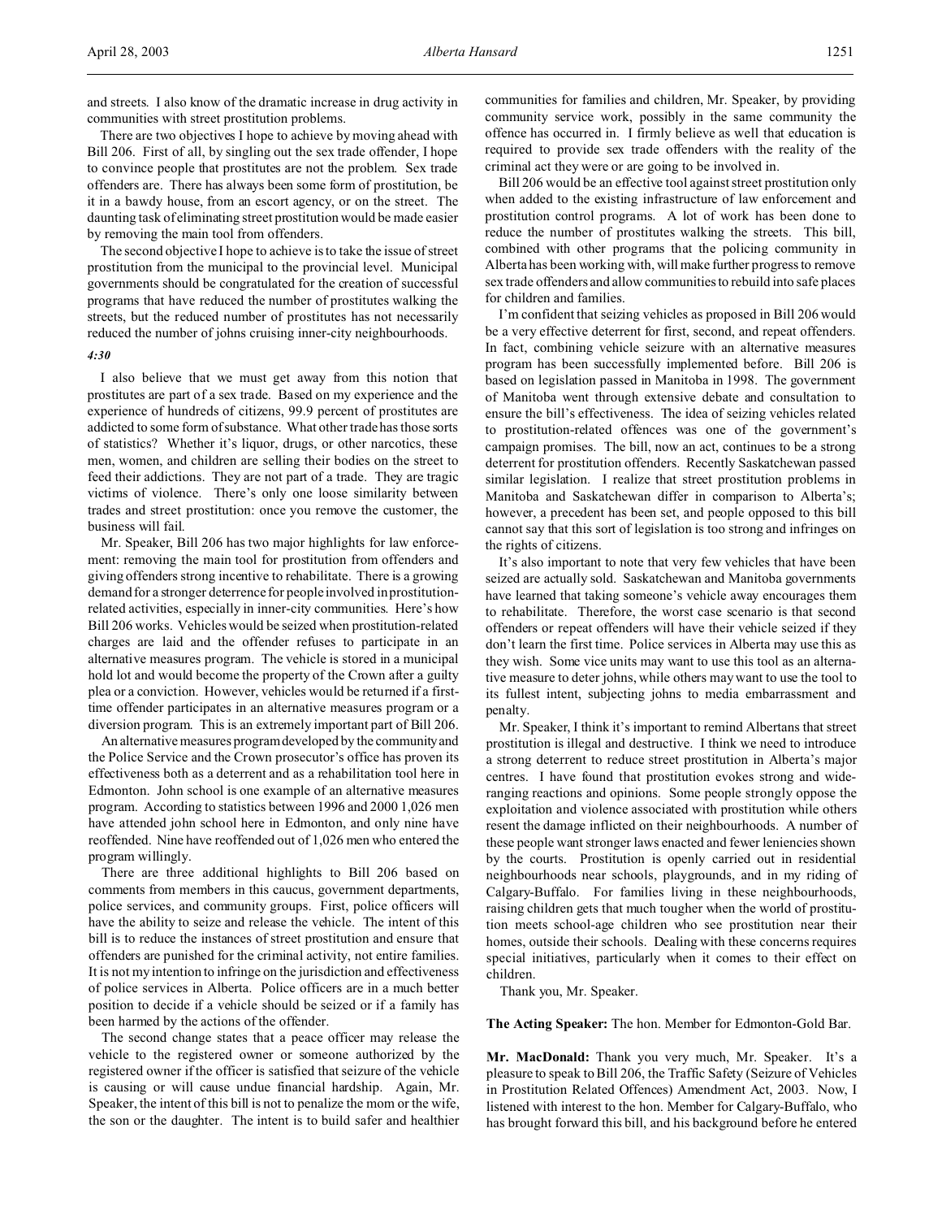and streets. I also know of the dramatic increase in drug activity in communities with street prostitution problems.

There are two objectives I hope to achieve by moving ahead with Bill 206. First of all, by singling out the sex trade offender, I hope to convince people that prostitutes are not the problem. Sex trade offenders are. There has always been some form of prostitution, be it in a bawdy house, from an escort agency, or on the street. The daunting task of eliminating street prostitution would be made easier by removing the main tool from offenders.

The second objective I hope to achieve is to take the issue of street prostitution from the municipal to the provincial level. Municipal governments should be congratulated for the creation of successful programs that have reduced the number of prostitutes walking the streets, but the reduced number of prostitutes has not necessarily reduced the number of johns cruising inner-city neighbourhoods.

*4:30*

I also believe that we must get away from this notion that prostitutes are part of a sex trade. Based on my experience and the experience of hundreds of citizens, 99.9 percent of prostitutes are addicted to some form of substance. What other trade has those sorts of statistics? Whether it's liquor, drugs, or other narcotics, these men, women, and children are selling their bodies on the street to feed their addictions. They are not part of a trade. They are tragic victims of violence. There's only one loose similarity between trades and street prostitution: once you remove the customer, the business will fail.

Mr. Speaker, Bill 206 has two major highlights for law enforcement: removing the main tool for prostitution from offenders and giving offenders strong incentive to rehabilitate. There is a growing demand for a stronger deterrence for people involved in prostitution-related activities, especially in inner-city communities. Here's how Bill 206 works. Vehicles would be seized when prostitution-related charges are laid and the offender refuses to participate in an alternative measures program. The vehicle is stored in a municipal hold lot and would become the property of the Crown after a guilty plea or a conviction. However, vehicles would be returned if a first-time offender participates in an alternative measures program or a diversion program. This is an extremely important part of Bill 206.

An alternative measures program developed by the community and the Police Service and the Crown prosecutor's office has proven its effectiveness both as a deterrent and as a rehabilitation tool here in Edmonton. John school is one example of an alternative measures program. According to statistics between 1996 and 2000 1,026 men have attended john school here in Edmonton, and only nine have reoffended. Nine have reoffended out of 1,026 men who entered the program willingly.

There are three additional highlights to Bill 206 based on comments from members in this caucus, government departments, police services, and community groups. First, police officers will have the ability to seize and release the vehicle. The intent of this bill is to reduce the instances of street prostitution and ensure that offenders are punished for the criminal activity, not entire families. It is not my intention to infringe on the jurisdiction and effectiveness of police services in Alberta. Police officers are in a much better position to decide if a vehicle should be seized or if a family has been harmed by the actions of the offender.

The second change states that a peace officer may release the vehicle to the registered owner or someone authorized by the registered owner if the officer is satisfied that seizure of the vehicle is causing or will cause undue financial hardship. Again, Mr. Speaker, the intent of this bill is not to penalize the mom or the wife, the son or the daughter. The intent is to build safer and healthier communities for families and children, Mr. Speaker, by providing community service work, possibly in the same community the offence has occurred in. I firmly believe as well that education is required to provide sex trade offenders with the reality of the criminal act they were or are going to be involved in.

Bill 206 would be an effective tool against street prostitution only when added to the existing infrastructure of law enforcement and prostitution control programs. A lot of work has been done to reduce the number of prostitutes walking the streets. This bill, combined with other programs that the policing community in Alberta has been working with, will make further progress to remove sex trade offenders and allow communities to rebuild into safe places for children and families.

I'm confident that seizing vehicles as proposed in Bill 206 would be a very effective deterrent for first, second, and repeat offenders. In fact, combining vehicle seizure with an alternative measures program has been successfully implemented before. Bill 206 is based on legislation passed in Manitoba in 1998. The government of Manitoba went through extensive debate and consultation to ensure the bill's effectiveness. The idea of seizing vehicles related to prostitution-related offences was one of the government's campaign promises. The bill, now an act, continues to be a strong deterrent for prostitution offenders. Recently Saskatchewan passed similar legislation. I realize that street prostitution problems in Manitoba and Saskatchewan differ in comparison to Alberta's; however, a precedent has been set, and people opposed to this bill cannot say that this sort of legislation is too strong and infringes on the rights of citizens.

It's also important to note that very few vehicles that have been seized are actually sold. Saskatchewan and Manitoba governments have learned that taking someone's vehicle away encourages them to rehabilitate. Therefore, the worst case scenario is that second offenders or repeat offenders will have their vehicle seized if they don't learn the first time. Police services in Alberta may use this as they wish. Some vice units may want to use this tool as an alternative measure to deter johns, while others may want to use the tool to its fullest intent, subjecting johns to media embarrassment and penalty.

Mr. Speaker, I think it's important to remind Albertans that street prostitution is illegal and destructive. I think we need to introduce a strong deterrent to reduce street prostitution in Alberta's major centres. I have found that prostitution evokes strong and wide-ranging reactions and opinions. Some people strongly oppose the exploitation and violence associated with prostitution while others resent the damage inflicted on their neighbourhoods. A number of these people want stronger laws enacted and fewer leniencies shown by the courts. Prostitution is openly carried out in residential neighbourhoods near schools, playgrounds, and in my riding of Calgary-Buffalo. For families living in these neighbourhoods, raising children gets that much tougher when the world of prostitution meets school-age children who see prostitution near their homes, outside their schools. Dealing with these concerns requires special initiatives, particularly when it comes to their effect on children.

Thank you, Mr. Speaker.

**The Acting Speaker:** The hon. Member for Edmonton-Gold Bar.

**Mr. MacDonald:** Thank you very much, Mr. Speaker. It's a pleasure to speak to Bill 206, the Traffic Safety (Seizure of Vehicles in Prostitution Related Offences) Amendment Act, 2003. Now, I listened with interest to the hon. Member for Calgary-Buffalo, who has brought forward this bill, and his background before he entered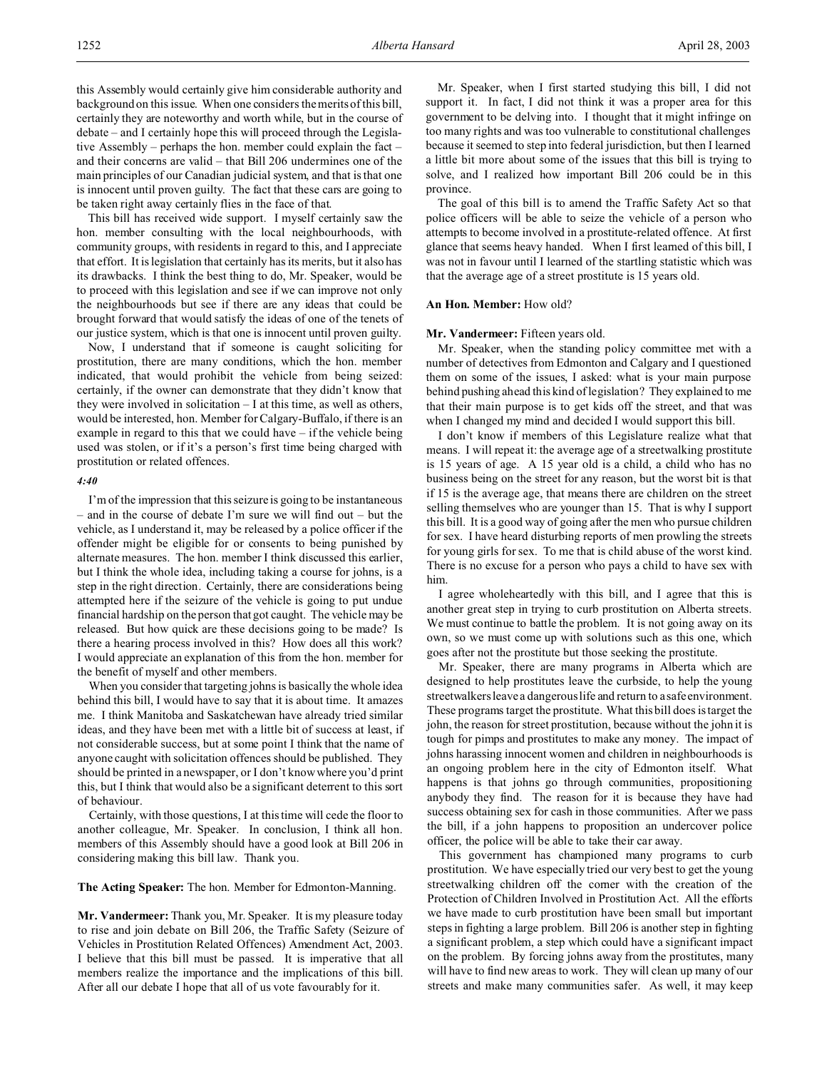this Assembly would certainly give him considerable authority and background on this issue. When one considers the merits of this bill, certainly they are noteworthy and worth while, but in the course of debate – and I certainly hope this will proceed through the Legislative Assembly – perhaps the hon. member could explain the fact – and their concerns are valid – that Bill 206 undermines one of the main principles of our Canadian judicial system, and that is that one is innocent until proven guilty. The fact that these cars are going to be taken right away certainly flies in the face of that.

This bill has received wide support. I myself certainly saw the hon. member consulting with the local neighbourhoods, with community groups, with residents in regard to this, and I appreciate that effort. It is legislation that certainly has its merits, but it also has its drawbacks. I think the best thing to do, Mr. Speaker, would be to proceed with this legislation and see if we can improve not only the neighbourhoods but see if there are any ideas that could be brought forward that would satisfy the ideas of one of the tenets of our justice system, which is that one is innocent until proven guilty.

Now, I understand that if someone is caught soliciting for prostitution, there are many conditions, which the hon. member indicated, that would prohibit the vehicle from being seized: certainly, if the owner can demonstrate that they didn't know that they were involved in solicitation – I at this time, as well as others, would be interested, hon. Member for Calgary-Buffalo, if there is an example in regard to this that we could have – if the vehicle being used was stolen, or if it's a person's first time being charged with prostitution or related offences.

*4:40*

I'm of the impression that this seizure is going to be instantaneous – and in the course of debate I'm sure we will find out – but the vehicle, as I understand it, may be released by a police officer if the offender might be eligible for or consents to being punished by alternate measures. The hon. member I think discussed this earlier, but I think the whole idea, including taking a course for johns, is a step in the right direction. Certainly, there are considerations being attempted here if the seizure of the vehicle is going to put undue financial hardship on the person that got caught. The vehicle may be released. But how quick are these decisions going to be made? Is there a hearing process involved in this? How does all this work? I would appreciate an explanation of this from the hon. member for the benefit of myself and other members.

When you consider that targeting johns is basically the whole idea behind this bill, I would have to say that it is about time. It amazes me. I think Manitoba and Saskatchewan have already tried similar ideas, and they have been met with a little bit of success at least, if not considerable success, but at some point I think that the name of anyone caught with solicitation offences should be published. They should be printed in a newspaper, or I don't know where you'd print this, but I think that would also be a significant deterrent to this sort of behaviour.

Certainly, with those questions, I at this time will cede the floor to another colleague, Mr. Speaker. In conclusion, I think all hon. members of this Assembly should have a good look at Bill 206 in considering making this bill law. Thank you.

**The Acting Speaker:** The hon. Member for Edmonton-Manning.

**Mr. Vandermeer:** Thank you, Mr. Speaker. It is my pleasure today to rise and join debate on Bill 206, the Traffic Safety (Seizure of Vehicles in Prostitution Related Offences) Amendment Act, 2003. I believe that this bill must be passed. It is imperative that all members realize the importance and the implications of this bill. After all our debate I hope that all of us vote favourably for it.

Mr. Speaker, when I first started studying this bill, I did not support it. In fact, I did not think it was a proper area for this government to be delving into. I thought that it might infringe on too many rights and was too vulnerable to constitutional challenges because it seemed to step into federal jurisdiction, but then I learned a little bit more about some of the issues that this bill is trying to solve, and I realized how important Bill 206 could be in this province.

The goal of this bill is to amend the Traffic Safety Act so that police officers will be able to seize the vehicle of a person who attempts to become involved in a prostitute-related offence. At first glance that seems heavy handed. When I first learned of this bill, I was not in favour until I learned of the startling statistic which was that the average age of a street prostitute is 15 years old.

**An Hon. Member:** How old?

**Mr. Vandermeer:** Fifteen years old.

Mr. Speaker, when the standing policy committee met with a number of detectives from Edmonton and Calgary and I questioned them on some of the issues, I asked: what is your main purpose behind pushing ahead this kind of legislation? They explained to me that their main purpose is to get kids off the street, and that was when I changed my mind and decided I would support this bill.

I don't know if members of this Legislature realize what that means. I will repeat it: the average age of a streetwalking prostitute is 15 years of age. A 15 year old is a child, a child who has no business being on the street for any reason, but the worst bit is that if 15 is the average age, that means there are children on the street selling themselves who are younger than 15. That is why I support this bill. It is a good way of going after the men who pursue children for sex. I have heard disturbing reports of men prowling the streets for young girls for sex. To me that is child abuse of the worst kind. There is no excuse for a person who pays a child to have sex with him.

I agree wholeheartedly with this bill, and I agree that this is another great step in trying to curb prostitution on Alberta streets. We must continue to battle the problem. It is not going away on its own, so we must come up with solutions such as this one, which goes after not the prostitute but those seeking the prostitute.

Mr. Speaker, there are many programs in Alberta which are designed to help prostitutes leave the curbside, to help the young streetwalkers leave a dangerous life and return to a safe environment. These programs target the prostitute. What this bill does is target the john, the reason for street prostitution, because without the john it is tough for pimps and prostitutes to make any money. The impact of johns harassing innocent women and children in neighbourhoods is an ongoing problem here in the city of Edmonton itself. What happens is that johns go through communities, propositioning anybody they find. The reason for it is because they have had success obtaining sex for cash in those communities. After we pass the bill, if a john happens to proposition an undercover police officer, the police will be able to take their car away.

This government has championed many programs to curb prostitution. We have especially tried our very best to get the young streetwalking children off the corner with the creation of the Protection of Children Involved in Prostitution Act. All the efforts we have made to curb prostitution have been small but important steps in fighting a large problem. Bill 206 is another step in fighting a significant problem, a step which could have a significant impact on the problem. By forcing johns away from the prostitutes, many will have to find new areas to work. They will clean up many of our streets and make many communities safer. As well, it may keep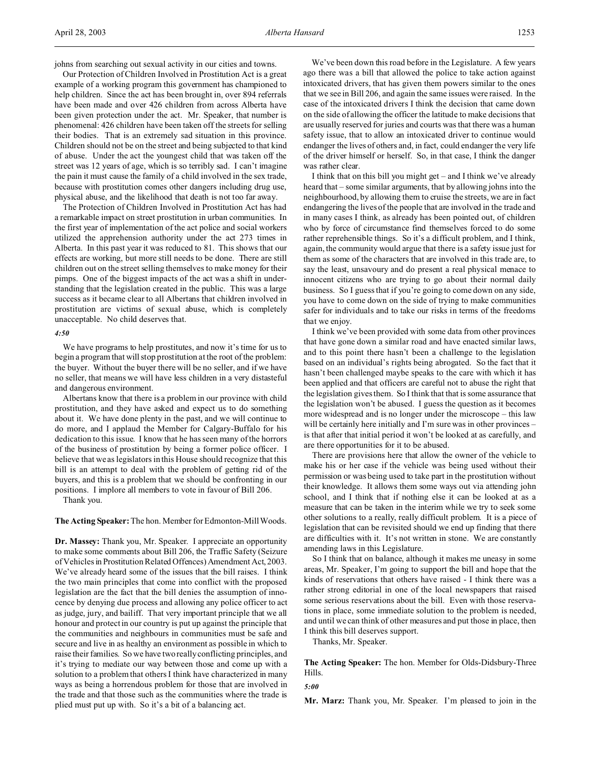johns from searching out sexual activity in our cities and towns.

Our Protection of Children Involved in Prostitution Act is a great example of a working program this government has championed to help children. Since the act has been brought in, over 894 referrals have been made and over 426 children from across Alberta have been given protection under the act. Mr. Speaker, that number is phenomenal: 426 children have been taken off the streets for selling their bodies. That is an extremely sad situation in this province. Children should not be on the street and being subjected to that kind of abuse. Under the act the youngest child that was taken off the street was 12 years of age, which is so terribly sad. I can't imagine the pain it must cause the family of a child involved in the sex trade, because with prostitution comes other dangers including drug use, physical abuse, and the likelihood that death is not too far away.

The Protection of Children Involved in Prostitution Act has had a remarkable impact on street prostitution in urban communities. In the first year of implementation of the act police and social workers utilized the apprehension authority under the act 273 times in Alberta. In this past year it was reduced to 81. This shows that our effects are working, but more still needs to be done. There are still children out on the street selling themselves to make money for their pimps. One of the biggest impacts of the act was a shift in understanding that the legislation created in the public. This was a large success as it became clear to all Albertans that children involved in prostitution are victims of sexual abuse, which is completely unacceptable. No child deserves that.

*4:50*

We have programs to help prostitutes, and now it's time for us to begin a program that will stop prostitution at the root of the problem: the buyer. Without the buyer there will be no seller, and if we have no seller, that means we will have less children in a very distasteful and dangerous environment.

Albertans know that there is a problem in our province with child prostitution, and they have asked and expect us to do something about it. We have done plenty in the past, and we will continue to do more, and I applaud the Member for Calgary-Buffalo for his dedication to this issue. I know that he has seen many of the horrors of the business of prostitution by being a former police officer. I believe that we as legislators in this House should recognize that this bill is an attempt to deal with the problem of getting rid of the buyers, and this is a problem that we should be confronting in our positions. I implore all members to vote in favour of Bill 206.

Thank you.

**The Acting Speaker:** The hon. Member for Edmonton-Mill Woods.

**Dr. Massey:** Thank you, Mr. Speaker. I appreciate an opportunity to make some comments about Bill 206, the Traffic Safety (Seizure of Vehicles in Prostitution Related Offences) Amendment Act, 2003. We've already heard some of the issues that the bill raises. I think the two main principles that come into conflict with the proposed legislation are the fact that the bill denies the assumption of innocence by denying due process and allowing any police officer to act as judge, jury, and bailiff. That very important principle that we all honour and protect in our country is put up against the principle that the communities and neighbours in communities must be safe and secure and live in as healthy an environment as possible in which to raise their families. So we have two really conflicting principles, and it's trying to mediate our way between those and come up with a solution to a problem that others I think have characterized in many ways as being a horrendous problem for those that are involved in the trade and that those such as the communities where the trade is plied must put up with. So it's a bit of a balancing act.

We've been down this road before in the Legislature. A few years ago there was a bill that allowed the police to take action against intoxicated drivers, that has given them powers similar to the ones that we see in Bill 206, and again the same issues were raised. In the case of the intoxicated drivers I think the decision that came down on the side of allowing the officer the latitude to make decisions that are usually reserved for juries and courts was that there was a human safety issue, that to allow an intoxicated driver to continue would endanger the lives of others and, in fact, could endanger the very life of the driver himself or herself. So, in that case, I think the danger was rather clear.

I think that on this bill you might get – and I think we've already heard that – some similar arguments, that by allowing johns into the neighbourhood, by allowing them to cruise the streets, we are in fact endangering the lives of the people that are involved in the trade and in many cases I think, as already has been pointed out, of children who by force of circumstance find themselves forced to do some rather reprehensible things. So it's a difficult problem, and I think, again, the community would argue that there is a safety issue just for them as some of the characters that are involved in this trade are, to say the least, unsavoury and do present a real physical menace to innocent citizens who are trying to go about their normal daily business. So I guess that if you're going to come down on any side, you have to come down on the side of trying to make communities safer for individuals and to take our risks in terms of the freedoms that we enjoy.

I think we've been provided with some data from other provinces that have gone down a similar road and have enacted similar laws, and to this point there hasn't been a challenge to the legislation based on an individual's rights being abrogated. So the fact that it hasn't been challenged maybe speaks to the care with which it has been applied and that officers are careful not to abuse the right that the legislation gives them. So I think that that is some assurance that the legislation won't be abused. I guess the question as it becomes more widespread and is no longer under the microscope – this law will be certainly here initially and I'm sure was in other provinces – is that after that initial period it won't be looked at as carefully, and are there opportunities for it to be abused.

There are provisions here that allow the owner of the vehicle to make his or her case if the vehicle was being used without their permission or was being used to take part in the prostitution without their knowledge. It allows them some ways out via attending john school, and I think that if nothing else it can be looked at as a measure that can be taken in the interim while we try to seek some other solutions to a really, really difficult problem. It is a piece of legislation that can be revisited should we end up finding that there are difficulties with it. It's not written in stone. We are constantly amending laws in this Legislature.

So I think that on balance, although it makes me uneasy in some areas, Mr. Speaker, I'm going to support the bill and hope that the kinds of reservations that others have raised - I think there was a rather strong editorial in one of the local newspapers that raised some serious reservations about the bill. Even with those reservations in place, some immediate solution to the problem is needed, and until we can think of other measures and put those in place, then I think this bill deserves support.

Thanks, Mr. Speaker.

**The Acting Speaker:** The hon. Member for Olds-Didsbury-Three Hills.

*5:00*

**Mr. Marz:** Thank you, Mr. Speaker. I'm pleased to join in the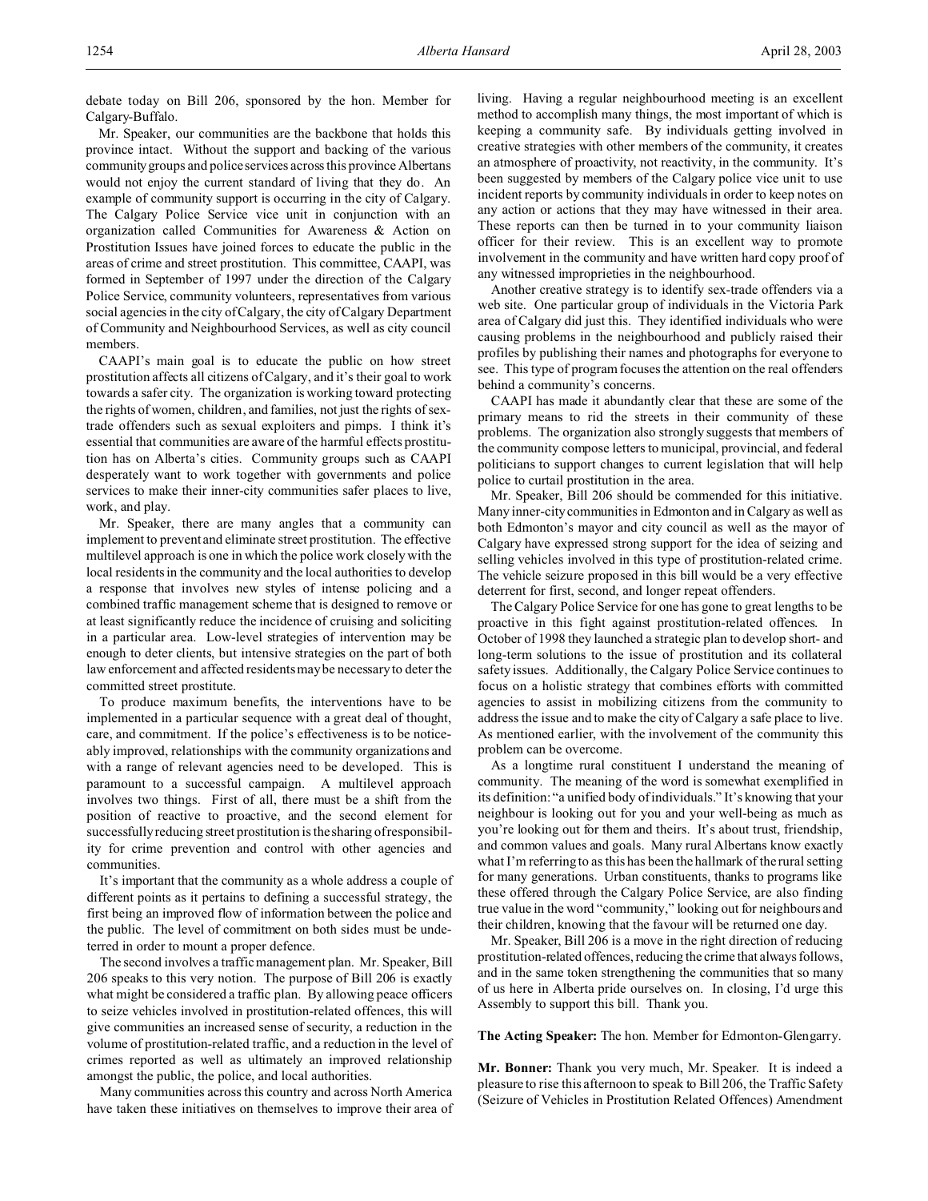debate today on Bill 206, sponsored by the hon. Member for Calgary-Buffalo.

Mr. Speaker, our communities are the backbone that holds this province intact. Without the support and backing of the various community groups and police services across this province Albertans would not enjoy the current standard of living that they do. An example of community support is occurring in the city of Calgary. The Calgary Police Service vice unit in conjunction with an organization called Communities for Awareness & Action on Prostitution Issues have joined forces to educate the public in the areas of crime and street prostitution. This committee, CAAPI, was formed in September of 1997 under the direction of the Calgary Police Service, community volunteers, representatives from various social agencies in the city of Calgary, the city of Calgary Department of Community and Neighbourhood Services, as well as city council members.

CAAPI's main goal is to educate the public on how street prostitution affects all citizens of Calgary, and it's their goal to work towards a safer city. The organization is working toward protecting the rights of women, children, and families, not just the rights of sex-trade offenders such as sexual exploiters and pimps. I think it's essential that communities are aware of the harmful effects prostitution has on Alberta's cities. Community groups such as CAAPI desperately want to work together with governments and police services to make their inner-city communities safer places to live, work, and play.

Mr. Speaker, there are many angles that a community can implement to prevent and eliminate street prostitution. The effective multilevel approach is one in which the police work closely with the local residents in the community and the local authorities to develop a response that involves new styles of intense policing and a combined traffic management scheme that is designed to remove or at least significantly reduce the incidence of cruising and soliciting in a particular area. Low-level strategies of intervention may be enough to deter clients, but intensive strategies on the part of both law enforcement and affected residents may be necessary to deter the committed street prostitute.

To produce maximum benefits, the interventions have to be implemented in a particular sequence with a great deal of thought, care, and commitment. If the police's effectiveness is to be noticeably improved, relationships with the community organizations and with a range of relevant agencies need to be developed. This is paramount to a successful campaign. A multilevel approach involves two things. First of all, there must be a shift from the position of reactive to proactive, and the second element for successfully reducing street prostitution is the sharing of responsibility for crime prevention and control with other agencies and communities.

It's important that the community as a whole address a couple of different points as it pertains to defining a successful strategy, the first being an improved flow of information between the police and the public. The level of commitment on both sides must be undeterred in order to mount a proper defence.

The second involves a traffic management plan. Mr. Speaker, Bill 206 speaks to this very notion. The purpose of Bill 206 is exactly what might be considered a traffic plan. By allowing peace officers to seize vehicles involved in prostitution-related offences, this will give communities an increased sense of security, a reduction in the volume of prostitution-related traffic, and a reduction in the level of crimes reported as well as ultimately an improved relationship amongst the public, the police, and local authorities.

Many communities across this country and across North America have taken these initiatives on themselves to improve their area of living. Having a regular neighbourhood meeting is an excellent method to accomplish many things, the most important of which is keeping a community safe. By individuals getting involved in creative strategies with other members of the community, it creates an atmosphere of proactivity, not reactivity, in the community. It's been suggested by members of the Calgary police vice unit to use incident reports by community individuals in order to keep notes on any action or actions that they may have witnessed in their area. These reports can then be turned in to your community liaison officer for their review. This is an excellent way to promote involvement in the community and have written hard copy proof of any witnessed improprieties in the neighbourhood.

Another creative strategy is to identify sex-trade offenders via a web site. One particular group of individuals in the Victoria Park area of Calgary did just this. They identified individuals who were causing problems in the neighbourhood and publicly raised their profiles by publishing their names and photographs for everyone to see. This type of program focuses the attention on the real offenders behind a community's concerns.

CAAPI has made it abundantly clear that these are some of the primary means to rid the streets in their community of these problems. The organization also strongly suggests that members of the community compose letters to municipal, provincial, and federal politicians to support changes to current legislation that will help police to curtail prostitution in the area.

Mr. Speaker, Bill 206 should be commended for this initiative. Many inner-city communities in Edmonton and in Calgary as well as both Edmonton's mayor and city council as well as the mayor of Calgary have expressed strong support for the idea of seizing and selling vehicles involved in this type of prostitution-related crime. The vehicle seizure proposed in this bill would be a very effective deterrent for first, second, and longer repeat offenders.

The Calgary Police Service for one has gone to great lengths to be proactive in this fight against prostitution-related offences. In October of 1998 they launched a strategic plan to develop short- and long-term solutions to the issue of prostitution and its collateral safety issues. Additionally, the Calgary Police Service continues to focus on a holistic strategy that combines efforts with committed agencies to assist in mobilizing citizens from the community to address the issue and to make the city of Calgary a safe place to live. As mentioned earlier, with the involvement of the community this problem can be overcome.

As a longtime rural constituent I understand the meaning of community. The meaning of the word is somewhat exemplified in its definition: "a unified body of individuals." It's knowing that your neighbour is looking out for you and your well-being as much as you're looking out for them and theirs. It's about trust, friendship, and common values and goals. Many rural Albertans know exactly what I'm referring to as this has been the hallmark of the rural setting for many generations. Urban constituents, thanks to programs like these offered through the Calgary Police Service, are also finding true value in the word "community," looking out for neighbours and their children, knowing that the favour will be returned one day.

Mr. Speaker, Bill 206 is a move in the right direction of reducing prostitution-related offences, reducing the crime that always follows, and in the same token strengthening the communities that so many of us here in Alberta pride ourselves on. In closing, I'd urge this Assembly to support this bill. Thank you.

**The Acting Speaker:** The hon. Member for Edmonton-Glengarry.

**Mr. Bonner:** Thank you very much, Mr. Speaker. It is indeed a pleasure to rise this afternoon to speak to Bill 206, the Traffic Safety (Seizure of Vehicles in Prostitution Related Offences) Amendment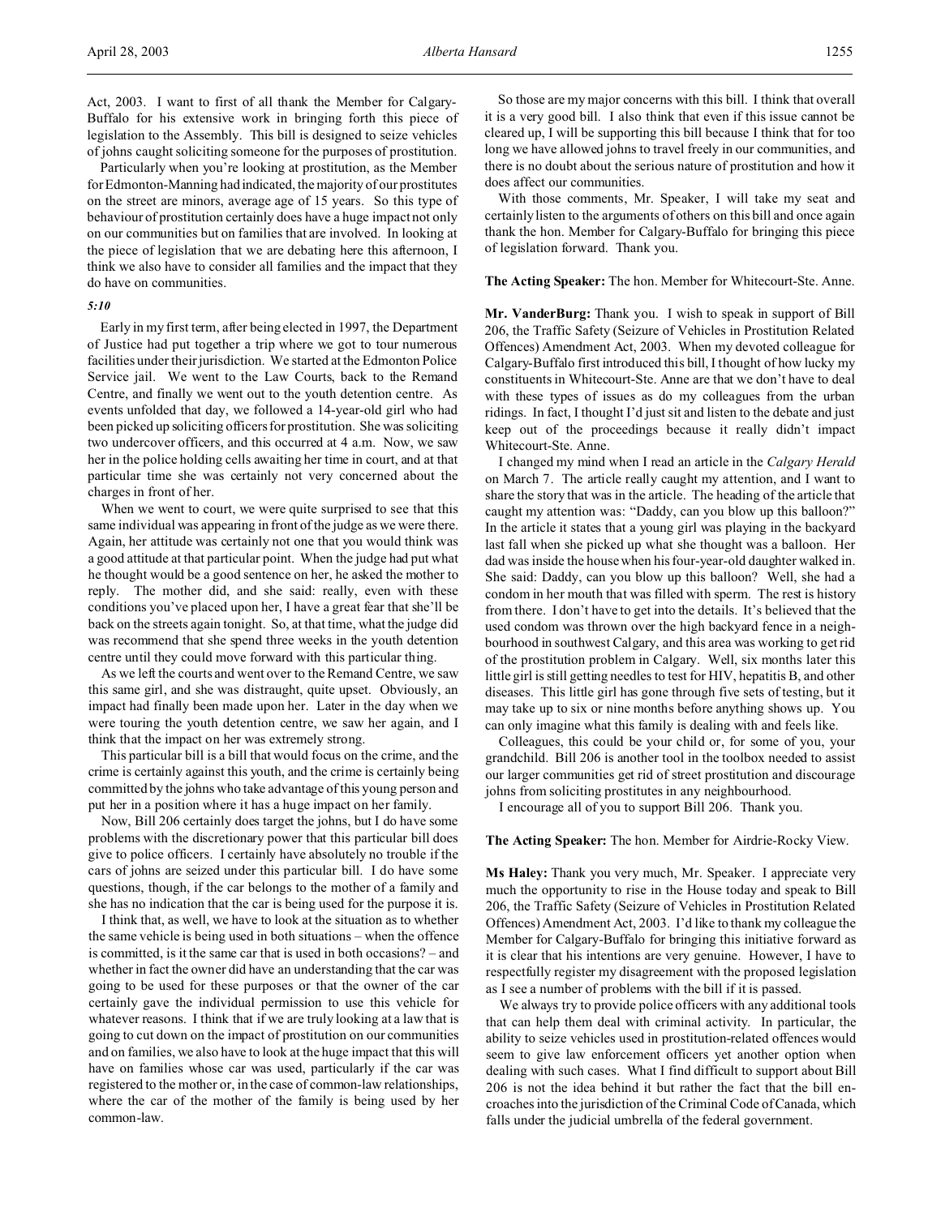Act, 2003. I want to first of all thank the Member for Calgary-Buffalo for his extensive work in bringing forth this piece of legislation to the Assembly. This bill is designed to seize vehicles of johns caught soliciting someone for the purposes of prostitution.

Particularly when you're looking at prostitution, as the Member for Edmonton-Manning had indicated, the majority of our prostitutes on the street are minors, average age of 15 years. So this type of behaviour of prostitution certainly does have a huge impact not only on our communities but on families that are involved. In looking at the piece of legislation that we are debating here this afternoon, I think we also have to consider all families and the impact that they do have on communities.

*5:10*

Early in my first term, after being elected in 1997, the Department of Justice had put together a trip where we got to tour numerous facilities under their jurisdiction. We started at the Edmonton Police Service jail. We went to the Law Courts, back to the Remand Centre, and finally we went out to the youth detention centre. As events unfolded that day, we followed a 14-year-old girl who had been picked up soliciting officers for prostitution. She was soliciting two undercover officers, and this occurred at 4 a.m. Now, we saw her in the police holding cells awaiting her time in court, and at that particular time she was certainly not very concerned about the charges in front of her.

When we went to court, we were quite surprised to see that this same individual was appearing in front of the judge as we were there. Again, her attitude was certainly not one that you would think was a good attitude at that particular point. When the judge had put what he thought would be a good sentence on her, he asked the mother to reply. The mother did, and she said: really, even with these conditions you've placed upon her, I have a great fear that she'll be back on the streets again tonight. So, at that time, what the judge did was recommend that she spend three weeks in the youth detention centre until they could move forward with this particular thing.

As we left the courts and went over to the Remand Centre, we saw this same girl, and she was distraught, quite upset. Obviously, an impact had finally been made upon her. Later in the day when we were touring the youth detention centre, we saw her again, and I think that the impact on her was extremely strong.

This particular bill is a bill that would focus on the crime, and the crime is certainly against this youth, and the crime is certainly being committed by the johns who take advantage of this young person and put her in a position where it has a huge impact on her family.

Now, Bill 206 certainly does target the johns, but I do have some problems with the discretionary power that this particular bill does give to police officers. I certainly have absolutely no trouble if the cars of johns are seized under this particular bill. I do have some questions, though, if the car belongs to the mother of a family and she has no indication that the car is being used for the purpose it is.

I think that, as well, we have to look at the situation as to whether the same vehicle is being used in both situations – when the offence is committed, is it the same car that is used in both occasions? – and whether in fact the owner did have an understanding that the car was going to be used for these purposes or that the owner of the car certainly gave the individual permission to use this vehicle for whatever reasons. I think that if we are truly looking at a law that is going to cut down on the impact of prostitution on our communities and on families, we also have to look at the huge impact that this will have on families whose car was used, particularly if the car was registered to the mother or, in the case of common-law relationships, where the car of the mother of the family is being used by her common-law.

So those are my major concerns with this bill. I think that overall it is a very good bill. I also think that even if this issue cannot be cleared up, I will be supporting this bill because I think that for too long we have allowed johns to travel freely in our communities, and there is no doubt about the serious nature of prostitution and how it does affect our communities.

With those comments, Mr. Speaker, I will take my seat and certainly listen to the arguments of others on this bill and once again thank the hon. Member for Calgary-Buffalo for bringing this piece of legislation forward. Thank you.

**The Acting Speaker:** The hon. Member for Whitecourt-Ste. Anne.

**Mr. VanderBurg:** Thank you. I wish to speak in support of Bill 206, the Traffic Safety (Seizure of Vehicles in Prostitution Related Offences) Amendment Act, 2003. When my devoted colleague for Calgary-Buffalo first introduced this bill, I thought of how lucky my constituents in Whitecourt-Ste. Anne are that we don't have to deal with these types of issues as do my colleagues from the urban ridings. In fact, I thought I'd just sit and listen to the debate and just keep out of the proceedings because it really didn't impact Whitecourt-Ste. Anne.

I changed my mind when I read an article in the *Calgary Herald* on March 7. The article really caught my attention, and I want to share the story that was in the article. The heading of the article that caught my attention was: "Daddy, can you blow up this balloon?" In the article it states that a young girl was playing in the backyard last fall when she picked up what she thought was a balloon. Her dad was inside the house when his four-year-old daughter walked in. She said: Daddy, can you blow up this balloon? Well, she had a condom in her mouth that was filled with sperm. The rest is history from there. I don't have to get into the details. It's believed that the used condom was thrown over the high backyard fence in a neighbourhood in southwest Calgary, and this area was working to get rid of the prostitution problem in Calgary. Well, six months later this little girl is still getting needles to test for HIV, hepatitis B, and other diseases. This little girl has gone through five sets of testing, but it may take up to six or nine months before anything shows up. You can only imagine what this family is dealing with and feels like.

Colleagues, this could be your child or, for some of you, your grandchild. Bill 206 is another tool in the toolbox needed to assist our larger communities get rid of street prostitution and discourage johns from soliciting prostitutes in any neighbourhood.

I encourage all of you to support Bill 206. Thank you.

**The Acting Speaker:** The hon. Member for Airdrie-Rocky View.

**Ms Haley:** Thank you very much, Mr. Speaker. I appreciate very much the opportunity to rise in the House today and speak to Bill 206, the Traffic Safety (Seizure of Vehicles in Prostitution Related Offences) Amendment Act, 2003. I'd like to thank my colleague the Member for Calgary-Buffalo for bringing this initiative forward as it is clear that his intentions are very genuine. However, I have to respectfully register my disagreement with the proposed legislation as I see a number of problems with the bill if it is passed.

We always try to provide police officers with any additional tools that can help them deal with criminal activity. In particular, the ability to seize vehicles used in prostitution-related offences would seem to give law enforcement officers yet another option when dealing with such cases. What I find difficult to support about Bill 206 is not the idea behind it but rather the fact that the bill encroaches into the jurisdiction of the Criminal Code of Canada, which falls under the judicial umbrella of the federal government.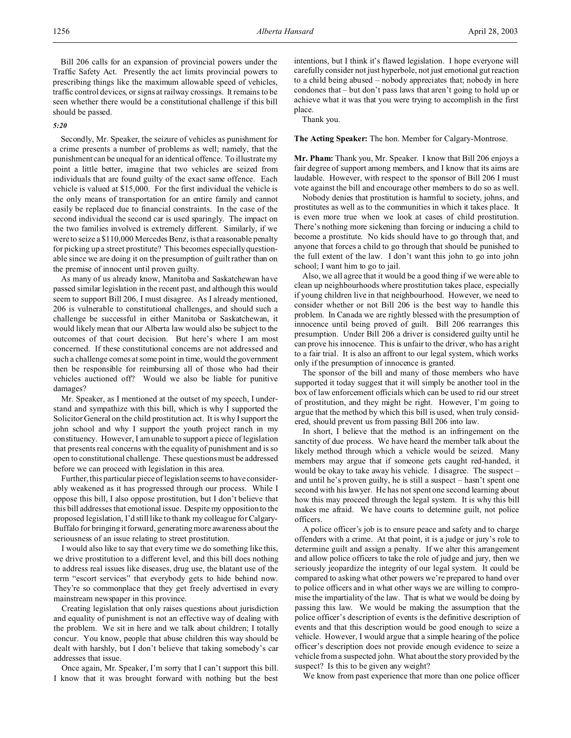Bill 206 calls for an expansion of provincial powers under the Traffic Safety Act. Presently the act limits provincial powers to prescribing things like the maximum allowable speed of vehicles, traffic control devices, or signs at railway crossings. It remains to be seen whether there would be a constitutional challenge if this bill should be passed.

*5:20*

Secondly, Mr. Speaker, the seizure of vehicles as punishment for a crime presents a number of problems as well; namely, that the punishment can be unequal for an identical offence. To illustrate my point a little better, imagine that two vehicles are seized from individuals that are found guilty of the exact same offence. Each vehicle is valued at $15,000. For the first individual the vehicle is the only means of transportation for an entire family and cannot easily be replaced due to financial constraints. In the case of the second individual the second car is used sparingly. The impact on the two families involved is extremely different. Similarly, if we were to seize a $110,000 Mercedes Benz, is that a reasonable penalty for picking up a street prostitute? This becomes especially questionable since we are doing it on the presumption of guilt rather than on the premise of innocent until proven guilty.

As many of us already know, Manitoba and Saskatchewan have passed similar legislation in the recent past, and although this would seem to support Bill 206, I must disagree. As I already mentioned, 206 is vulnerable to constitutional challenges, and should such a challenge be successful in either Manitoba or Saskatchewan, it would likely mean that our Alberta law would also be subject to the outcomes of that court decision. But here's where I am most concerned. If these constitutional concerns are not addressed and such a challenge comes at some point in time, would the government then be responsible for reimbursing all of those who had their vehicles auctioned off? Would we also be liable for punitive damages?

Mr. Speaker, as I mentioned at the outset of my speech, I understand and sympathize with this bill, which is why I supported the Solicitor General on the child prostitution act. It is why I support the john school and why I support the youth project ranch in my constituency. However, I am unable to support a piece of legislation that presents real concerns with the equality of punishment and is so open to constitutional challenge. These questions must be addressed before we can proceed with legislation in this area.

Further, this particular piece of legislation seems to have considerably weakened as it has progressed through our process. While I oppose this bill, I also oppose prostitution, but I don't believe that this bill addresses that emotional issue. Despite my opposition to the proposed legislation, I'd still like to thank my colleague for Calgary-Buffalo for bringing it forward, generating more awareness about the seriousness of an issue relating to street prostitution.

I would also like to say that every time we do something like this, we drive prostitution to a different level, and this bill does nothing to address real issues like diseases, drug use, the blatant use of the term "escort services" that everybody gets to hide behind now. They're so commonplace that they get freely advertised in every mainstream newspaper in this province.

Creating legislation that only raises questions about jurisdiction and equality of punishment is not an effective way of dealing with the problem. We sit in here and we talk about children; I totally concur. You know, people that abuse children this way should be dealt with harshly, but I don't believe that taking somebody's car addresses that issue.

Once again, Mr. Speaker, I'm sorry that I can't support this bill. I know that it was brought forward with nothing but the best intentions, but I think it's flawed legislation. I hope everyone will carefully consider not just hyperbole, not just emotional gut reaction to a child being abused – nobody appreciates that; nobody in here condones that – but don't pass laws that aren't going to hold up or achieve what it was that you were trying to accomplish in the first place.

Thank you.

**The Acting Speaker:** The hon. Member for Calgary-Montrose.

**Mr. Pham:** Thank you, Mr. Speaker. I know that Bill 206 enjoys a fair degree of support among members, and I know that its aims are laudable. However, with respect to the sponsor of Bill 206 I must vote against the bill and encourage other members to do so as well.

Nobody denies that prostitution is harmful to society, johns, and prostitutes as well as to the communities in which it takes place. It is even more true when we look at cases of child prostitution. There's nothing more sickening than forcing or inducing a child to become a prostitute. No kids should have to go through that, and anyone that forces a child to go through that should be punished to the full extent of the law. I don't want this john to go into john school; I want him to go to jail.

Also, we all agree that it would be a good thing if we were able to clean up neighbourhoods where prostitution takes place, especially if young children live in that neighbourhood. However, we need to consider whether or not Bill 206 is the best way to handle this problem. In Canada we are rightly blessed with the presumption of innocence until being proved of guilt. Bill 206 rearranges this presumption. Under Bill 206 a driver is considered guilty until he can prove his innocence. This is unfair to the driver, who has a right to a fair trial. It is also an affront to our legal system, which works only if the presumption of innocence is granted.

The sponsor of the bill and many of those members who have supported it today suggest that it will simply be another tool in the box of law enforcement officials which can be used to rid our street of prostitution, and they might be right. However, I'm going to argue that the method by which this bill is used, when truly considered, should prevent us from passing Bill 206 into law.

In short, I believe that the method is an infringement on the sanctity of due process. We have heard the member talk about the likely method through which a vehicle would be seized. Many members may argue that if someone gets caught red-handed, it would be okay to take away his vehicle. I disagree. The suspect – and until he's proven guilty, he is still a suspect – hasn't spent one second with his lawyer. He has not spent one second learning about how this may proceed through the legal system. It is why this bill makes me afraid. We have courts to determine guilt, not police officers.

A police officer's job is to ensure peace and safety and to charge offenders with a crime. At that point, it is a judge or jury's role to determine guilt and assign a penalty. If we alter this arrangement and allow police officers to take the role of judge and jury, then we seriously jeopardize the integrity of our legal system. It could be compared to asking what other powers we're prepared to hand over to police officers and in what other ways we are willing to compromise the impartiality of the law. That is what we would be doing by passing this law. We would be making the assumption that the police officer's description of events is the definitive description of events and that this description would be good enough to seize a vehicle. However, I would argue that a simple hearing of the police officer's description does not provide enough evidence to seize a vehicle from a suspected john. What about the story provided by the suspect? Is this to be given any weight?

We know from past experience that more than one police officer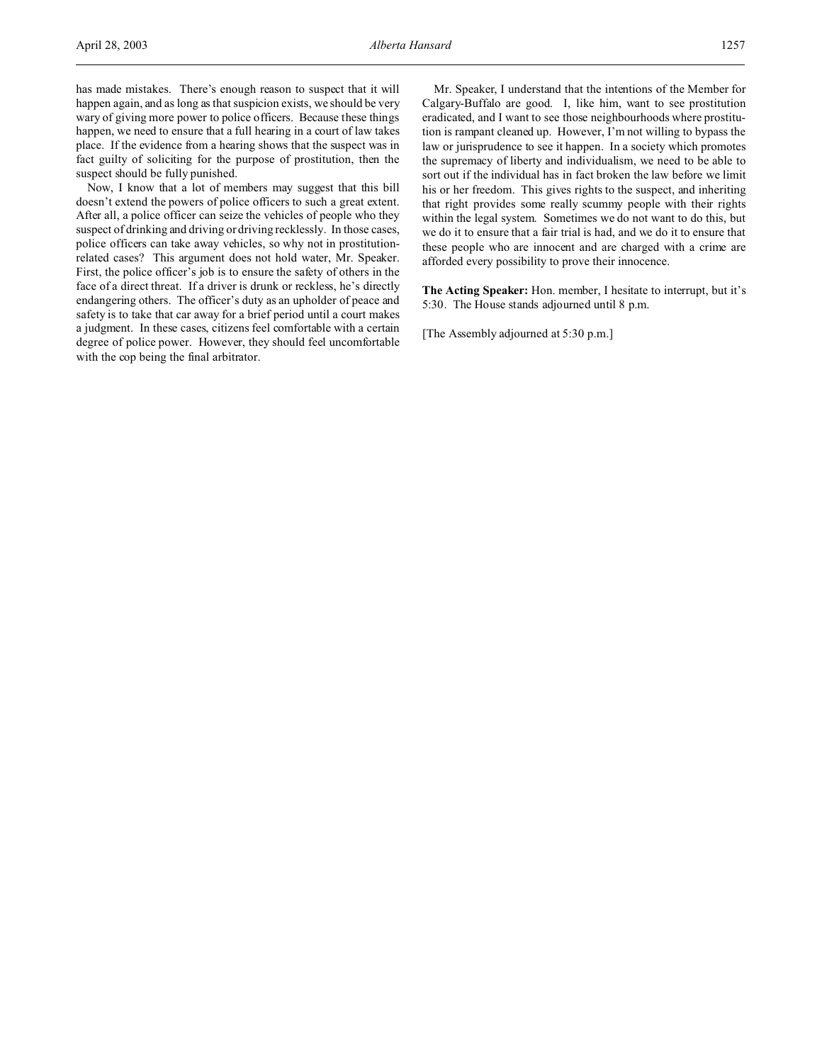has made mistakes. There's enough reason to suspect that it will happen again, and as long as that suspicion exists, we should be very wary of giving more power to police officers. Because these things happen, we need to ensure that a full hearing in a court of law takes place. If the evidence from a hearing shows that the suspect was in fact guilty of soliciting for the purpose of prostitution, then the suspect should be fully punished.

Now, I know that a lot of members may suggest that this bill doesn't extend the powers of police officers to such a great extent. After all, a police officer can seize the vehicles of people who they suspect of drinking and driving or driving recklessly. In those cases, police officers can take away vehicles, so why not in prostitution-related cases? This argument does not hold water, Mr. Speaker. First, the police officer's job is to ensure the safety of others in the face of a direct threat. If a driver is drunk or reckless, he's directly endangering others. The officer's duty as an upholder of peace and safety is to take that car away for a brief period until a court makes a judgment. In these cases, citizens feel comfortable with a certain degree of police power. However, they should feel uncomfortable with the cop being the final arbitrator.

Mr. Speaker, I understand that the intentions of the Member for Calgary-Buffalo are good. I, like him, want to see prostitution eradicated, and I want to see those neighbourhoods where prostitution is rampant cleaned up. However, I'm not willing to bypass the law or jurisprudence to see it happen. In a society which promotes the supremacy of liberty and individualism, we need to be able to sort out if the individual has in fact broken the law before we limit his or her freedom. This gives rights to the suspect, and inheriting that right provides some really scummy people with their rights within the legal system. Sometimes we do not want to do this, but we do it to ensure that a fair trial is had, and we do it to ensure that these people who are innocent and are charged with a crime are afforded every possibility to prove their innocence.

**The Acting Speaker:** Hon. member, I hesitate to interrupt, but it's 5:30. The House stands adjourned until 8 p.m.

[The Assembly adjourned at 5:30 p.m.]